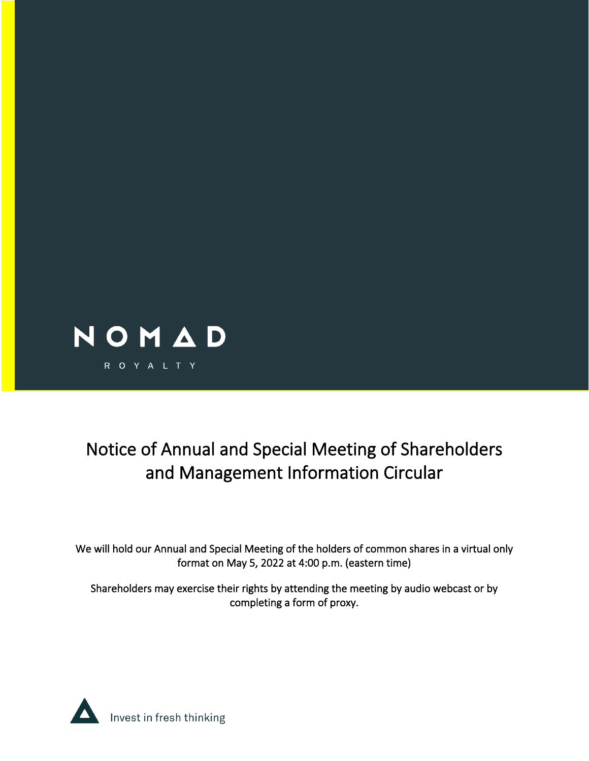NOMAD

ROYALTY

# Notice of Annual and Special Meeting of Shareholders and Management Information Circular

We will hold our Annual and Special Meeting of the holders of common shares in a virtual only format on May 5, 2022 at 4:00 p.m. (eastern time)

Shareholders may exercise their rights by attending the meeting by audio webcast or by completing a form of proxy.

Invest in fresh thinking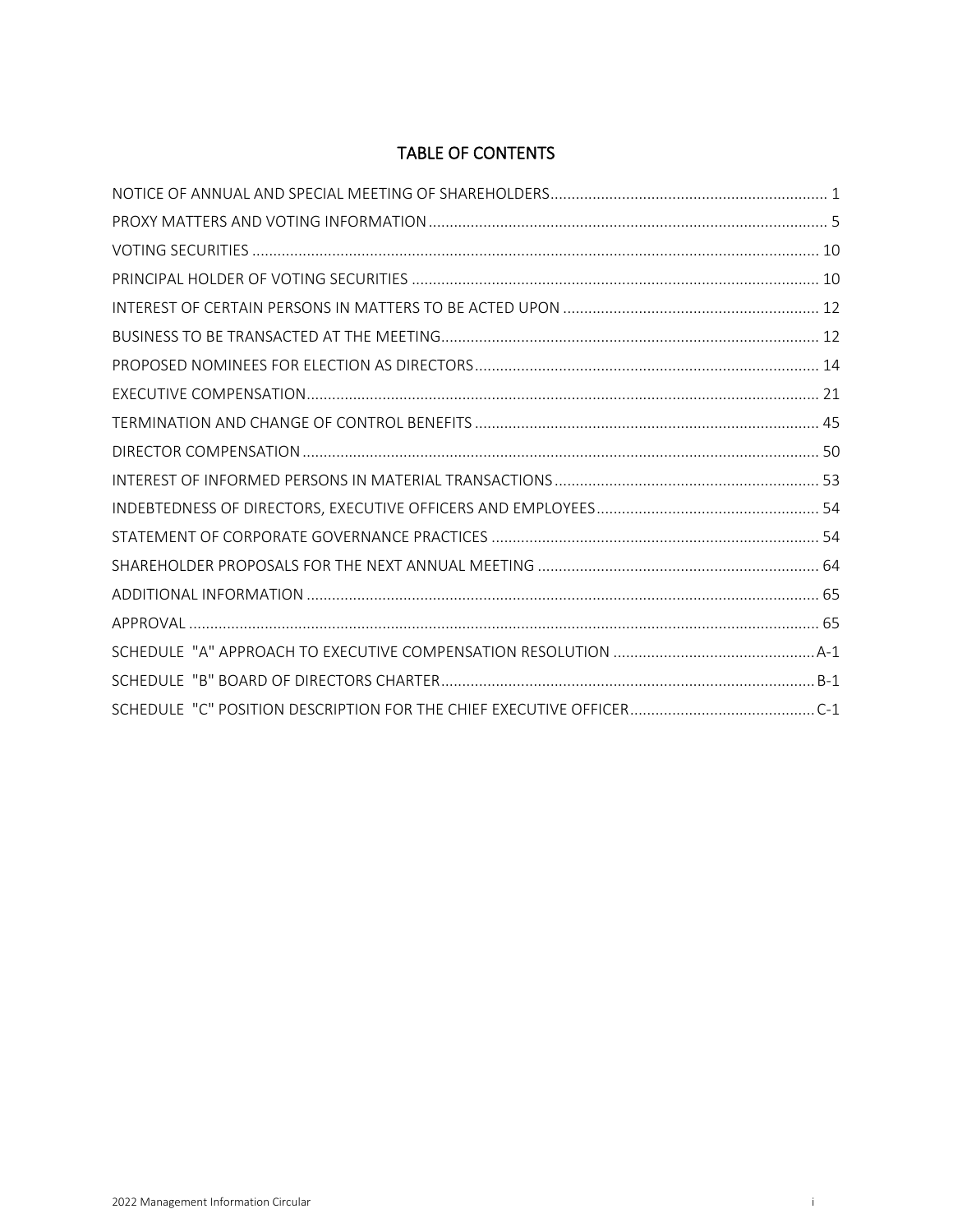# TABLE OF CONTENTS

| | |
|---|---|
| NOTICE OF ANNUAL AND SPECIAL MEETING OF SHAREHOLDERS | 1 |
| PROXY MATTERS AND VOTING INFORMATION | 5 |
| VOTING SECURITIES | 10 |
| PRINCIPAL HOLDER OF VOTING SECURITIES | 10 |
| INTEREST OF CERTAIN PERSONS IN MATTERS TO BE ACTED UPON | 12 |
| BUSINESS TO BE TRANSACTED AT THE MEETING | 12 |
| PROPOSED NOMINEES FOR ELECTION AS DIRECTORS | 14 |
| EXECUTIVE COMPENSATION | 21 |
| TERMINATION AND CHANGE OF CONTROL BENEFITS | 45 |
| DIRECTOR COMPENSATION | 50 |
| INTEREST OF INFORMED PERSONS IN MATERIAL TRANSACTIONS | 53 |
| INDEBTEDNESS OF DIRECTORS, EXECUTIVE OFFICERS AND EMPLOYEES | 54 |
| STATEMENT OF CORPORATE GOVERNANCE PRACTICES | 54 |
| SHAREHOLDER PROPOSALS FOR THE NEXT ANNUAL MEETING | 64 |
| ADDITIONAL INFORMATION | 65 |
| APPROVAL | 65 |
| SCHEDULE "A" APPROACH TO EXECUTIVE COMPENSATION RESOLUTION | A-1 |
| SCHEDULE "B" BOARD OF DIRECTORS CHARTER | B-1 |
| SCHEDULE "C" POSITION DESCRIPTION FOR THE CHIEF EXECUTIVE OFFICER | C-1 |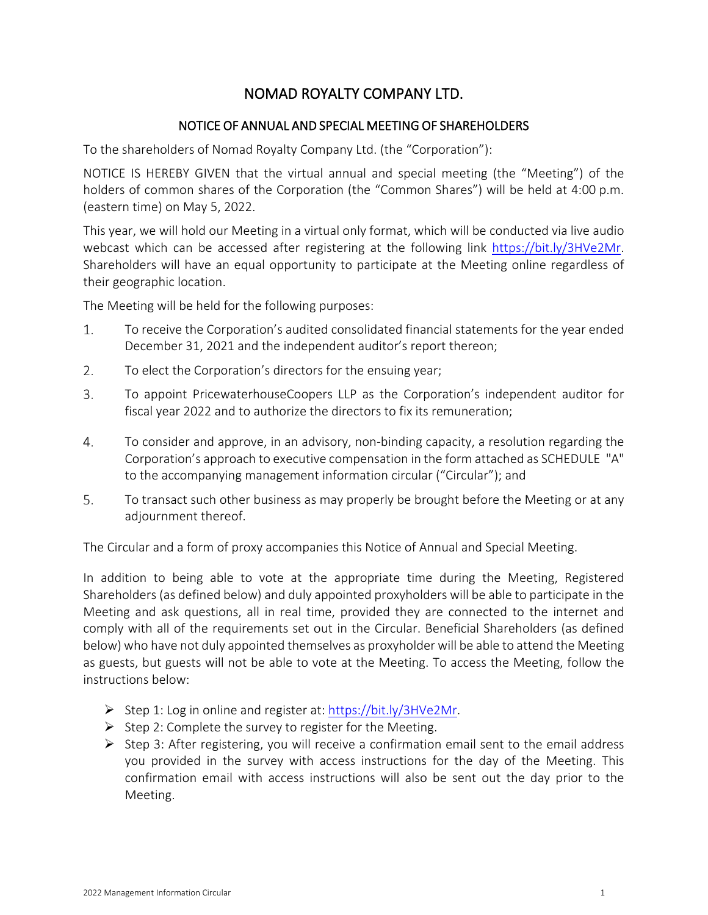# NOMAD ROYALTY COMPANY LTD.

## NOTICE OF ANNUAL AND SPECIAL MEETING OF SHAREHOLDERS

To the shareholders of Nomad Royalty Company Ltd. (the "Corporation"):

NOTICE IS HEREBY GIVEN that the virtual annual and special meeting (the "Meeting") of the holders of common shares of the Corporation (the "Common Shares") will be held at 4:00 p.m. (eastern time) on May 5, 2022.

This year, we will hold our Meeting in a virtual only format, which will be conducted via live audio webcast which can be accessed after registering at the following link https://bit.ly/3HVe2Mr. Shareholders will have an equal opportunity to participate at the Meeting online regardless of their geographic location.

The Meeting will be held for the following purposes:

1. To receive the Corporation's audited consolidated financial statements for the year ended December 31, 2021 and the independent auditor's report thereon;
2. To elect the Corporation's directors for the ensuing year;
3. To appoint PricewaterhouseCoopers LLP as the Corporation's independent auditor for fiscal year 2022 and to authorize the directors to fix its remuneration;
4. To consider and approve, in an advisory, non-binding capacity, a resolution regarding the Corporation's approach to executive compensation in the form attached as SCHEDULE "A" to the accompanying management information circular ("Circular"); and
5. To transact such other business as may properly be brought before the Meeting or at any adjournment thereof.

The Circular and a form of proxy accompanies this Notice of Annual and Special Meeting.

In addition to being able to vote at the appropriate time during the Meeting, Registered Shareholders (as defined below) and duly appointed proxyholders will be able to participate in the Meeting and ask questions, all in real time, provided they are connected to the internet and comply with all of the requirements set out in the Circular. Beneficial Shareholders (as defined below) who have not duly appointed themselves as proxyholder will be able to attend the Meeting as guests, but guests will not be able to vote at the Meeting. To access the Meeting, follow the instructions below:

- Step 1: Log in online and register at: https://bit.ly/3HVe2Mr.
- Step 2: Complete the survey to register for the Meeting.
- Step 3: After registering, you will receive a confirmation email sent to the email address you provided in the survey with access instructions for the day of the Meeting. This confirmation email with access instructions will also be sent out the day prior to the Meeting.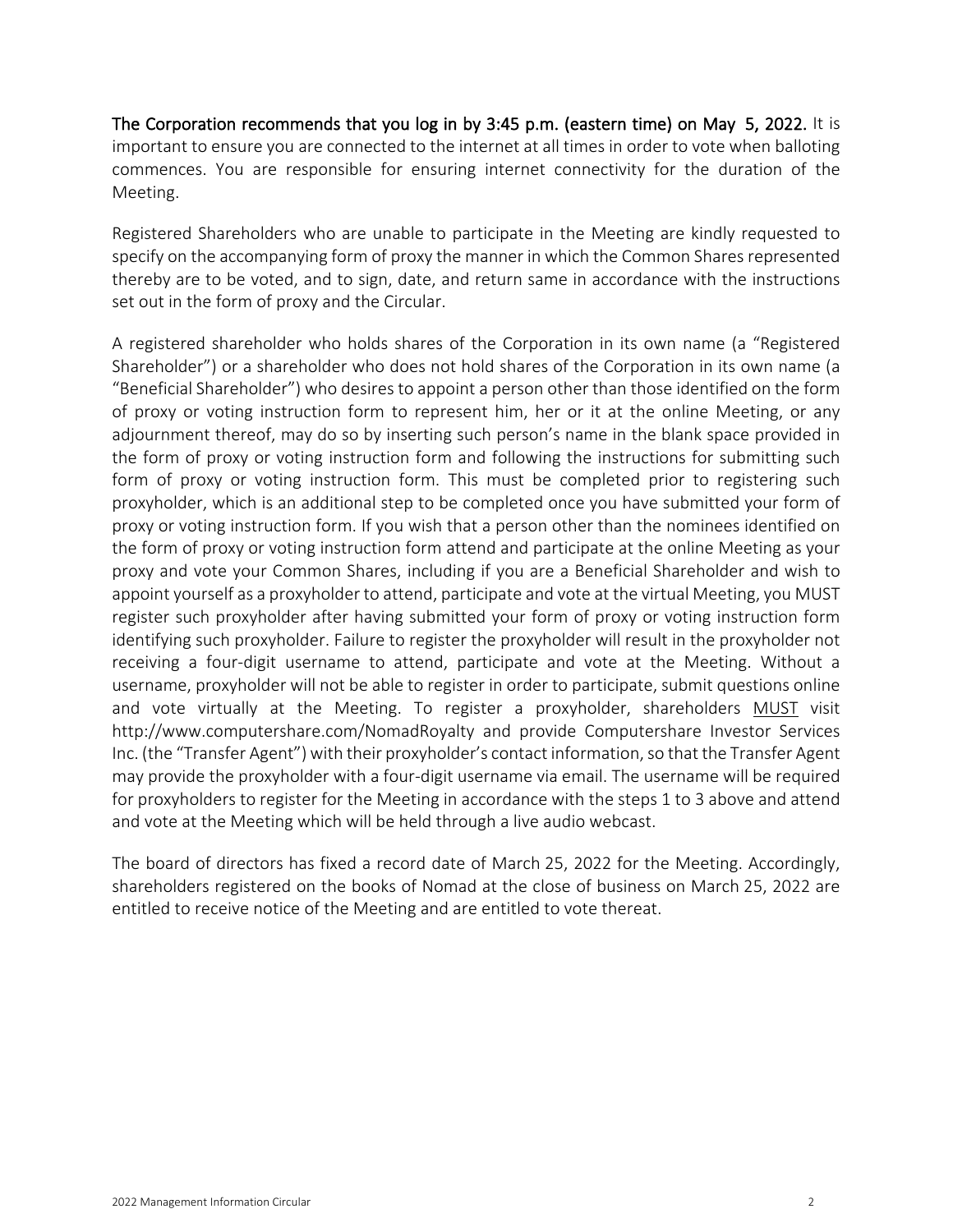**The Corporation recommends that you log in by 3:45 p.m. (eastern time) on May 5, 2022.** It is important to ensure you are connected to the internet at all times in order to vote when balloting commences. You are responsible for ensuring internet connectivity for the duration of the Meeting.

Registered Shareholders who are unable to participate in the Meeting are kindly requested to specify on the accompanying form of proxy the manner in which the Common Shares represented thereby are to be voted, and to sign, date, and return same in accordance with the instructions set out in the form of proxy and the Circular.

A registered shareholder who holds shares of the Corporation in its own name (a "Registered Shareholder") or a shareholder who does not hold shares of the Corporation in its own name (a "Beneficial Shareholder") who desires to appoint a person other than those identified on the form of proxy or voting instruction form to represent him, her or it at the online Meeting, or any adjournment thereof, may do so by inserting such person's name in the blank space provided in the form of proxy or voting instruction form and following the instructions for submitting such form of proxy or voting instruction form. This must be completed prior to registering such proxyholder, which is an additional step to be completed once you have submitted your form of proxy or voting instruction form. If you wish that a person other than the nominees identified on the form of proxy or voting instruction form attend and participate at the online Meeting as your proxy and vote your Common Shares, including if you are a Beneficial Shareholder and wish to appoint yourself as a proxyholder to attend, participate and vote at the virtual Meeting, you MUST register such proxyholder after having submitted your form of proxy or voting instruction form identifying such proxyholder. Failure to register the proxyholder will result in the proxyholder not receiving a four-digit username to attend, participate and vote at the Meeting. Without a username, proxyholder will not be able to register in order to participate, submit questions online and vote virtually at the Meeting. To register a proxyholder, shareholders MUST visit http://www.computershare.com/NomadRoyalty and provide Computershare Investor Services Inc. (the "Transfer Agent") with their proxyholder's contact information, so that the Transfer Agent may provide the proxyholder with a four-digit username via email. The username will be required for proxyholders to register for the Meeting in accordance with the steps 1 to 3 above and attend and vote at the Meeting which will be held through a live audio webcast.

The board of directors has fixed a record date of March 25, 2022 for the Meeting. Accordingly, shareholders registered on the books of Nomad at the close of business on March 25, 2022 are entitled to receive notice of the Meeting and are entitled to vote thereat.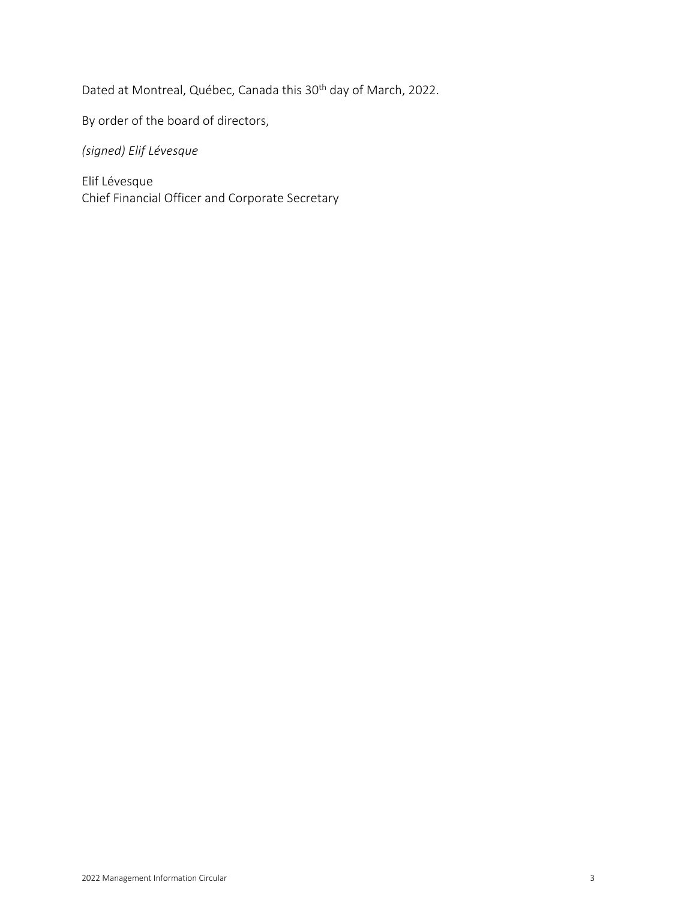Dated at Montreal, Québec, Canada this 30th day of March, 2022.

By order of the board of directors,

*(signed) Elif Lévesque*

Elif Lévesque
Chief Financial Officer and Corporate Secretary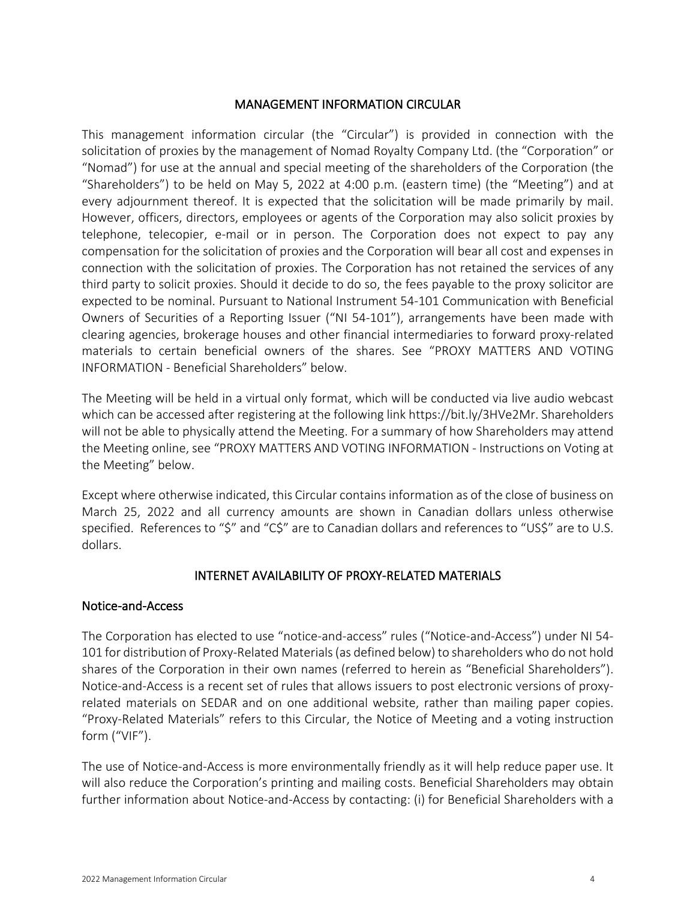# MANAGEMENT INFORMATION CIRCULAR

This management information circular (the "Circular") is provided in connection with the solicitation of proxies by the management of Nomad Royalty Company Ltd. (the "Corporation" or "Nomad") for use at the annual and special meeting of the shareholders of the Corporation (the "Shareholders") to be held on May 5, 2022 at 4:00 p.m. (eastern time) (the "Meeting") and at every adjournment thereof. It is expected that the solicitation will be made primarily by mail. However, officers, directors, employees or agents of the Corporation may also solicit proxies by telephone, telecopier, e-mail or in person. The Corporation does not expect to pay any compensation for the solicitation of proxies and the Corporation will bear all cost and expenses in connection with the solicitation of proxies. The Corporation has not retained the services of any third party to solicit proxies. Should it decide to do so, the fees payable to the proxy solicitor are expected to be nominal. Pursuant to National Instrument 54-101 Communication with Beneficial Owners of Securities of a Reporting Issuer ("NI 54-101"), arrangements have been made with clearing agencies, brokerage houses and other financial intermediaries to forward proxy-related materials to certain beneficial owners of the shares. See "PROXY MATTERS AND VOTING INFORMATION - Beneficial Shareholders" below.

The Meeting will be held in a virtual only format, which will be conducted via live audio webcast which can be accessed after registering at the following link https://bit.ly/3HVe2Mr. Shareholders will not be able to physically attend the Meeting. For a summary of how Shareholders may attend the Meeting online, see "PROXY MATTERS AND VOTING INFORMATION - Instructions on Voting at the Meeting" below.

Except where otherwise indicated, this Circular contains information as of the close of business on March 25, 2022 and all currency amounts are shown in Canadian dollars unless otherwise specified. References to "$" and "C$" are to Canadian dollars and references to "US$" are to U.S. dollars.

# INTERNET AVAILABILITY OF PROXY-RELATED MATERIALS

## Notice-and-Access

The Corporation has elected to use "notice-and-access" rules ("Notice-and-Access") under NI 54-101 for distribution of Proxy-Related Materials (as defined below) to shareholders who do not hold shares of the Corporation in their own names (referred to herein as "Beneficial Shareholders"). Notice-and-Access is a recent set of rules that allows issuers to post electronic versions of proxy-related materials on SEDAR and on one additional website, rather than mailing paper copies. "Proxy-Related Materials" refers to this Circular, the Notice of Meeting and a voting instruction form ("VIF").

The use of Notice-and-Access is more environmentally friendly as it will help reduce paper use. It will also reduce the Corporation's printing and mailing costs. Beneficial Shareholders may obtain further information about Notice-and-Access by contacting: (i) for Beneficial Shareholders with a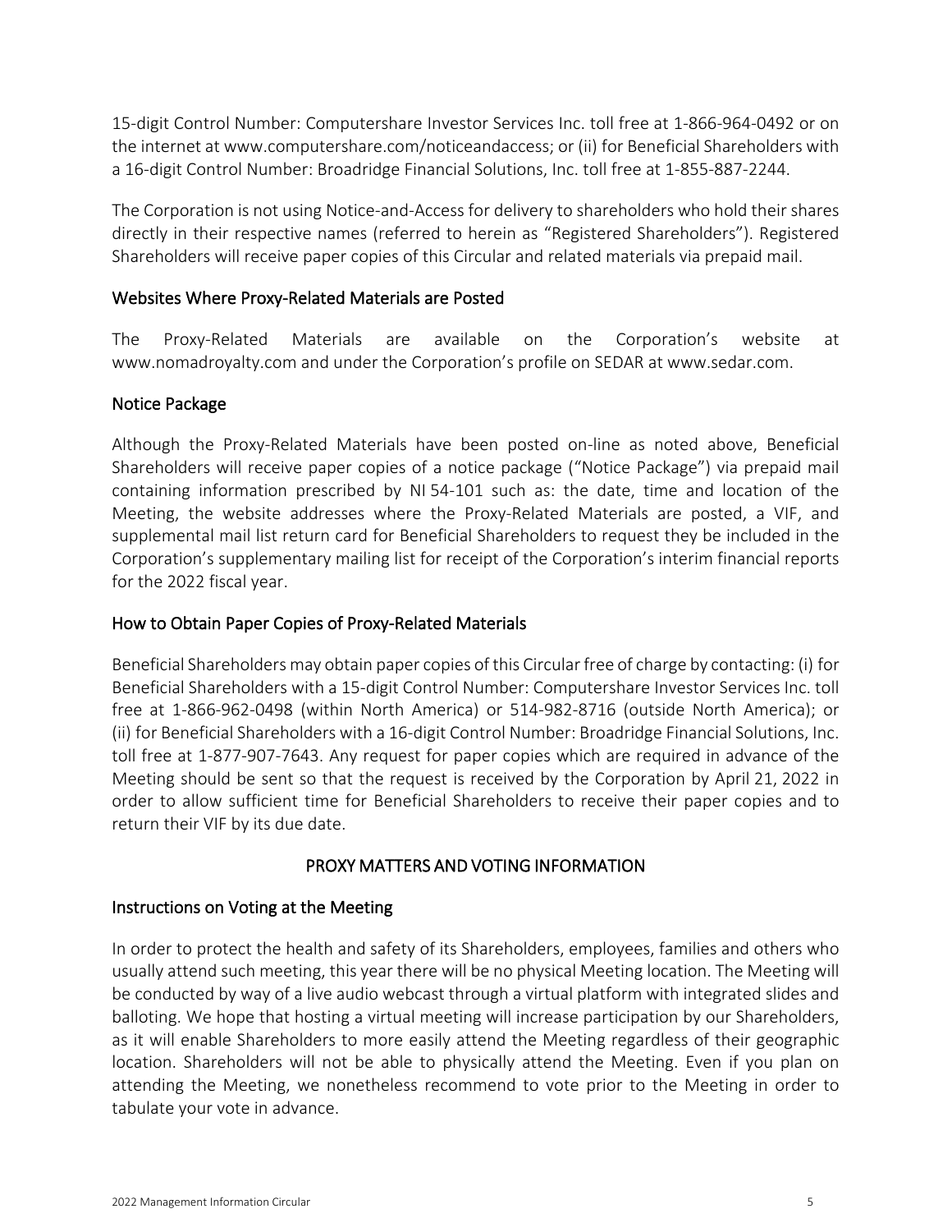15-digit Control Number: Computershare Investor Services Inc. toll free at 1-866-964-0492 or on the internet at www.computershare.com/noticeandaccess; or (ii) for Beneficial Shareholders with a 16-digit Control Number: Broadridge Financial Solutions, Inc. toll free at 1-855-887-2244.

The Corporation is not using Notice-and-Access for delivery to shareholders who hold their shares directly in their respective names (referred to herein as "Registered Shareholders"). Registered Shareholders will receive paper copies of this Circular and related materials via prepaid mail.

## Websites Where Proxy-Related Materials are Posted

The Proxy-Related Materials are available on the Corporation's website at www.nomadroyalty.com and under the Corporation's profile on SEDAR at www.sedar.com.

## Notice Package

Although the Proxy-Related Materials have been posted on-line as noted above, Beneficial Shareholders will receive paper copies of a notice package ("Notice Package") via prepaid mail containing information prescribed by NI 54-101 such as: the date, time and location of the Meeting, the website addresses where the Proxy-Related Materials are posted, a VIF, and supplemental mail list return card for Beneficial Shareholders to request they be included in the Corporation's supplementary mailing list for receipt of the Corporation's interim financial reports for the 2022 fiscal year.

## How to Obtain Paper Copies of Proxy-Related Materials

Beneficial Shareholders may obtain paper copies of this Circular free of charge by contacting: (i) for Beneficial Shareholders with a 15-digit Control Number: Computershare Investor Services Inc. toll free at 1-866-962-0498 (within North America) or 514-982-8716 (outside North America); or (ii) for Beneficial Shareholders with a 16-digit Control Number: Broadridge Financial Solutions, Inc. toll free at 1-877-907-7643. Any request for paper copies which are required in advance of the Meeting should be sent so that the request is received by the Corporation by April 21, 2022 in order to allow sufficient time for Beneficial Shareholders to receive their paper copies and to return their VIF by its due date.

# PROXY MATTERS AND VOTING INFORMATION

## Instructions on Voting at the Meeting

In order to protect the health and safety of its Shareholders, employees, families and others who usually attend such meeting, this year there will be no physical Meeting location. The Meeting will be conducted by way of a live audio webcast through a virtual platform with integrated slides and balloting. We hope that hosting a virtual meeting will increase participation by our Shareholders, as it will enable Shareholders to more easily attend the Meeting regardless of their geographic location. Shareholders will not be able to physically attend the Meeting. Even if you plan on attending the Meeting, we nonetheless recommend to vote prior to the Meeting in order to tabulate your vote in advance.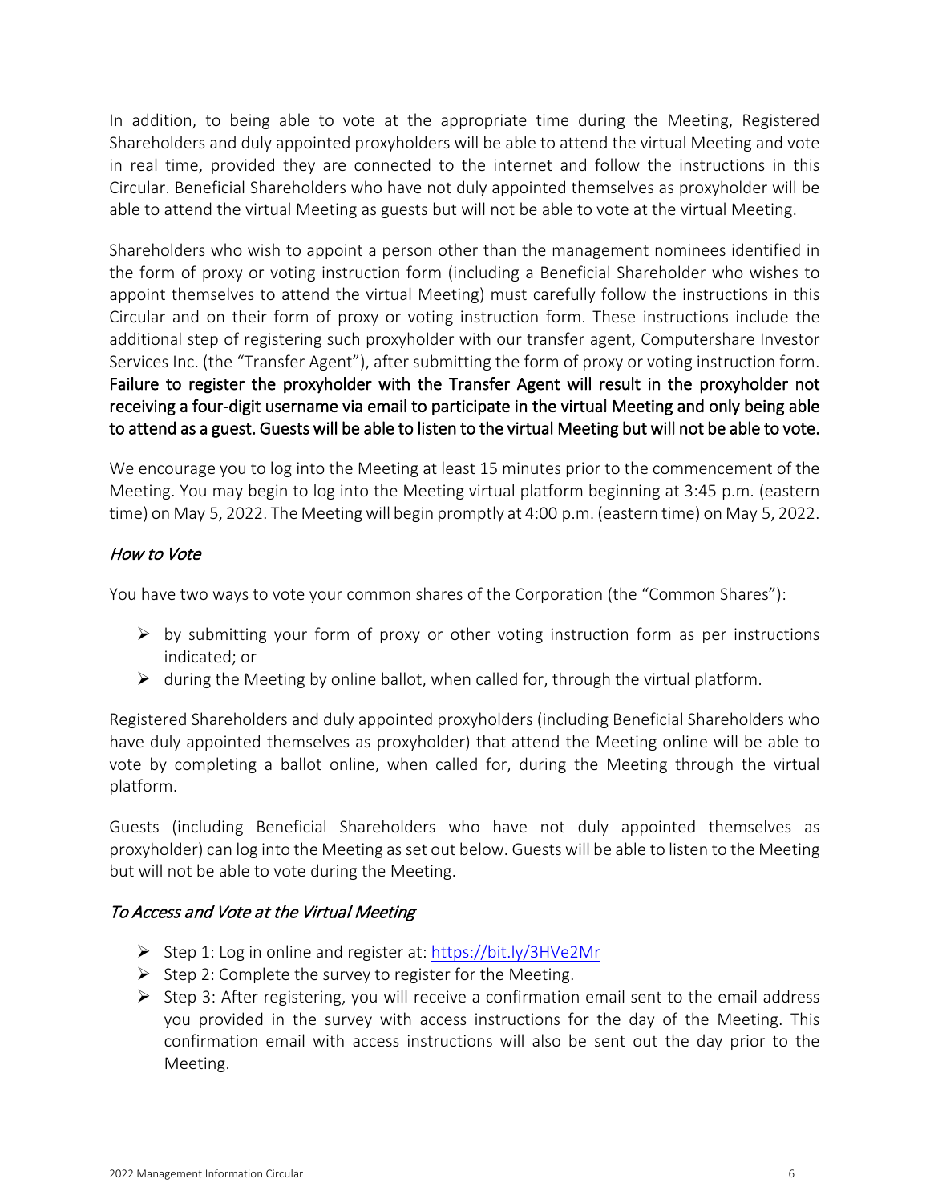In addition, to being able to vote at the appropriate time during the Meeting, Registered Shareholders and duly appointed proxyholders will be able to attend the virtual Meeting and vote in real time, provided they are connected to the internet and follow the instructions in this Circular. Beneficial Shareholders who have not duly appointed themselves as proxyholder will be able to attend the virtual Meeting as guests but will not be able to vote at the virtual Meeting.

Shareholders who wish to appoint a person other than the management nominees identified in the form of proxy or voting instruction form (including a Beneficial Shareholder who wishes to appoint themselves to attend the virtual Meeting) must carefully follow the instructions in this Circular and on their form of proxy or voting instruction form. These instructions include the additional step of registering such proxyholder with our transfer agent, Computershare Investor Services Inc. (the "Transfer Agent"), after submitting the form of proxy or voting instruction form. Failure to register the proxyholder with the Transfer Agent will result in the proxyholder not receiving a four-digit username via email to participate in the virtual Meeting and only being able to attend as a guest. Guests will be able to listen to the virtual Meeting but will not be able to vote.

We encourage you to log into the Meeting at least 15 minutes prior to the commencement of the Meeting. You may begin to log into the Meeting virtual platform beginning at 3:45 p.m. (eastern time) on May 5, 2022. The Meeting will begin promptly at 4:00 p.m. (eastern time) on May 5, 2022.

### *How to Vote*

You have two ways to vote your common shares of the Corporation (the "Common Shares"):

- by submitting your form of proxy or other voting instruction form as per instructions indicated; or
- during the Meeting by online ballot, when called for, through the virtual platform.

Registered Shareholders and duly appointed proxyholders (including Beneficial Shareholders who have duly appointed themselves as proxyholder) that attend the Meeting online will be able to vote by completing a ballot online, when called for, during the Meeting through the virtual platform.

Guests (including Beneficial Shareholders who have not duly appointed themselves as proxyholder) can log into the Meeting as set out below. Guests will be able to listen to the Meeting but will not be able to vote during the Meeting.

### *To Access and Vote at the Virtual Meeting*

- Step 1: Log in online and register at: https://bit.ly/3HVe2Mr
- Step 2: Complete the survey to register for the Meeting.
- Step 3: After registering, you will receive a confirmation email sent to the email address you provided in the survey with access instructions for the day of the Meeting. This confirmation email with access instructions will also be sent out the day prior to the Meeting.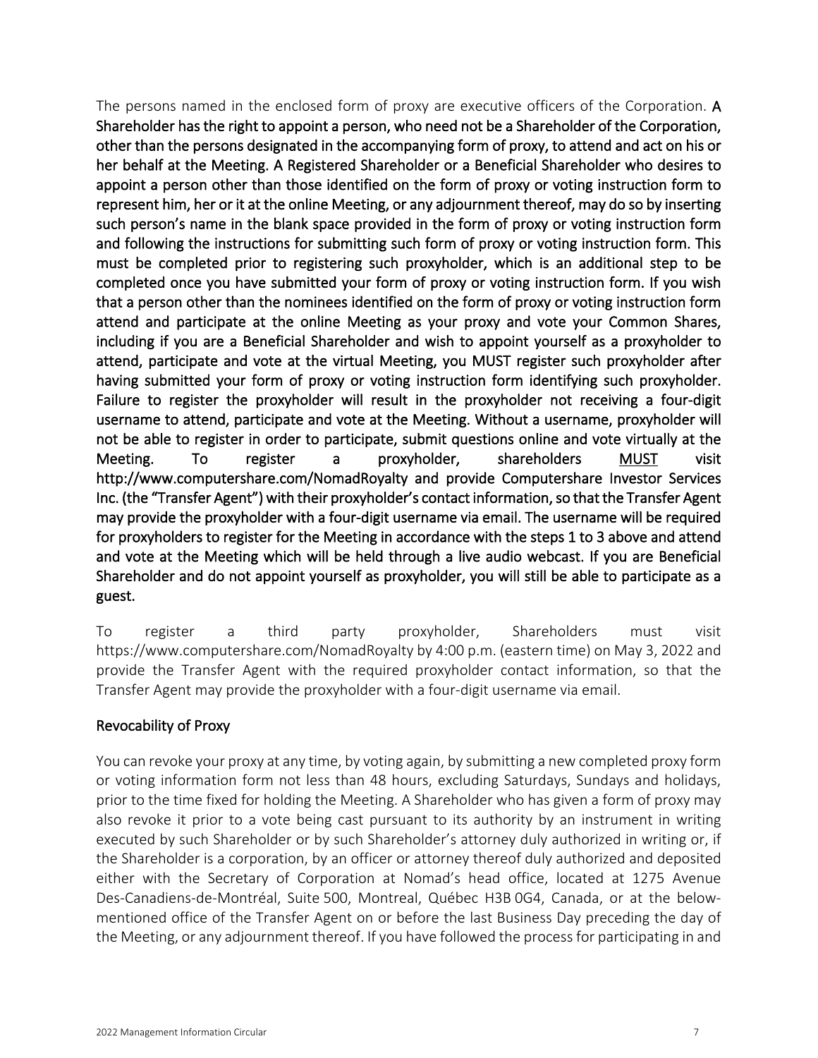The persons named in the enclosed form of proxy are executive officers of the Corporation. **A Shareholder has the right to appoint a person, who need not be a Shareholder of the Corporation, other than the persons designated in the accompanying form of proxy, to attend and act on his or her behalf at the Meeting. A Registered Shareholder or a Beneficial Shareholder who desires to appoint a person other than those identified on the form of proxy or voting instruction form to represent him, her or it at the online Meeting, or any adjournment thereof, may do so by inserting such person's name in the blank space provided in the form of proxy or voting instruction form and following the instructions for submitting such form of proxy or voting instruction form. This must be completed prior to registering such proxyholder, which is an additional step to be completed once you have submitted your form of proxy or voting instruction form. If you wish that a person other than the nominees identified on the form of proxy or voting instruction form attend and participate at the online Meeting as your proxy and vote your Common Shares, including if you are a Beneficial Shareholder and wish to appoint yourself as a proxyholder to attend, participate and vote at the virtual Meeting, you MUST register such proxyholder after having submitted your form of proxy or voting instruction form identifying such proxyholder. Failure to register the proxyholder will result in the proxyholder not receiving a four-digit username to attend, participate and vote at the Meeting. Without a username, proxyholder will not be able to register in order to participate, submit questions online and vote virtually at the Meeting. To register a proxyholder, shareholders <u>MUST</u> visit http://www.computershare.com/NomadRoyalty and provide Computershare Investor Services Inc. (the "Transfer Agent") with their proxyholder's contact information, so that the Transfer Agent may provide the proxyholder with a four-digit username via email. The username will be required for proxyholders to register for the Meeting in accordance with the steps 1 to 3 above and attend and vote at the Meeting which will be held through a live audio webcast. If you are Beneficial Shareholder and do not appoint yourself as proxyholder, you will still be able to participate as a guest.**

To register a third party proxyholder, Shareholders must visit https://www.computershare.com/NomadRoyalty by 4:00 p.m. (eastern time) on May 3, 2022 and provide the Transfer Agent with the required proxyholder contact information, so that the Transfer Agent may provide the proxyholder with a four-digit username via email.

### Revocability of Proxy

You can revoke your proxy at any time, by voting again, by submitting a new completed proxy form or voting information form not less than 48 hours, excluding Saturdays, Sundays and holidays, prior to the time fixed for holding the Meeting. A Shareholder who has given a form of proxy may also revoke it prior to a vote being cast pursuant to its authority by an instrument in writing executed by such Shareholder or by such Shareholder's attorney duly authorized in writing or, if the Shareholder is a corporation, by an officer or attorney thereof duly authorized and deposited either with the Secretary of Corporation at Nomad's head office, located at 1275 Avenue Des-Canadiens-de-Montréal, Suite 500, Montreal, Québec H3B 0G4, Canada, or at the below-mentioned office of the Transfer Agent on or before the last Business Day preceding the day of the Meeting, or any adjournment thereof. If you have followed the process for participating in and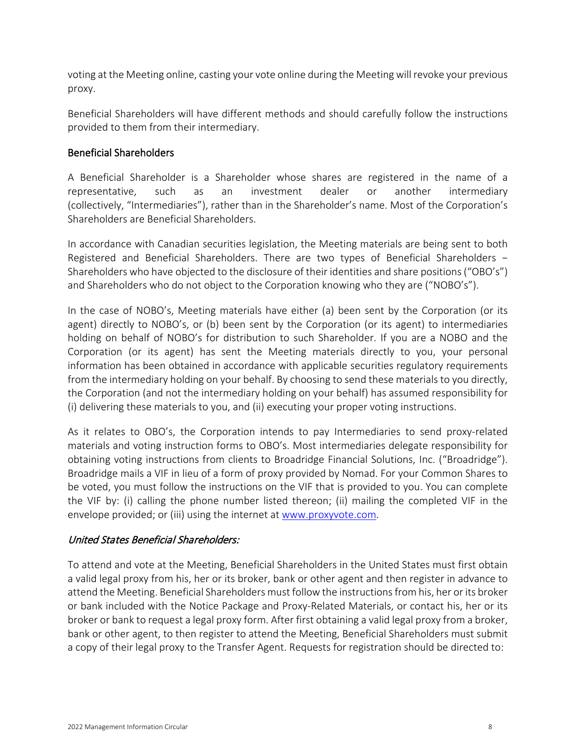voting at the Meeting online, casting your vote online during the Meeting will revoke your previous proxy.

Beneficial Shareholders will have different methods and should carefully follow the instructions provided to them from their intermediary.

### Beneficial Shareholders

A Beneficial Shareholder is a Shareholder whose shares are registered in the name of a representative, such as an investment dealer or another intermediary (collectively, "Intermediaries"), rather than in the Shareholder's name. Most of the Corporation's Shareholders are Beneficial Shareholders.

In accordance with Canadian securities legislation, the Meeting materials are being sent to both Registered and Beneficial Shareholders. There are two types of Beneficial Shareholders – Shareholders who have objected to the disclosure of their identities and share positions ("OBO's") and Shareholders who do not object to the Corporation knowing who they are ("NOBO's").

In the case of NOBO's, Meeting materials have either (a) been sent by the Corporation (or its agent) directly to NOBO's, or (b) been sent by the Corporation (or its agent) to intermediaries holding on behalf of NOBO's for distribution to such Shareholder. If you are a NOBO and the Corporation (or its agent) has sent the Meeting materials directly to you, your personal information has been obtained in accordance with applicable securities regulatory requirements from the intermediary holding on your behalf. By choosing to send these materials to you directly, the Corporation (and not the intermediary holding on your behalf) has assumed responsibility for (i) delivering these materials to you, and (ii) executing your proper voting instructions.

As it relates to OBO's, the Corporation intends to pay Intermediaries to send proxy-related materials and voting instruction forms to OBO's. Most intermediaries delegate responsibility for obtaining voting instructions from clients to Broadridge Financial Solutions, Inc. ("Broadridge"). Broadridge mails a VIF in lieu of a form of proxy provided by Nomad. For your Common Shares to be voted, you must follow the instructions on the VIF that is provided to you. You can complete the VIF by: (i) calling the phone number listed thereon; (ii) mailing the completed VIF in the envelope provided; or (iii) using the internet at [www.proxyvote.com](http://www.proxyvote.com).

#### *United States Beneficial Shareholders:*

To attend and vote at the Meeting, Beneficial Shareholders in the United States must first obtain a valid legal proxy from his, her or its broker, bank or other agent and then register in advance to attend the Meeting. Beneficial Shareholders must follow the instructions from his, her or its broker or bank included with the Notice Package and Proxy-Related Materials, or contact his, her or its broker or bank to request a legal proxy form. After first obtaining a valid legal proxy from a broker, bank or other agent, to then register to attend the Meeting, Beneficial Shareholders must submit a copy of their legal proxy to the Transfer Agent. Requests for registration should be directed to: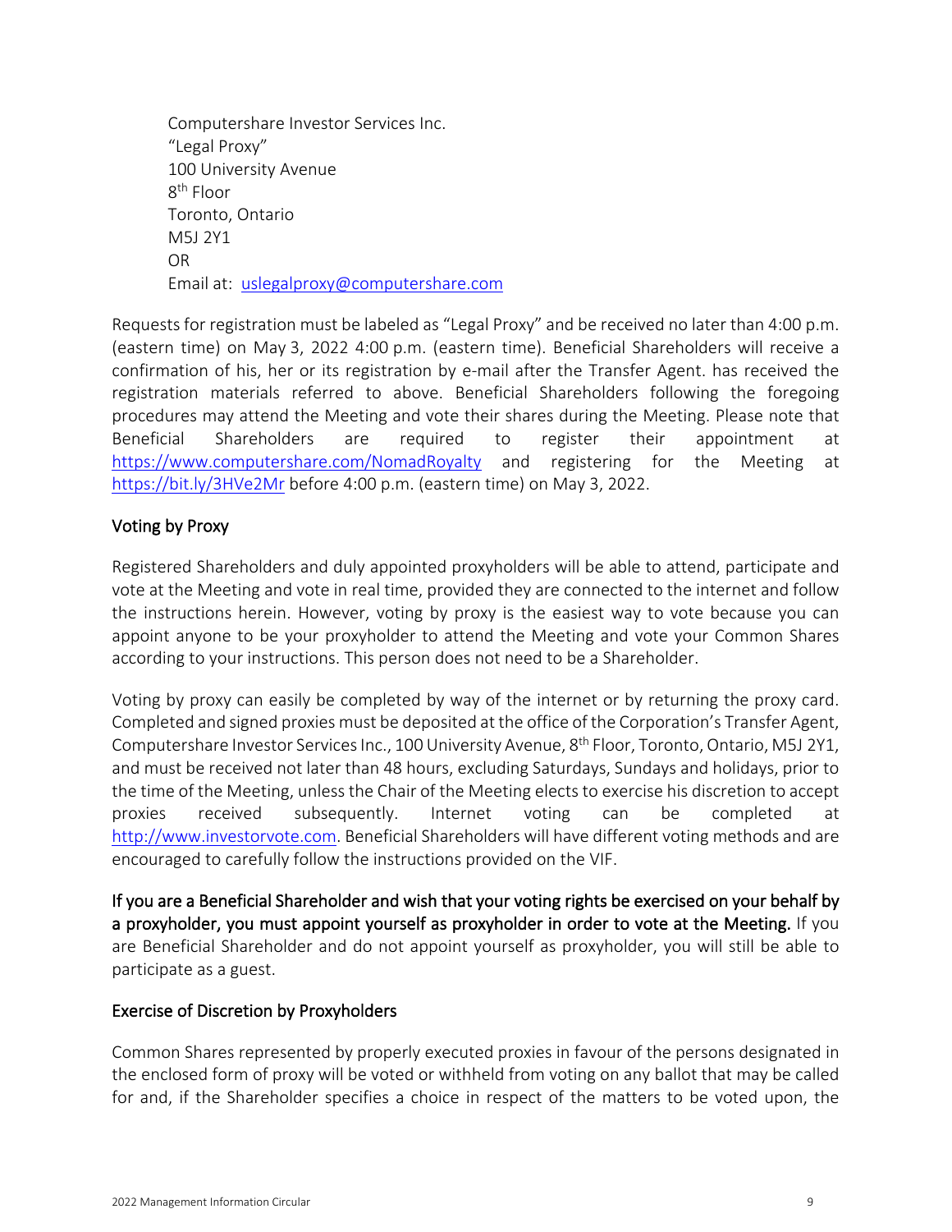Computershare Investor Services Inc.
"Legal Proxy"
100 University Avenue
8th Floor
Toronto, Ontario
M5J 2Y1
OR
Email at: uslegalproxy@computershare.com

Requests for registration must be labeled as "Legal Proxy" and be received no later than 4:00 p.m. (eastern time) on May 3, 2022 4:00 p.m. (eastern time). Beneficial Shareholders will receive a confirmation of his, her or its registration by e-mail after the Transfer Agent. has received the registration materials referred to above. Beneficial Shareholders following the foregoing procedures may attend the Meeting and vote their shares during the Meeting. Please note that Beneficial Shareholders are required to register their appointment at https://www.computershare.com/NomadRoyalty and registering for the Meeting at https://bit.ly/3HVe2Mr before 4:00 p.m. (eastern time) on May 3, 2022.

## Voting by Proxy

Registered Shareholders and duly appointed proxyholders will be able to attend, participate and vote at the Meeting and vote in real time, provided they are connected to the internet and follow the instructions herein. However, voting by proxy is the easiest way to vote because you can appoint anyone to be your proxyholder to attend the Meeting and vote your Common Shares according to your instructions. This person does not need to be a Shareholder.

Voting by proxy can easily be completed by way of the internet or by returning the proxy card. Completed and signed proxies must be deposited at the office of the Corporation's Transfer Agent, Computershare Investor Services Inc., 100 University Avenue, 8th Floor, Toronto, Ontario, M5J 2Y1, and must be received not later than 48 hours, excluding Saturdays, Sundays and holidays, prior to the time of the Meeting, unless the Chair of the Meeting elects to exercise his discretion to accept proxies received subsequently. Internet voting can be completed at http://www.investorvote.com. Beneficial Shareholders will have different voting methods and are encouraged to carefully follow the instructions provided on the VIF.

**If you are a Beneficial Shareholder and wish that your voting rights be exercised on your behalf by a proxyholder, you must appoint yourself as proxyholder in order to vote at the Meeting.** If you are Beneficial Shareholder and do not appoint yourself as proxyholder, you will still be able to participate as a guest.

## Exercise of Discretion by Proxyholders

Common Shares represented by properly executed proxies in favour of the persons designated in the enclosed form of proxy will be voted or withheld from voting on any ballot that may be called for and, if the Shareholder specifies a choice in respect of the matters to be voted upon, the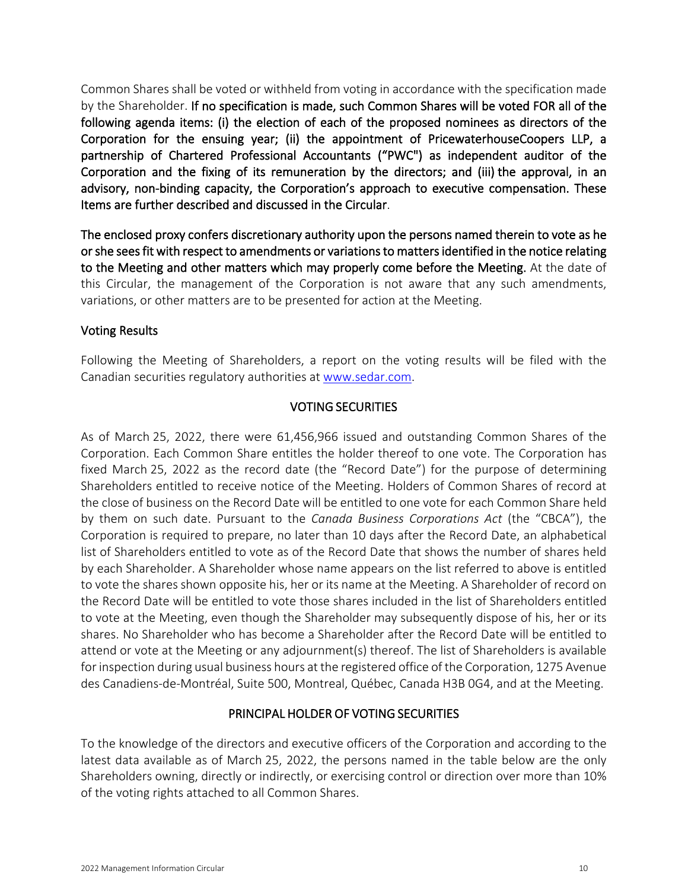Common Shares shall be voted or withheld from voting in accordance with the specification made by the Shareholder. **If no specification is made, such Common Shares will be voted FOR all of the following agenda items: (i) the election of each of the proposed nominees as directors of the Corporation for the ensuing year; (ii) the appointment of PricewaterhouseCoopers LLP, a partnership of Chartered Professional Accountants ("PWC") as independent auditor of the Corporation and the fixing of its remuneration by the directors; and (iii) the approval, in an advisory, non-binding capacity, the Corporation's approach to executive compensation. These Items are further described and discussed in the Circular**.

**The enclosed proxy confers discretionary authority upon the persons named therein to vote as he or she sees fit with respect to amendments or variations to matters identified in the notice relating to the Meeting and other matters which may properly come before the Meeting.** At the date of this Circular, the management of the Corporation is not aware that any such amendments, variations, or other matters are to be presented for action at the Meeting.

### Voting Results

Following the Meeting of Shareholders, a report on the voting results will be filed with the Canadian securities regulatory authorities at www.sedar.com.

## VOTING SECURITIES

As of March 25, 2022, there were 61,456,966 issued and outstanding Common Shares of the Corporation. Each Common Share entitles the holder thereof to one vote. The Corporation has fixed March 25, 2022 as the record date (the "Record Date") for the purpose of determining Shareholders entitled to receive notice of the Meeting. Holders of Common Shares of record at the close of business on the Record Date will be entitled to one vote for each Common Share held by them on such date. Pursuant to the *Canada Business Corporations Act* (the "CBCA"), the Corporation is required to prepare, no later than 10 days after the Record Date, an alphabetical list of Shareholders entitled to vote as of the Record Date that shows the number of shares held by each Shareholder. A Shareholder whose name appears on the list referred to above is entitled to vote the shares shown opposite his, her or its name at the Meeting. A Shareholder of record on the Record Date will be entitled to vote those shares included in the list of Shareholders entitled to vote at the Meeting, even though the Shareholder may subsequently dispose of his, her or its shares. No Shareholder who has become a Shareholder after the Record Date will be entitled to attend or vote at the Meeting or any adjournment(s) thereof. The list of Shareholders is available for inspection during usual business hours at the registered office of the Corporation, 1275 Avenue des Canadiens-de-Montréal, Suite 500, Montreal, Québec, Canada H3B 0G4, and at the Meeting.

## PRINCIPAL HOLDER OF VOTING SECURITIES

To the knowledge of the directors and executive officers of the Corporation and according to the latest data available as of March 25, 2022, the persons named in the table below are the only Shareholders owning, directly or indirectly, or exercising control or direction over more than 10% of the voting rights attached to all Common Shares.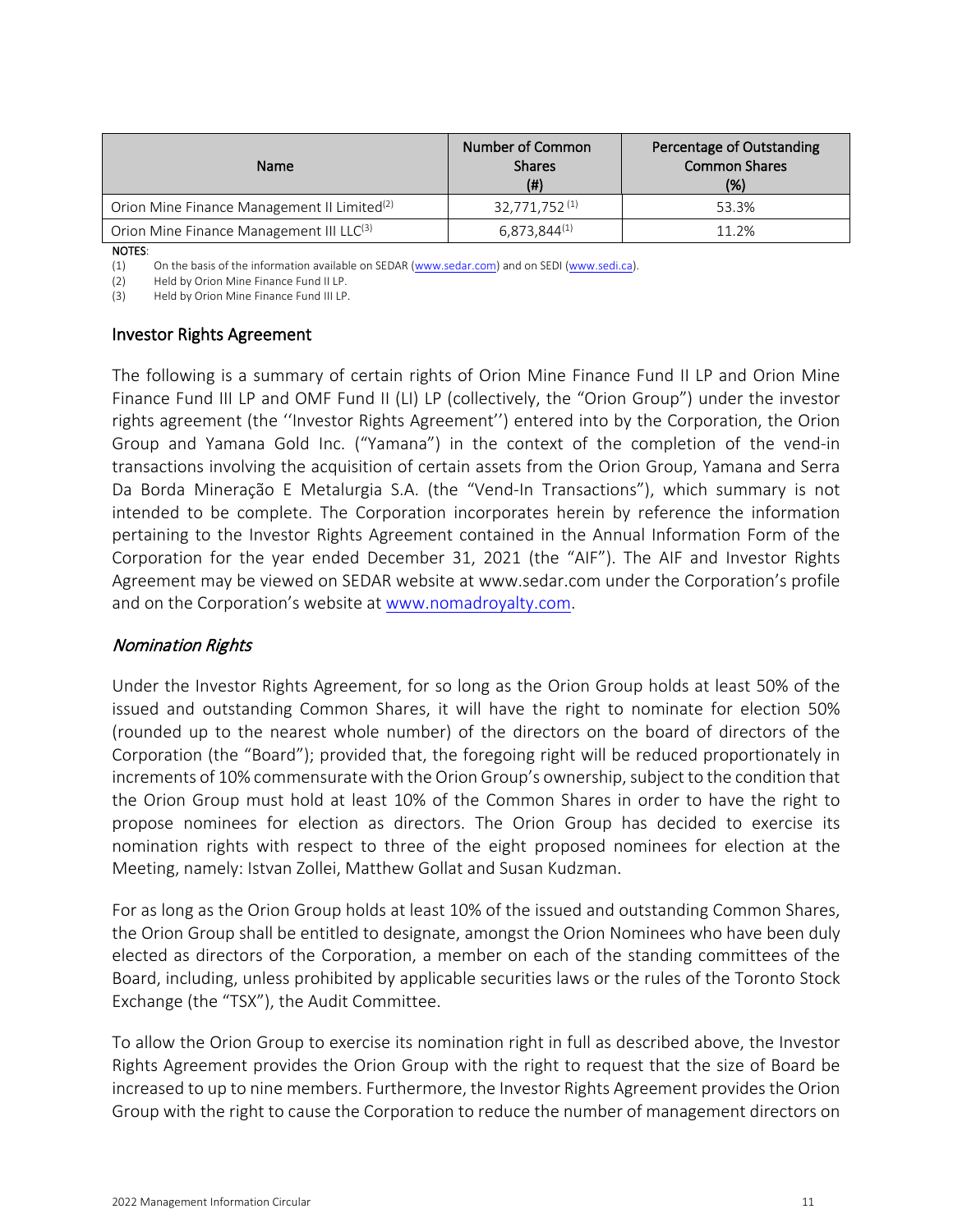| Name | Number of Common Shares (#) | Percentage of Outstanding Common Shares (%) |
|---|---|---|
| Orion Mine Finance Management II Limited[(2)] | 32,771,752[(1)] | 53.3% |
| Orion Mine Finance Management III LLC[(3)] | 6,873,844[(1)] | 11.2% |

NOTES:

(1) On the basis of the information available on SEDAR (www.sedar.com) and on SEDI (www.sedi.ca).

(2) Held by Orion Mine Finance Fund II LP.

(3) Held by Orion Mine Finance Fund III LP.

## Investor Rights Agreement

The following is a summary of certain rights of Orion Mine Finance Fund II LP and Orion Mine Finance Fund III LP and OMF Fund II (LI) LP (collectively, the "Orion Group") under the investor rights agreement (the ''Investor Rights Agreement'') entered into by the Corporation, the Orion Group and Yamana Gold Inc. ("Yamana") in the context of the completion of the vend-in transactions involving the acquisition of certain assets from the Orion Group, Yamana and Serra Da Borda Mineração E Metalurgia S.A. (the "Vend-In Transactions"), which summary is not intended to be complete. The Corporation incorporates herein by reference the information pertaining to the Investor Rights Agreement contained in the Annual Information Form of the Corporation for the year ended December 31, 2021 (the "AIF"). The AIF and Investor Rights Agreement may be viewed on SEDAR website at www.sedar.com under the Corporation's profile and on the Corporation's website at www.nomadroyalty.com.

### *Nomination Rights*

Under the Investor Rights Agreement, for so long as the Orion Group holds at least 50% of the issued and outstanding Common Shares, it will have the right to nominate for election 50% (rounded up to the nearest whole number) of the directors on the board of directors of the Corporation (the "Board"); provided that, the foregoing right will be reduced proportionately in increments of 10% commensurate with the Orion Group's ownership, subject to the condition that the Orion Group must hold at least 10% of the Common Shares in order to have the right to propose nominees for election as directors. The Orion Group has decided to exercise its nomination rights with respect to three of the eight proposed nominees for election at the Meeting, namely: Istvan Zollei, Matthew Gollat and Susan Kudzman.

For as long as the Orion Group holds at least 10% of the issued and outstanding Common Shares, the Orion Group shall be entitled to designate, amongst the Orion Nominees who have been duly elected as directors of the Corporation, a member on each of the standing committees of the Board, including, unless prohibited by applicable securities laws or the rules of the Toronto Stock Exchange (the "TSX"), the Audit Committee.

To allow the Orion Group to exercise its nomination right in full as described above, the Investor Rights Agreement provides the Orion Group with the right to request that the size of Board be increased to up to nine members. Furthermore, the Investor Rights Agreement provides the Orion Group with the right to cause the Corporation to reduce the number of management directors on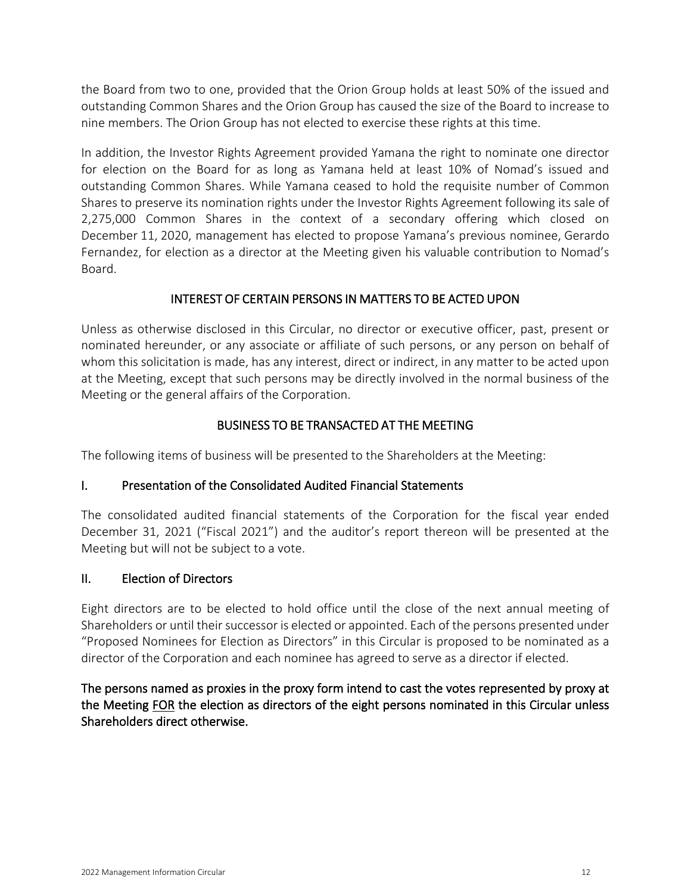the Board from two to one, provided that the Orion Group holds at least 50% of the issued and outstanding Common Shares and the Orion Group has caused the size of the Board to increase to nine members. The Orion Group has not elected to exercise these rights at this time.

In addition, the Investor Rights Agreement provided Yamana the right to nominate one director for election on the Board for as long as Yamana held at least 10% of Nomad's issued and outstanding Common Shares. While Yamana ceased to hold the requisite number of Common Shares to preserve its nomination rights under the Investor Rights Agreement following its sale of 2,275,000 Common Shares in the context of a secondary offering which closed on December 11, 2020, management has elected to propose Yamana's previous nominee, Gerardo Fernandez, for election as a director at the Meeting given his valuable contribution to Nomad's Board.

## INTEREST OF CERTAIN PERSONS IN MATTERS TO BE ACTED UPON

Unless as otherwise disclosed in this Circular, no director or executive officer, past, present or nominated hereunder, or any associate or affiliate of such persons, or any person on behalf of whom this solicitation is made, has any interest, direct or indirect, in any matter to be acted upon at the Meeting, except that such persons may be directly involved in the normal business of the Meeting or the general affairs of the Corporation.

## BUSINESS TO BE TRANSACTED AT THE MEETING

The following items of business will be presented to the Shareholders at the Meeting:

### I. Presentation of the Consolidated Audited Financial Statements

The consolidated audited financial statements of the Corporation for the fiscal year ended December 31, 2021 ("Fiscal 2021") and the auditor's report thereon will be presented at the Meeting but will not be subject to a vote.

### II. Election of Directors

Eight directors are to be elected to hold office until the close of the next annual meeting of Shareholders or until their successor is elected or appointed. Each of the persons presented under "Proposed Nominees for Election as Directors" in this Circular is proposed to be nominated as a director of the Corporation and each nominee has agreed to serve as a director if elected.

**The persons named as proxies in the proxy form intend to cast the votes represented by proxy at the Meeting FOR the election as directors of the eight persons nominated in this Circular unless Shareholders direct otherwise.**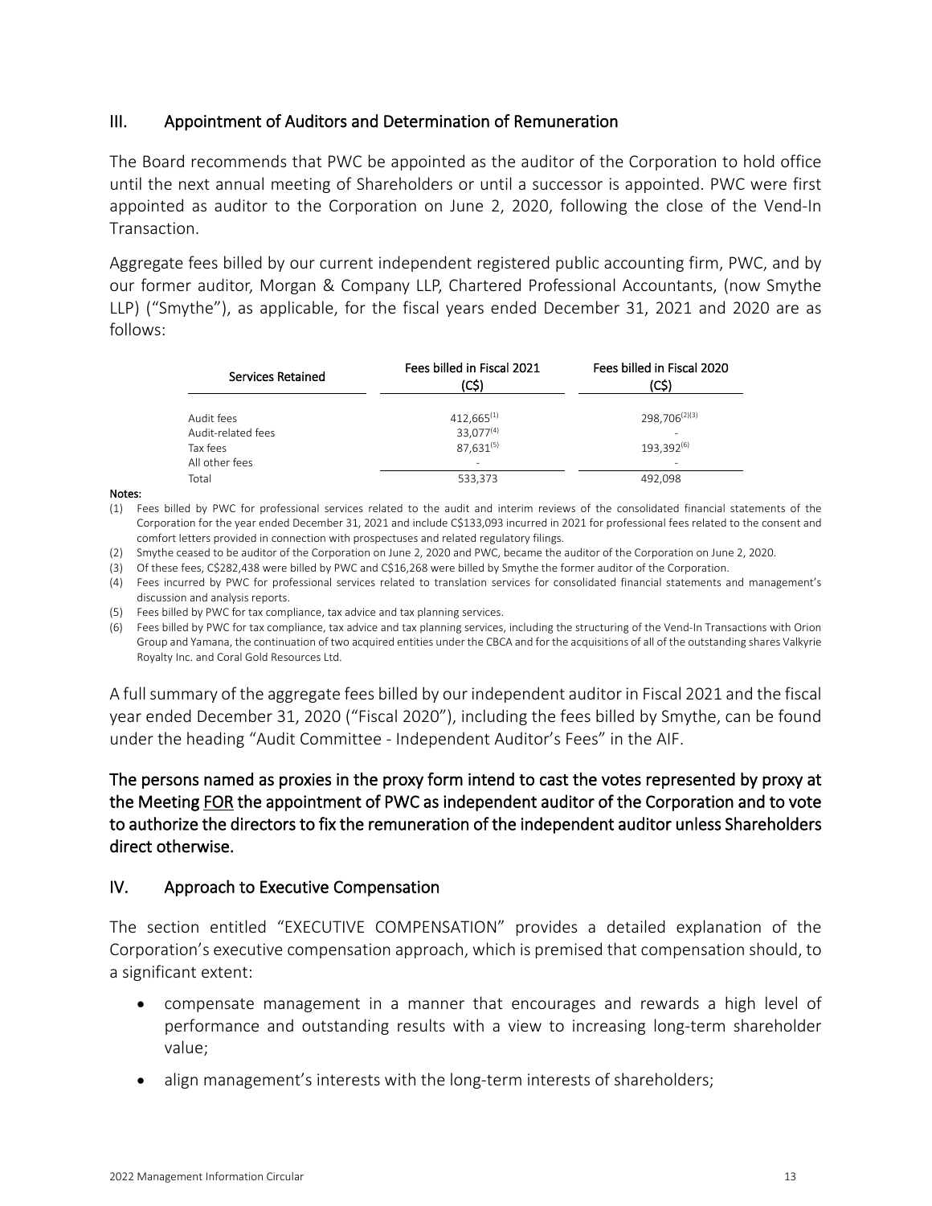## III. Appointment of Auditors and Determination of Remuneration

The Board recommends that PWC be appointed as the auditor of the Corporation to hold office until the next annual meeting of Shareholders or until a successor is appointed. PWC were first appointed as auditor to the Corporation on June 2, 2020, following the close of the Vend-In Transaction.

Aggregate fees billed by our current independent registered public accounting firm, PWC, and by our former auditor, Morgan & Company LLP, Chartered Professional Accountants, (now Smythe LLP) ("Smythe"), as applicable, for the fiscal years ended December 31, 2021 and 2020 are as follows:

| Services Retained | Fees billed in Fiscal 2021 (C$) | Fees billed in Fiscal 2020 (C$) |
|---|---|---|
| Audit fees | 412,665[(1)] | 298,706[(2)(3)] |
| Audit-related fees | 33,077[(4)] | - |
| Tax fees | 87,631[(5)] | 193,392[(6)] |
| All other fees | - | - |
| Total | 533,373 | 492,098 |

**Notes:**

(1) Fees billed by PWC for professional services related to the audit and interim reviews of the consolidated financial statements of the Corporation for the year ended December 31, 2021 and include C$133,093 incurred in 2021 for professional fees related to the consent and comfort letters provided in connection with prospectuses and related regulatory filings.

(2) Smythe ceased to be auditor of the Corporation on June 2, 2020 and PWC, became the auditor of the Corporation on June 2, 2020.

(3) Of these fees, C$282,438 were billed by PWC and C$16,268 were billed by Smythe the former auditor of the Corporation.

(4) Fees incurred by PWC for professional services related to translation services for consolidated financial statements and management's discussion and analysis reports.

(5) Fees billed by PWC for tax compliance, tax advice and tax planning services.

(6) Fees billed by PWC for tax compliance, tax advice and tax planning services, including the structuring of the Vend-In Transactions with Orion Group and Yamana, the continuation of two acquired entities under the CBCA and for the acquisitions of all of the outstanding shares Valkyrie Royalty Inc. and Coral Gold Resources Ltd.

A full summary of the aggregate fees billed by our independent auditor in Fiscal 2021 and the fiscal year ended December 31, 2020 ("Fiscal 2020"), including the fees billed by Smythe, can be found under the heading "Audit Committee - Independent Auditor's Fees" in the AIF.

**The persons named as proxies in the proxy form intend to cast the votes represented by proxy at the Meeting FOR the appointment of PWC as independent auditor of the Corporation and to vote to authorize the directors to fix the remuneration of the independent auditor unless Shareholders direct otherwise.**

## IV. Approach to Executive Compensation

The section entitled "EXECUTIVE COMPENSATION" provides a detailed explanation of the Corporation's executive compensation approach, which is premised that compensation should, to a significant extent:

- compensate management in a manner that encourages and rewards a high level of performance and outstanding results with a view to increasing long-term shareholder value;
- align management's interests with the long-term interests of shareholders;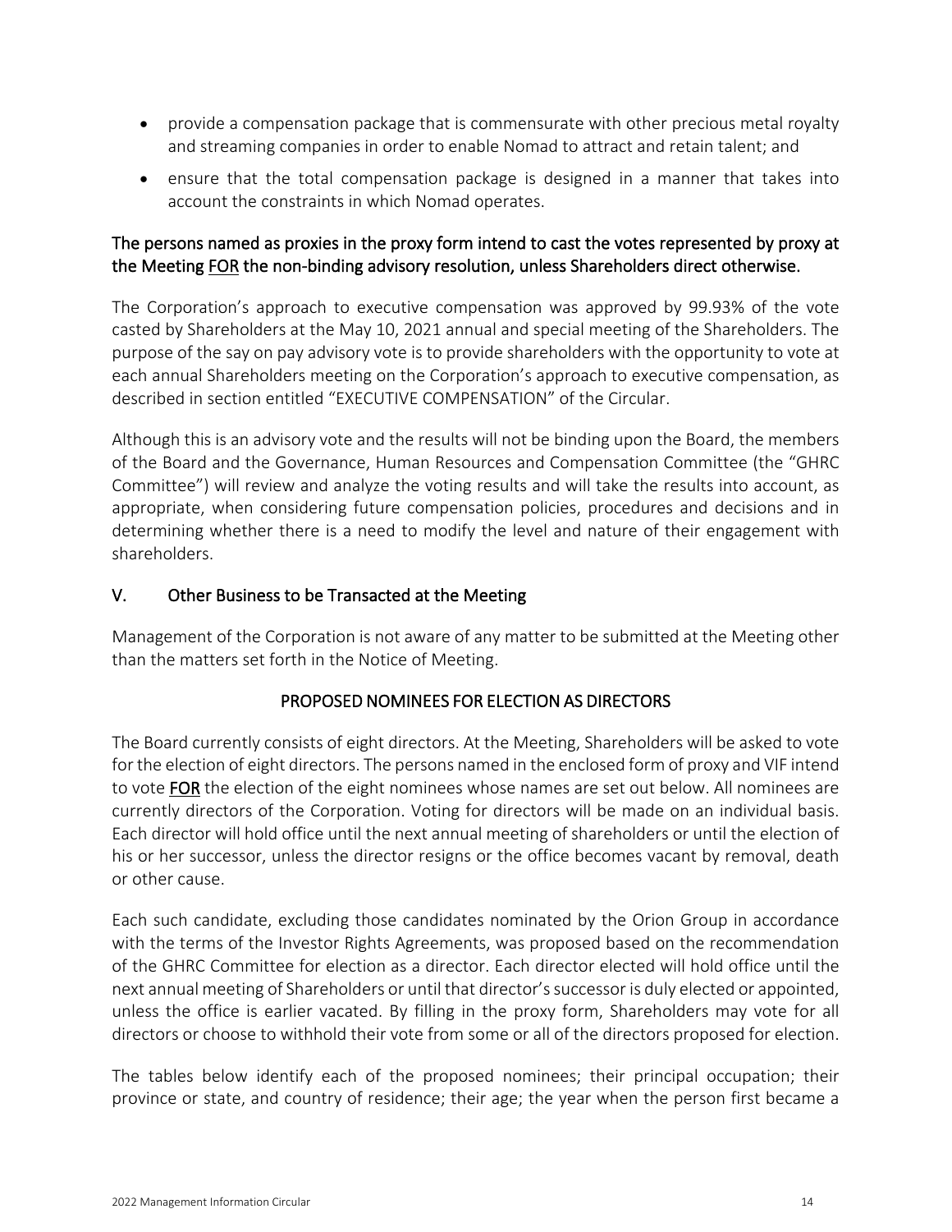- provide a compensation package that is commensurate with other precious metal royalty and streaming companies in order to enable Nomad to attract and retain talent; and
- ensure that the total compensation package is designed in a manner that takes into account the constraints in which Nomad operates.

The persons named as proxies in the proxy form intend to cast the votes represented by proxy at the Meeting FOR the non-binding advisory resolution, unless Shareholders direct otherwise.

The Corporation's approach to executive compensation was approved by 99.93% of the vote casted by Shareholders at the May 10, 2021 annual and special meeting of the Shareholders. The purpose of the say on pay advisory vote is to provide shareholders with the opportunity to vote at each annual Shareholders meeting on the Corporation's approach to executive compensation, as described in section entitled "EXECUTIVE COMPENSATION" of the Circular.

Although this is an advisory vote and the results will not be binding upon the Board, the members of the Board and the Governance, Human Resources and Compensation Committee (the "GHRC Committee") will review and analyze the voting results and will take the results into account, as appropriate, when considering future compensation policies, procedures and decisions and in determining whether there is a need to modify the level and nature of their engagement with shareholders.

## V. Other Business to be Transacted at the Meeting

Management of the Corporation is not aware of any matter to be submitted at the Meeting other than the matters set forth in the Notice of Meeting.

## PROPOSED NOMINEES FOR ELECTION AS DIRECTORS

The Board currently consists of eight directors. At the Meeting, Shareholders will be asked to vote for the election of eight directors. The persons named in the enclosed form of proxy and VIF intend to vote **FOR** the election of the eight nominees whose names are set out below. All nominees are currently directors of the Corporation. Voting for directors will be made on an individual basis. Each director will hold office until the next annual meeting of shareholders or until the election of his or her successor, unless the director resigns or the office becomes vacant by removal, death or other cause.

Each such candidate, excluding those candidates nominated by the Orion Group in accordance with the terms of the Investor Rights Agreements, was proposed based on the recommendation of the GHRC Committee for election as a director. Each director elected will hold office until the next annual meeting of Shareholders or until that director's successor is duly elected or appointed, unless the office is earlier vacated. By filling in the proxy form, Shareholders may vote for all directors or choose to withhold their vote from some or all of the directors proposed for election.

The tables below identify each of the proposed nominees; their principal occupation; their province or state, and country of residence; their age; the year when the person first became a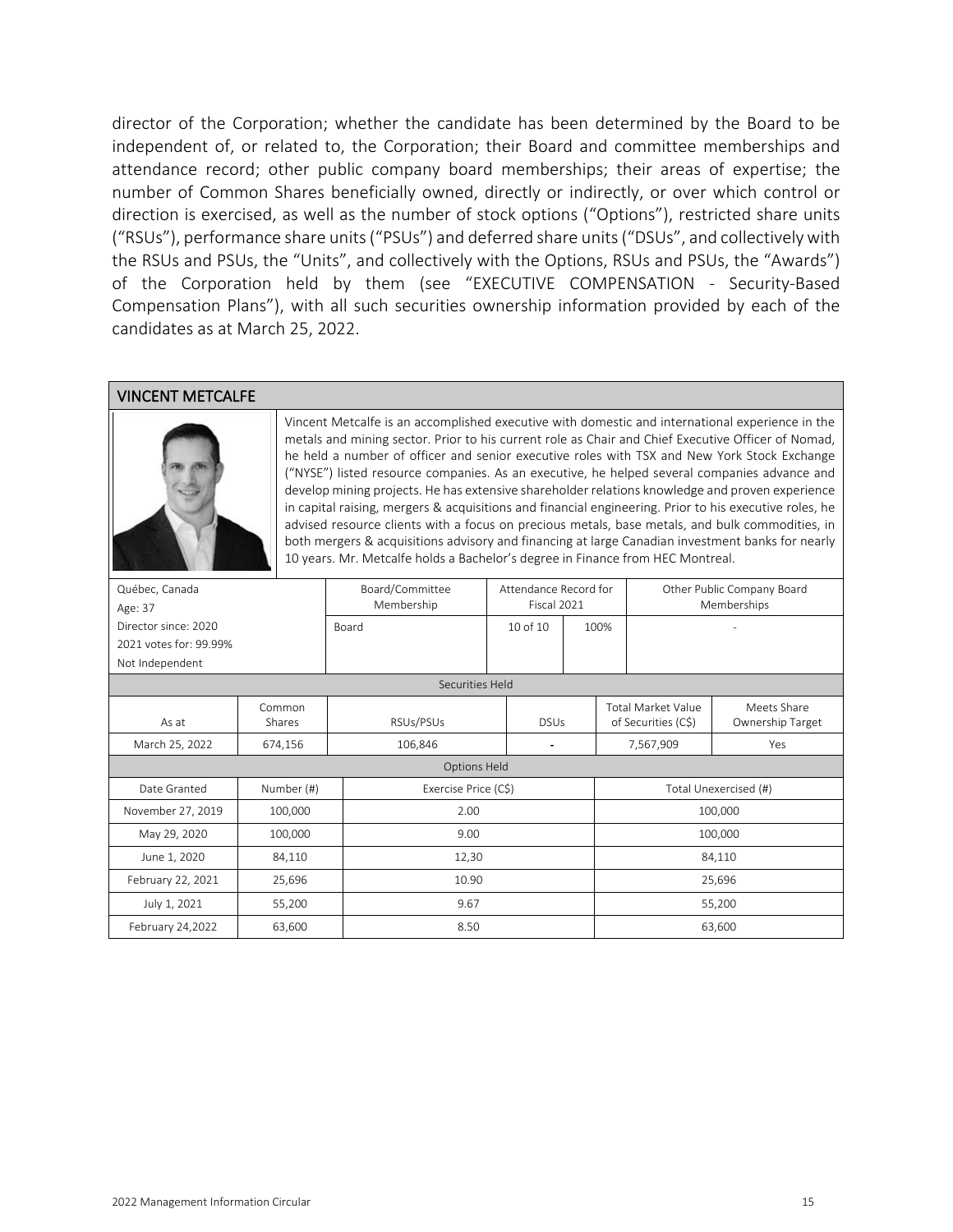director of the Corporation; whether the candidate has been determined by the Board to be independent of, or related to, the Corporation; their Board and committee memberships and attendance record; other public company board memberships; their areas of expertise; the number of Common Shares beneficially owned, directly or indirectly, or over which control or direction is exercised, as well as the number of stock options ("Options"), restricted share units ("RSUs"), performance share units ("PSUs") and deferred share units ("DSUs", and collectively with the RSUs and PSUs, the "Units", and collectively with the Options, RSUs and PSUs, the "Awards") of the Corporation held by them (see "EXECUTIVE COMPENSATION - Security-Based Compensation Plans"), with all such securities ownership information provided by each of the candidates as at March 25, 2022.

## VINCENT METCALFE

Vincent Metcalfe is an accomplished executive with domestic and international experience in the metals and mining sector. Prior to his current role as Chair and Chief Executive Officer of Nomad, he held a number of officer and senior executive roles with TSX and New York Stock Exchange ("NYSE") listed resource companies. As an executive, he helped several companies advance and develop mining projects. He has extensive shareholder relations knowledge and proven experience in capital raising, mergers & acquisitions and financial engineering. Prior to his executive roles, he advised resource clients with a focus on precious metals, base metals, and bulk commodities, in both mergers & acquisitions advisory and financing at large Canadian investment banks for nearly 10 years. Mr. Metcalfe holds a Bachelor's degree in Finance from HEC Montreal.

| Québec, Canada<br>Age: 37<br>Director since: 2020<br>2021 votes for: 99.99%<br>Not Independent | Board/Committee Membership | Attendance Record for Fiscal 2021 | | Other Public Company Board Memberships |
|---|---|---|---|---|
| | Board | 10 of 10 | 100% | - |

**Securities Held**

| As at | Common Shares | RSUs/PSUs | DSUs | Total Market Value of Securities (C$) | Meets Share Ownership Target |
|---|---|---|---|---|---|
| March 25, 2022 | 674,156 | 106,846 | - | 7,567,909 | Yes |

**Options Held**

| Date Granted | Number (#) | Exercise Price (C$) | Total Unexercised (#) |
|---|---|---|---|
| November 27, 2019 | 100,000 | 2.00 | 100,000 |
| May 29, 2020 | 100,000 | 9.00 | 100,000 |
| June 1, 2020 | 84,110 | 12,30 | 84,110 |
| February 22, 2021 | 25,696 | 10.90 | 25,696 |
| July 1, 2021 | 55,200 | 9.67 | 55,200 |
| February 24,2022 | 63,600 | 8.50 | 63,600 |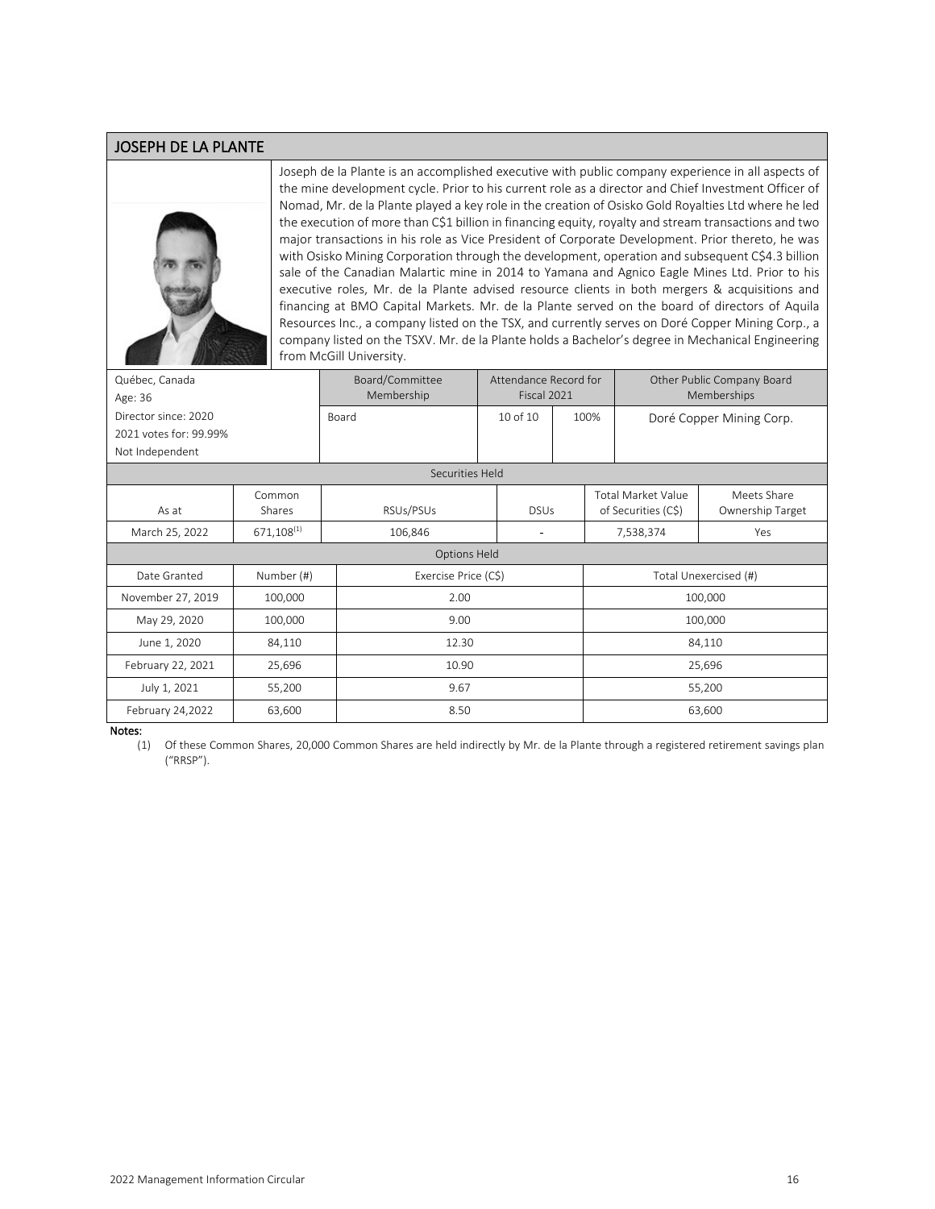## JOSEPH DE LA PLANTE

Joseph de la Plante is an accomplished executive with public company experience in all aspects of the mine development cycle. Prior to his current role as a director and Chief Investment Officer of Nomad, Mr. de la Plante played a key role in the creation of Osisko Gold Royalties Ltd where he led the execution of more than C$1 billion in financing equity, royalty and stream transactions and two major transactions in his role as Vice President of Corporate Development. Prior thereto, he was with Osisko Mining Corporation through the development, operation and subsequent C$4.3 billion sale of the Canadian Malartic mine in 2014 to Yamana and Agnico Eagle Mines Ltd. Prior to his executive roles, Mr. de la Plante advised resource clients in both mergers & acquisitions and financing at BMO Capital Markets. Mr. de la Plante served on the board of directors of Aquila Resources Inc., a company listed on the TSX, and currently serves on Doré Copper Mining Corp., a company listed on the TSXV. Mr. de la Plante holds a Bachelor's degree in Mechanical Engineering from McGill University.

| Québec, Canada<br>Age: 36 | Board/Committee Membership | Attendance Record for Fiscal 2021 | | Other Public Company Board Memberships |
|---|---|---|---|---|
| Director since: 2020<br>2021 votes for: 99.99%<br>Not Independent | Board | 10 of 10 | 100% | Doré Copper Mining Corp. |

**Securities Held**

| As at | Common Shares | RSUs/PSUs | DSUs | Total Market Value of Securities (C$) | Meets Share Ownership Target |
|---|---|---|---|---|---|
| March 25, 2022 | 671,108[(1)] | 106,846 | - | 7,538,374 | Yes |

**Options Held**

| Date Granted | Number (#) | Exercise Price (C$) | Total Unexercised (#) |
|---|---|---|---|
| November 27, 2019 | 100,000 | 2.00 | 100,000 |
| May 29, 2020 | 100,000 | 9.00 | 100,000 |
| June 1, 2020 | 84,110 | 12.30 | 84,110 |
| February 22, 2021 | 25,696 | 10.90 | 25,696 |
| July 1, 2021 | 55,200 | 9.67 | 55,200 |
| February 24,2022 | 63,600 | 8.50 | 63,600 |

**Notes:**

(1) Of these Common Shares, 20,000 Common Shares are held indirectly by Mr. de la Plante through a registered retirement savings plan ("RRSP").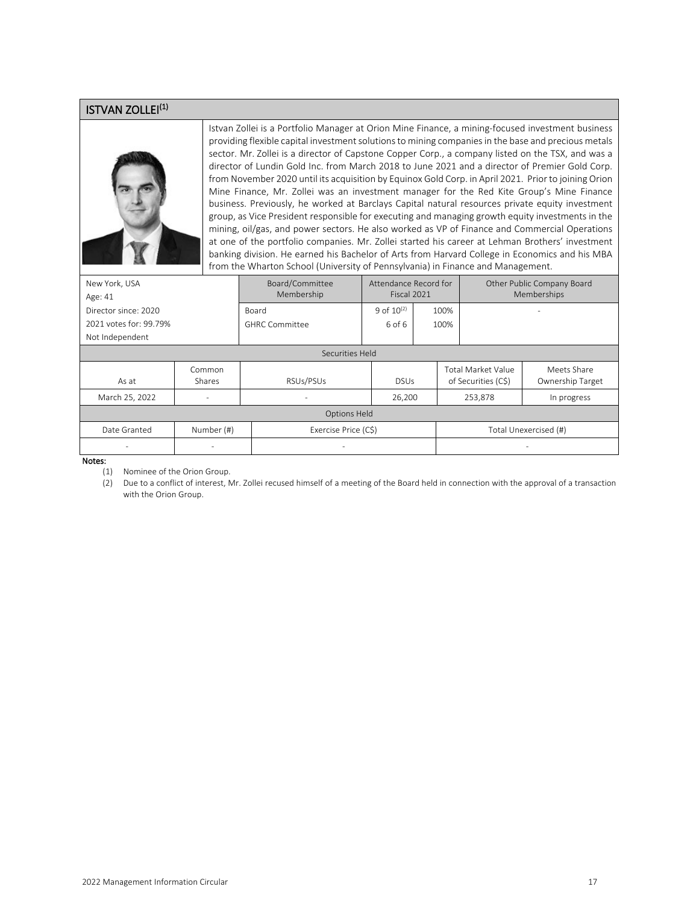## ISTVAN ZOLLEI[1]

Istvan Zollei is a Portfolio Manager at Orion Mine Finance, a mining-focused investment business providing flexible capital investment solutions to mining companies in the base and precious metals sector. Mr. Zollei is a director of Capstone Copper Corp., a company listed on the TSX, and was a director of Lundin Gold Inc. from March 2018 to June 2021 and a director of Premier Gold Corp. from November 2020 until its acquisition by Equinox Gold Corp. in April 2021. Prior to joining Orion Mine Finance, Mr. Zollei was an investment manager for the Red Kite Group's Mine Finance business. Previously, he worked at Barclays Capital natural resources private equity investment group, as Vice President responsible for executing and managing growth equity investments in the mining, oil/gas, and power sectors. He also worked as VP of Finance and Commercial Operations at one of the portfolio companies. Mr. Zollei started his career at Lehman Brothers' investment banking division. He earned his Bachelor of Arts from Harvard College in Economics and his MBA from the Wharton School (University of Pennsylvania) in Finance and Management.

| New York, USA<br>Age: 41<br>Director since: 2020<br>2021 votes for: 99.79%<br>Not Independent | Board/Committee Membership | Attendance Record for Fiscal 2021 | | Other Public Company Board Memberships |
|---|---|---|---|---|
| | Board | 9 of 10[2] | 100% | - |
| | GHRC Committee | 6 of 6 | 100% | |

| Securities Held | | | | | |
|---|---|---|---|---|---|
| As at | Common Shares | RSUs/PSUs | DSUs | Total Market Value of Securities (C$) | Meets Share Ownership Target |
| March 25, 2022 | - | - | 26,200 | 253,878 | In progress |

| Options Held | | | |
|---|---|---|---|
| Date Granted | Number (#) | Exercise Price (C$) | Total Unexercised (#) |
| - | - | - | - |

**Notes:**

(1) Nominee of the Orion Group.

(2) Due to a conflict of interest, Mr. Zollei recused himself of a meeting of the Board held in connection with the approval of a transaction with the Orion Group.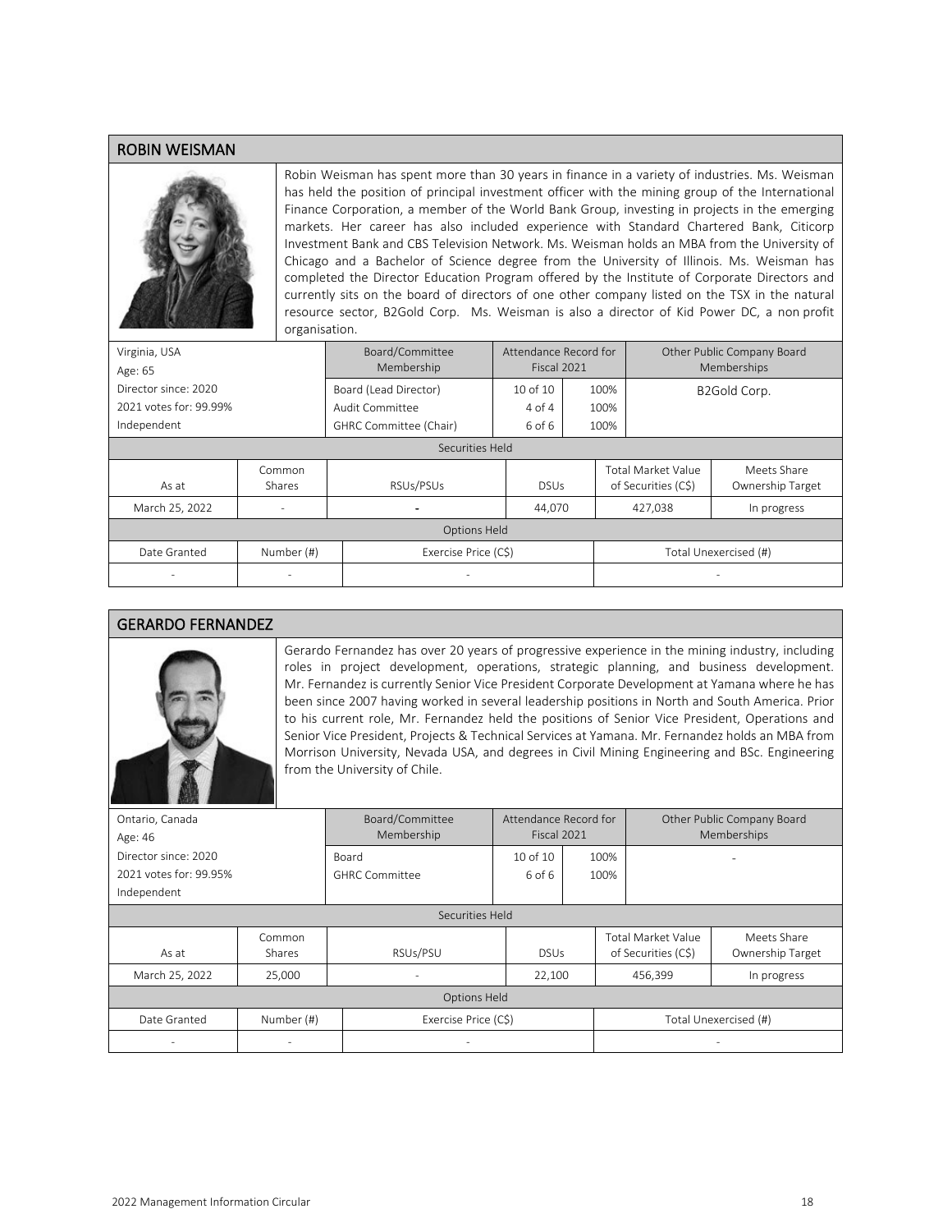## ROBIN WEISMAN

Robin Weisman has spent more than 30 years in finance in a variety of industries. Ms. Weisman has held the position of principal investment officer with the mining group of the International Finance Corporation, a member of the World Bank Group, investing in projects in the emerging markets. Her career has also included experience with Standard Chartered Bank, Citicorp Investment Bank and CBS Television Network. Ms. Weisman holds an MBA from the University of Chicago and a Bachelor of Science degree from the University of Illinois. Ms. Weisman has completed the Director Education Program offered by the Institute of Corporate Directors and currently sits on the board of directors of one other company listed on the TSX in the natural resource sector, B2Gold Corp. Ms. Weisman is also a director of Kid Power DC, a non profit organisation.

| | Board/Committee Membership | Attendance Record for Fiscal 2021 | | Other Public Company Board Memberships |
|---|---|---|---|---|
| Virginia, USA<br>Age: 65<br>Director since: 2020<br>2021 votes for: 99.99%<br>Independent | Board (Lead Director)<br>Audit Committee<br>GHRC Committee (Chair) | 10 of 10<br>4 of 4<br>6 of 6 | 100%<br>100%<br>100% | B2Gold Corp. |

**Securities Held**

| As at | Common Shares | RSUs/PSUs | DSUs | Total Market Value of Securities (C$) | Meets Share Ownership Target |
|---|---|---|---|---|---|
| March 25, 2022 | - | - | 44,070 | 427,038 | In progress |

**Options Held**

| Date Granted | Number (#) | Exercise Price (C$) | Total Unexercised (#) |
|---|---|---|---|
| - | - | - | - |

## GERARDO FERNANDEZ

Gerardo Fernandez has over 20 years of progressive experience in the mining industry, including roles in project development, operations, strategic planning, and business development. Mr. Fernandez is currently Senior Vice President Corporate Development at Yamana where he has been since 2007 having worked in several leadership positions in North and South America. Prior to his current role, Mr. Fernandez held the positions of Senior Vice President, Operations and Senior Vice President, Projects & Technical Services at Yamana. Mr. Fernandez holds an MBA from Morrison University, Nevada USA, and degrees in Civil Mining Engineering and BSc. Engineering from the University of Chile.

| | Board/Committee Membership | Attendance Record for Fiscal 2021 | | Other Public Company Board Memberships |
|---|---|---|---|---|
| Ontario, Canada<br>Age: 46<br>Director since: 2020<br>2021 votes for: 99.95%<br>Independent | Board<br>GHRC Committee | 10 of 10<br>6 of 6 | 100%<br>100% | - |

**Securities Held**

| As at | Common Shares | RSUs/PSU | DSUs | Total Market Value of Securities (C$) | Meets Share Ownership Target |
|---|---|---|---|---|---|
| March 25, 2022 | 25,000 | - | 22,100 | 456,399 | In progress |

**Options Held**

| Date Granted | Number (#) | Exercise Price (C$) | Total Unexercised (#) |
|---|---|---|---|
| - | - | - | - |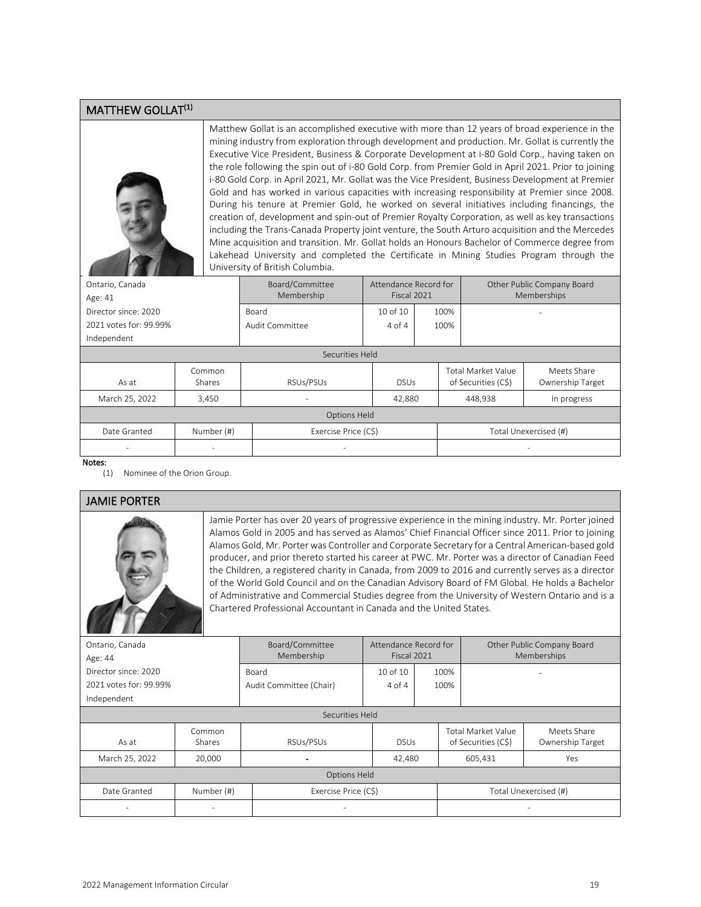## MATTHEW GOLLAT[1]

Matthew Gollat is an accomplished executive with more than 12 years of broad experience in the mining industry from exploration through development and production. Mr. Gollat is currently the Executive Vice President, Business & Corporate Development at i-80 Gold Corp., having taken on the role following the spin out of i-80 Gold Corp. from Premier Gold in April 2021. Prior to joining i-80 Gold Corp. in April 2021, Mr. Gollat was the Vice President, Business Development at Premier Gold and has worked in various capacities with increasing responsibility at Premier since 2008. During his tenure at Premier Gold, he worked on several initiatives including financings, the creation of, development and spin-out of Premier Royalty Corporation, as well as key transactions including the Trans-Canada Property joint venture, the South Arturo acquisition and the Mercedes Mine acquisition and transition. Mr. Gollat holds an Honours Bachelor of Commerce degree from Lakehead University and completed the Certificate in Mining Studies Program through the University of British Columbia.

| Ontario, Canada<br>Age: 41<br>Director since: 2020<br>2021 votes for: 99.99%<br>Independent | Board/Committee Membership | Attendance Record for Fiscal 2021 | | Other Public Company Board Memberships |
|---|---|---|---|---|
| | Board | 10 of 10 | 100% | - |
| | Audit Committee | 4 of 4 | 100% | |

**Securities Held**

| As at | Common Shares | RSUs/PSUs | DSUs | Total Market Value of Securities (C$) | Meets Share Ownership Target |
|---|---|---|---|---|---|
| March 25, 2022 | 3,450 | - | 42,880 | 448,938 | In progress |

**Options Held**

| Date Granted | Number (#) | Exercise Price (C$) | Total Unexercised (#) |
|---|---|---|---|
| - | - | - | - |

**Notes:**

(1) Nominee of the Orion Group.

## JAMIE PORTER

Jamie Porter has over 20 years of progressive experience in the mining industry. Mr. Porter joined Alamos Gold in 2005 and has served as Alamos' Chief Financial Officer since 2011. Prior to joining Alamos Gold, Mr. Porter was Controller and Corporate Secretary for a Central American-based gold producer, and prior thereto started his career at PWC. Mr. Porter was a director of Canadian Feed the Children, a registered charity in Canada, from 2009 to 2016 and currently serves as a director of the World Gold Council and on the Canadian Advisory Board of FM Global. He holds a Bachelor of Administrative and Commercial Studies degree from the University of Western Ontario and is a Chartered Professional Accountant in Canada and the United States.

| Ontario, Canada<br>Age: 44<br>Director since: 2020<br>2021 votes for: 99.99%<br>Independent | Board/Committee Membership | Attendance Record for Fiscal 2021 | | Other Public Company Board Memberships |
|---|---|---|---|---|
| | Board | 10 of 10 | 100% | - |
| | Audit Committee (Chair) | 4 of 4 | 100% | |

**Securities Held**

| As at | Common Shares | RSUs/PSUs | DSUs | Total Market Value of Securities (C$) | Meets Share Ownership Target |
|---|---|---|---|---|---|
| March 25, 2022 | 20,000 | - | 42,480 | 605,431 | Yes |

**Options Held**

| Date Granted | Number (#) | Exercise Price (C$) | Total Unexercised (#) |
|---|---|---|---|
| - | - | - | - |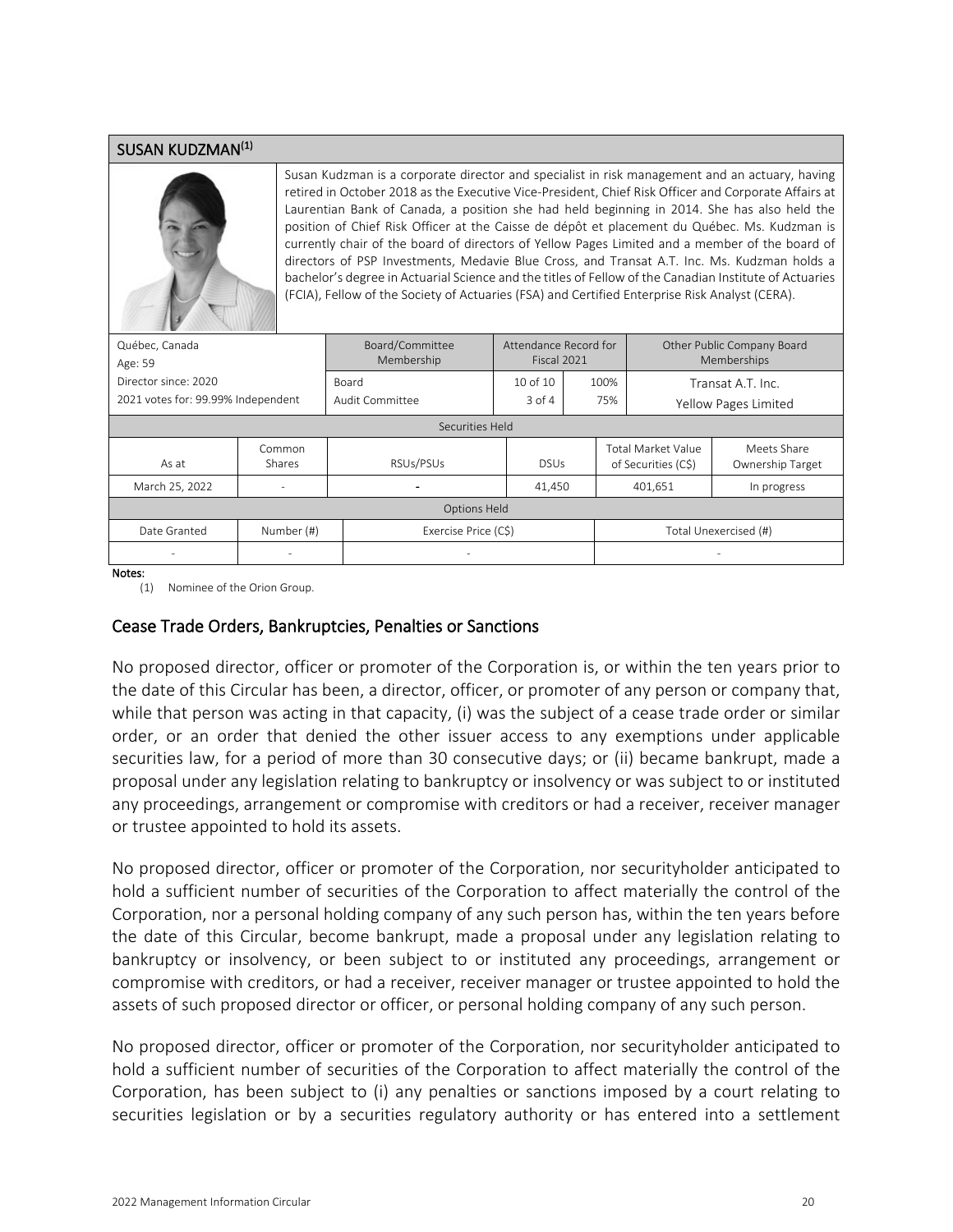## SUSAN KUDZMAN[1]

Susan Kudzman is a corporate director and specialist in risk management and an actuary, having retired in October 2018 as the Executive Vice-President, Chief Risk Officer and Corporate Affairs at Laurentian Bank of Canada, a position she had held beginning in 2014. She has also held the position of Chief Risk Officer at the Caisse de dépôt et placement du Québec. Ms. Kudzman is currently chair of the board of directors of Yellow Pages Limited and a member of the board of directors of PSP Investments, Medavie Blue Cross, and Transat A.T. Inc. Ms. Kudzman holds a bachelor's degree in Actuarial Science and the titles of Fellow of the Canadian Institute of Actuaries (FCIA), Fellow of the Society of Actuaries (FSA) and Certified Enterprise Risk Analyst (CERA).

| Québec, Canada<br>Age: 59 | Board/Committee Membership | Attendance Record for Fiscal 2021 | | Other Public Company Board Memberships |
|---|---|---|---|---|
| Director since: 2020 | Board | 10 of 10 | 100% | Transat A.T. Inc. |
| 2021 votes for: 99.99% Independent | Audit Committee | 3 of 4 | 75% | Yellow Pages Limited |

**Securities Held**

| As at | Common Shares | RSUs/PSUs | DSUs | Total Market Value of Securities (C$) | Meets Share Ownership Target |
|---|---|---|---|---|---|
| March 25, 2022 | - | - | 41,450 | 401,651 | In progress |

**Options Held**

| Date Granted | Number (#) | Exercise Price (C$) | Total Unexercised (#) |
|---|---|---|---|
| - | - | - | - |

**Notes:**

(1) Nominee of the Orion Group.

## Cease Trade Orders, Bankruptcies, Penalties or Sanctions

No proposed director, officer or promoter of the Corporation is, or within the ten years prior to the date of this Circular has been, a director, officer, or promoter of any person or company that, while that person was acting in that capacity, (i) was the subject of a cease trade order or similar order, or an order that denied the other issuer access to any exemptions under applicable securities law, for a period of more than 30 consecutive days; or (ii) became bankrupt, made a proposal under any legislation relating to bankruptcy or insolvency or was subject to or instituted any proceedings, arrangement or compromise with creditors or had a receiver, receiver manager or trustee appointed to hold its assets.

No proposed director, officer or promoter of the Corporation, nor securityholder anticipated to hold a sufficient number of securities of the Corporation to affect materially the control of the Corporation, nor a personal holding company of any such person has, within the ten years before the date of this Circular, become bankrupt, made a proposal under any legislation relating to bankruptcy or insolvency, or been subject to or instituted any proceedings, arrangement or compromise with creditors, or had a receiver, receiver manager or trustee appointed to hold the assets of such proposed director or officer, or personal holding company of any such person.

No proposed director, officer or promoter of the Corporation, nor securityholder anticipated to hold a sufficient number of securities of the Corporation to affect materially the control of the Corporation, has been subject to (i) any penalties or sanctions imposed by a court relating to securities legislation or by a securities regulatory authority or has entered into a settlement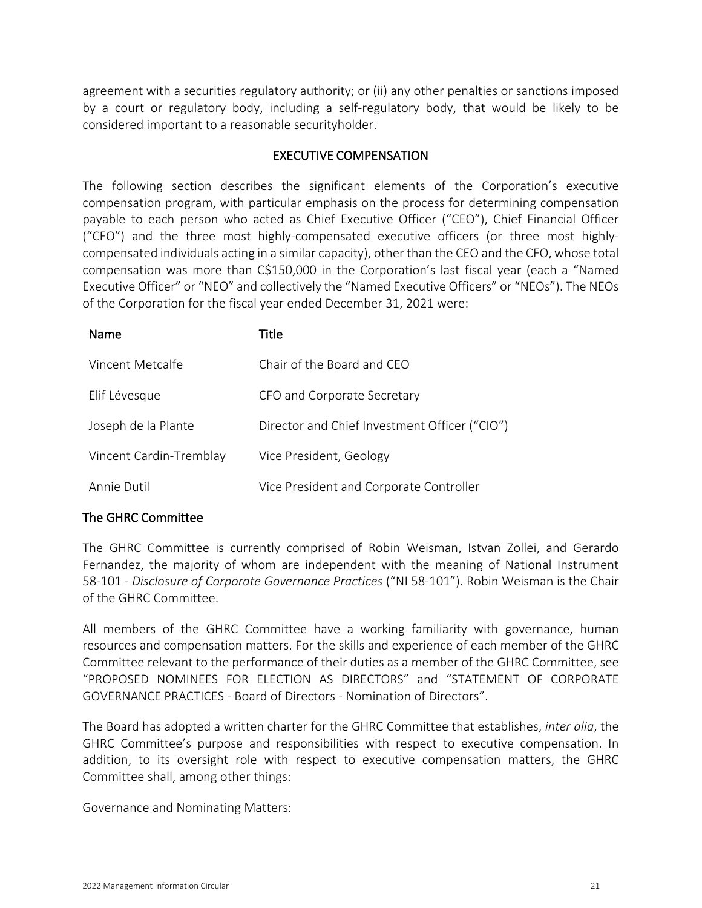agreement with a securities regulatory authority; or (ii) any other penalties or sanctions imposed by a court or regulatory body, including a self-regulatory body, that would be likely to be considered important to a reasonable securityholder.

## EXECUTIVE COMPENSATION

The following section describes the significant elements of the Corporation's executive compensation program, with particular emphasis on the process for determining compensation payable to each person who acted as Chief Executive Officer ("CEO"), Chief Financial Officer ("CFO") and the three most highly-compensated executive officers (or three most highly-compensated individuals acting in a similar capacity), other than the CEO and the CFO, whose total compensation was more than C$150,000 in the Corporation's last fiscal year (each a "Named Executive Officer" or "NEO" and collectively the "Named Executive Officers" or "NEOs"). The NEOs of the Corporation for the fiscal year ended December 31, 2021 were:

| Name | Title |
|---|---|
| Vincent Metcalfe | Chair of the Board and CEO |
| Elif Lévesque | CFO and Corporate Secretary |
| Joseph de la Plante | Director and Chief Investment Officer ("CIO") |
| Vincent Cardin-Tremblay | Vice President, Geology |
| Annie Dutil | Vice President and Corporate Controller |

### The GHRC Committee

The GHRC Committee is currently comprised of Robin Weisman, Istvan Zollei, and Gerardo Fernandez, the majority of whom are independent with the meaning of National Instrument 58-101 - *Disclosure of Corporate Governance Practices* ("NI 58-101"). Robin Weisman is the Chair of the GHRC Committee.

All members of the GHRC Committee have a working familiarity with governance, human resources and compensation matters. For the skills and experience of each member of the GHRC Committee relevant to the performance of their duties as a member of the GHRC Committee, see "PROPOSED NOMINEES FOR ELECTION AS DIRECTORS" and "STATEMENT OF CORPORATE GOVERNANCE PRACTICES - Board of Directors - Nomination of Directors".

The Board has adopted a written charter for the GHRC Committee that establishes, *inter alia*, the GHRC Committee's purpose and responsibilities with respect to executive compensation. In addition, to its oversight role with respect to executive compensation matters, the GHRC Committee shall, among other things:

Governance and Nominating Matters: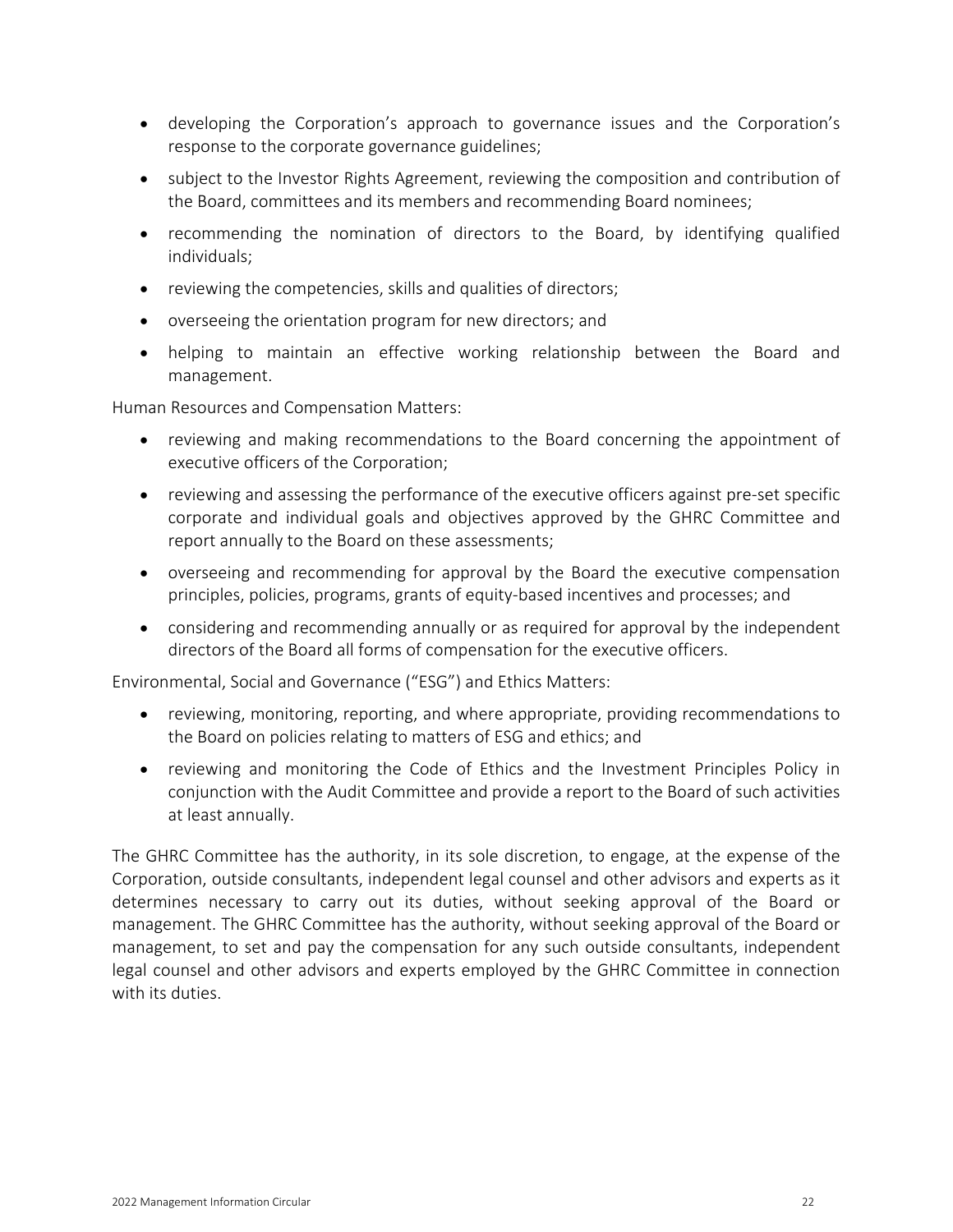- developing the Corporation's approach to governance issues and the Corporation's response to the corporate governance guidelines;
- subject to the Investor Rights Agreement, reviewing the composition and contribution of the Board, committees and its members and recommending Board nominees;
- recommending the nomination of directors to the Board, by identifying qualified individuals;
- reviewing the competencies, skills and qualities of directors;
- overseeing the orientation program for new directors; and
- helping to maintain an effective working relationship between the Board and management.

Human Resources and Compensation Matters:

- reviewing and making recommendations to the Board concerning the appointment of executive officers of the Corporation;
- reviewing and assessing the performance of the executive officers against pre-set specific corporate and individual goals and objectives approved by the GHRC Committee and report annually to the Board on these assessments;
- overseeing and recommending for approval by the Board the executive compensation principles, policies, programs, grants of equity-based incentives and processes; and
- considering and recommending annually or as required for approval by the independent directors of the Board all forms of compensation for the executive officers.

Environmental, Social and Governance ("ESG") and Ethics Matters:

- reviewing, monitoring, reporting, and where appropriate, providing recommendations to the Board on policies relating to matters of ESG and ethics; and
- reviewing and monitoring the Code of Ethics and the Investment Principles Policy in conjunction with the Audit Committee and provide a report to the Board of such activities at least annually.

The GHRC Committee has the authority, in its sole discretion, to engage, at the expense of the Corporation, outside consultants, independent legal counsel and other advisors and experts as it determines necessary to carry out its duties, without seeking approval of the Board or management. The GHRC Committee has the authority, without seeking approval of the Board or management, to set and pay the compensation for any such outside consultants, independent legal counsel and other advisors and experts employed by the GHRC Committee in connection with its duties.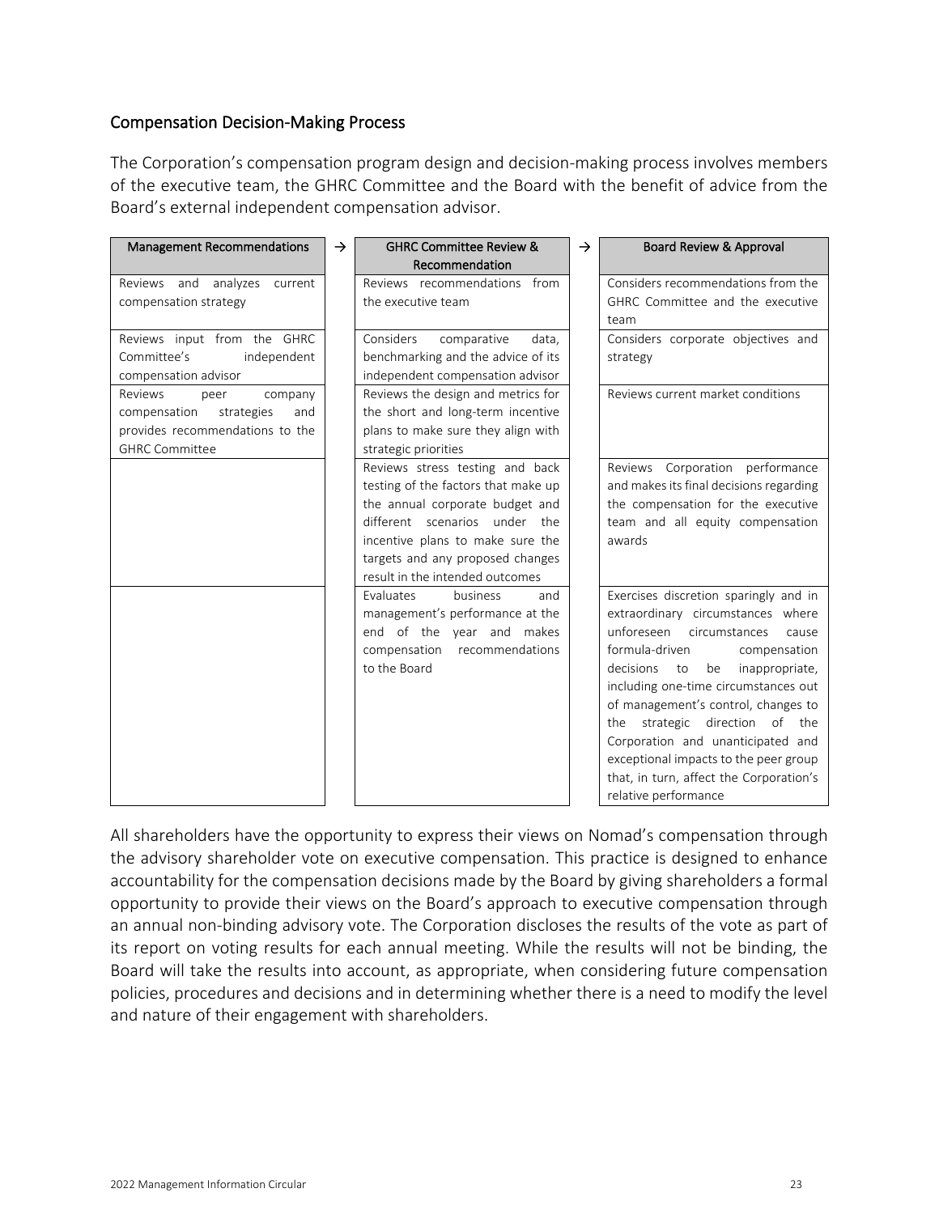## Compensation Decision-Making Process

The Corporation's compensation program design and decision-making process involves members of the executive team, the GHRC Committee and the Board with the benefit of advice from the Board's external independent compensation advisor.

| Management Recommendations | → | GHRC Committee Review & Recommendation | → | Board Review & Approval |
|---|---|---|---|---|
| Reviews and analyzes current compensation strategy | | Reviews recommendations from the executive team | | Considers recommendations from the GHRC Committee and the executive team |
| Reviews input from the GHRC Committee's independent compensation advisor | | Considers comparative data, benchmarking and the advice of its independent compensation advisor | | Considers corporate objectives and strategy |
| Reviews peer company compensation strategies and provides recommendations to the GHRC Committee | | Reviews the design and metrics for the short and long-term incentive plans to make sure they align with strategic priorities | | Reviews current market conditions |
| | | Reviews stress testing and back testing of the factors that make up the annual corporate budget and different scenarios under the incentive plans to make sure the targets and any proposed changes result in the intended outcomes | | Reviews Corporation performance and makes its final decisions regarding the compensation for the executive team and all equity compensation awards |
| | | Evaluates business and management's performance at the end of the year and makes compensation recommendations to the Board | | Exercises discretion sparingly and in extraordinary circumstances where unforeseen circumstances cause formula-driven compensation decisions to be inappropriate, including one-time circumstances out of management's control, changes to the strategic direction of the Corporation and unanticipated and exceptional impacts to the peer group that, in turn, affect the Corporation's relative performance |

All shareholders have the opportunity to express their views on Nomad's compensation through the advisory shareholder vote on executive compensation. This practice is designed to enhance accountability for the compensation decisions made by the Board by giving shareholders a formal opportunity to provide their views on the Board's approach to executive compensation through an annual non-binding advisory vote. The Corporation discloses the results of the vote as part of its report on voting results for each annual meeting. While the results will not be binding, the Board will take the results into account, as appropriate, when considering future compensation policies, procedures and decisions and in determining whether there is a need to modify the level and nature of their engagement with shareholders.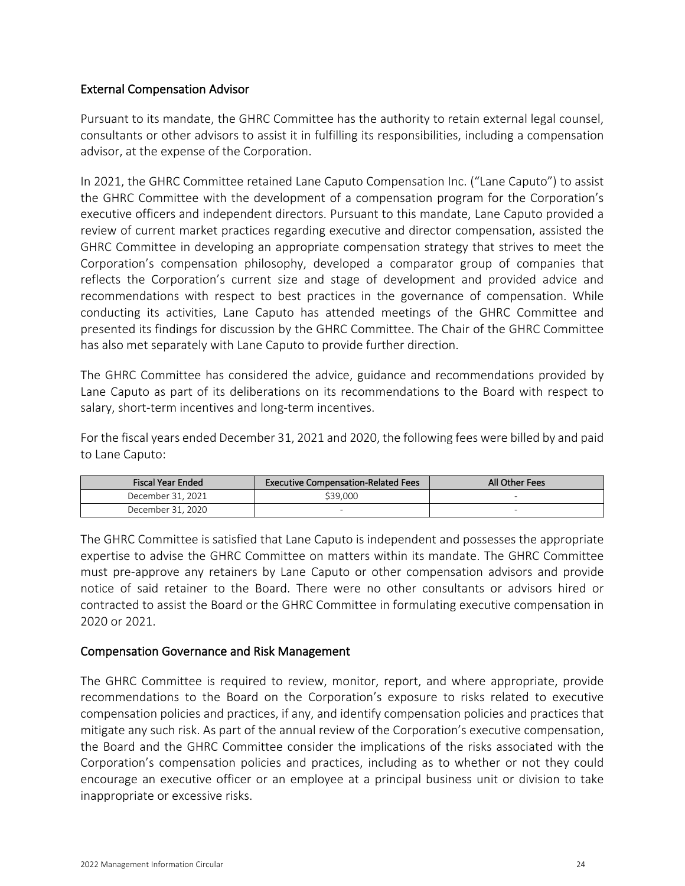## External Compensation Advisor

Pursuant to its mandate, the GHRC Committee has the authority to retain external legal counsel, consultants or other advisors to assist it in fulfilling its responsibilities, including a compensation advisor, at the expense of the Corporation.

In 2021, the GHRC Committee retained Lane Caputo Compensation Inc. ("Lane Caputo") to assist the GHRC Committee with the development of a compensation program for the Corporation's executive officers and independent directors. Pursuant to this mandate, Lane Caputo provided a review of current market practices regarding executive and director compensation, assisted the GHRC Committee in developing an appropriate compensation strategy that strives to meet the Corporation's compensation philosophy, developed a comparator group of companies that reflects the Corporation's current size and stage of development and provided advice and recommendations with respect to best practices in the governance of compensation. While conducting its activities, Lane Caputo has attended meetings of the GHRC Committee and presented its findings for discussion by the GHRC Committee. The Chair of the GHRC Committee has also met separately with Lane Caputo to provide further direction.

The GHRC Committee has considered the advice, guidance and recommendations provided by Lane Caputo as part of its deliberations on its recommendations to the Board with respect to salary, short-term incentives and long-term incentives.

For the fiscal years ended December 31, 2021 and 2020, the following fees were billed by and paid to Lane Caputo:

| Fiscal Year Ended | Executive Compensation-Related Fees | All Other Fees |
|---|---|---|
| December 31, 2021 | $39,000 | - |
| December 31, 2020 | - | - |

The GHRC Committee is satisfied that Lane Caputo is independent and possesses the appropriate expertise to advise the GHRC Committee on matters within its mandate. The GHRC Committee must pre-approve any retainers by Lane Caputo or other compensation advisors and provide notice of said retainer to the Board. There were no other consultants or advisors hired or contracted to assist the Board or the GHRC Committee in formulating executive compensation in 2020 or 2021.

## Compensation Governance and Risk Management

The GHRC Committee is required to review, monitor, report, and where appropriate, provide recommendations to the Board on the Corporation's exposure to risks related to executive compensation policies and practices, if any, and identify compensation policies and practices that mitigate any such risk. As part of the annual review of the Corporation's executive compensation, the Board and the GHRC Committee consider the implications of the risks associated with the Corporation's compensation policies and practices, including as to whether or not they could encourage an executive officer or an employee at a principal business unit or division to take inappropriate or excessive risks.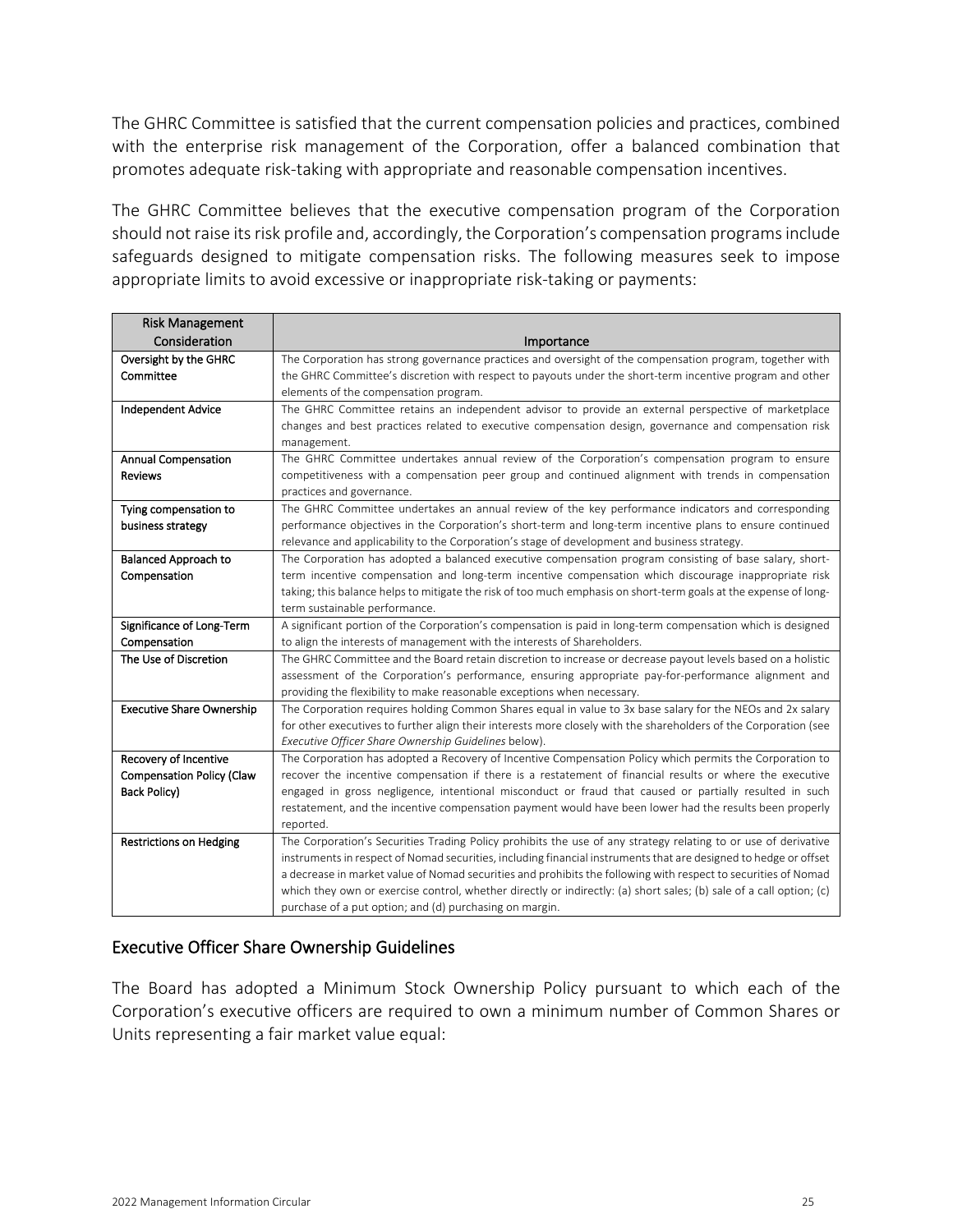The GHRC Committee is satisfied that the current compensation policies and practices, combined with the enterprise risk management of the Corporation, offer a balanced combination that promotes adequate risk-taking with appropriate and reasonable compensation incentives.

The GHRC Committee believes that the executive compensation program of the Corporation should not raise its risk profile and, accordingly, the Corporation's compensation programs include safeguards designed to mitigate compensation risks. The following measures seek to impose appropriate limits to avoid excessive or inappropriate risk-taking or payments:

| Risk Management Consideration | Importance |
|---|---|
| Oversight by the GHRC Committee | The Corporation has strong governance practices and oversight of the compensation program, together with the GHRC Committee's discretion with respect to payouts under the short-term incentive program and other elements of the compensation program. |
| Independent Advice | The GHRC Committee retains an independent advisor to provide an external perspective of marketplace changes and best practices related to executive compensation design, governance and compensation risk management. |
| Annual Compensation Reviews | The GHRC Committee undertakes annual review of the Corporation's compensation program to ensure competitiveness with a compensation peer group and continued alignment with trends in compensation practices and governance. |
| Tying compensation to business strategy | The GHRC Committee undertakes an annual review of the key performance indicators and corresponding performance objectives in the Corporation's short-term and long-term incentive plans to ensure continued relevance and applicability to the Corporation's stage of development and business strategy. |
| Balanced Approach to Compensation | The Corporation has adopted a balanced executive compensation program consisting of base salary, short-term incentive compensation and long-term incentive compensation which discourage inappropriate risk taking; this balance helps to mitigate the risk of too much emphasis on short-term goals at the expense of long-term sustainable performance. |
| Significance of Long-Term Compensation | A significant portion of the Corporation's compensation is paid in long-term compensation which is designed to align the interests of management with the interests of Shareholders. |
| The Use of Discretion | The GHRC Committee and the Board retain discretion to increase or decrease payout levels based on a holistic assessment of the Corporation's performance, ensuring appropriate pay-for-performance alignment and providing the flexibility to make reasonable exceptions when necessary. |
| Executive Share Ownership | The Corporation requires holding Common Shares equal in value to 3x base salary for the NEOs and 2x salary for other executives to further align their interests more closely with the shareholders of the Corporation (see *Executive Officer Share Ownership Guidelines* below). |
| Recovery of Incentive Compensation Policy (Claw Back Policy) | The Corporation has adopted a Recovery of Incentive Compensation Policy which permits the Corporation to recover the incentive compensation if there is a restatement of financial results or where the executive engaged in gross negligence, intentional misconduct or fraud that caused or partially resulted in such restatement, and the incentive compensation payment would have been lower had the results been properly reported. |
| Restrictions on Hedging | The Corporation's Securities Trading Policy prohibits the use of any strategy relating to or use of derivative instruments in respect of Nomad securities, including financial instruments that are designed to hedge or offset a decrease in market value of Nomad securities and prohibits the following with respect to securities of Nomad which they own or exercise control, whether directly or indirectly: (a) short sales; (b) sale of a call option; (c) purchase of a put option; and (d) purchasing on margin. |

## Executive Officer Share Ownership Guidelines

The Board has adopted a Minimum Stock Ownership Policy pursuant to which each of the Corporation's executive officers are required to own a minimum number of Common Shares or Units representing a fair market value equal: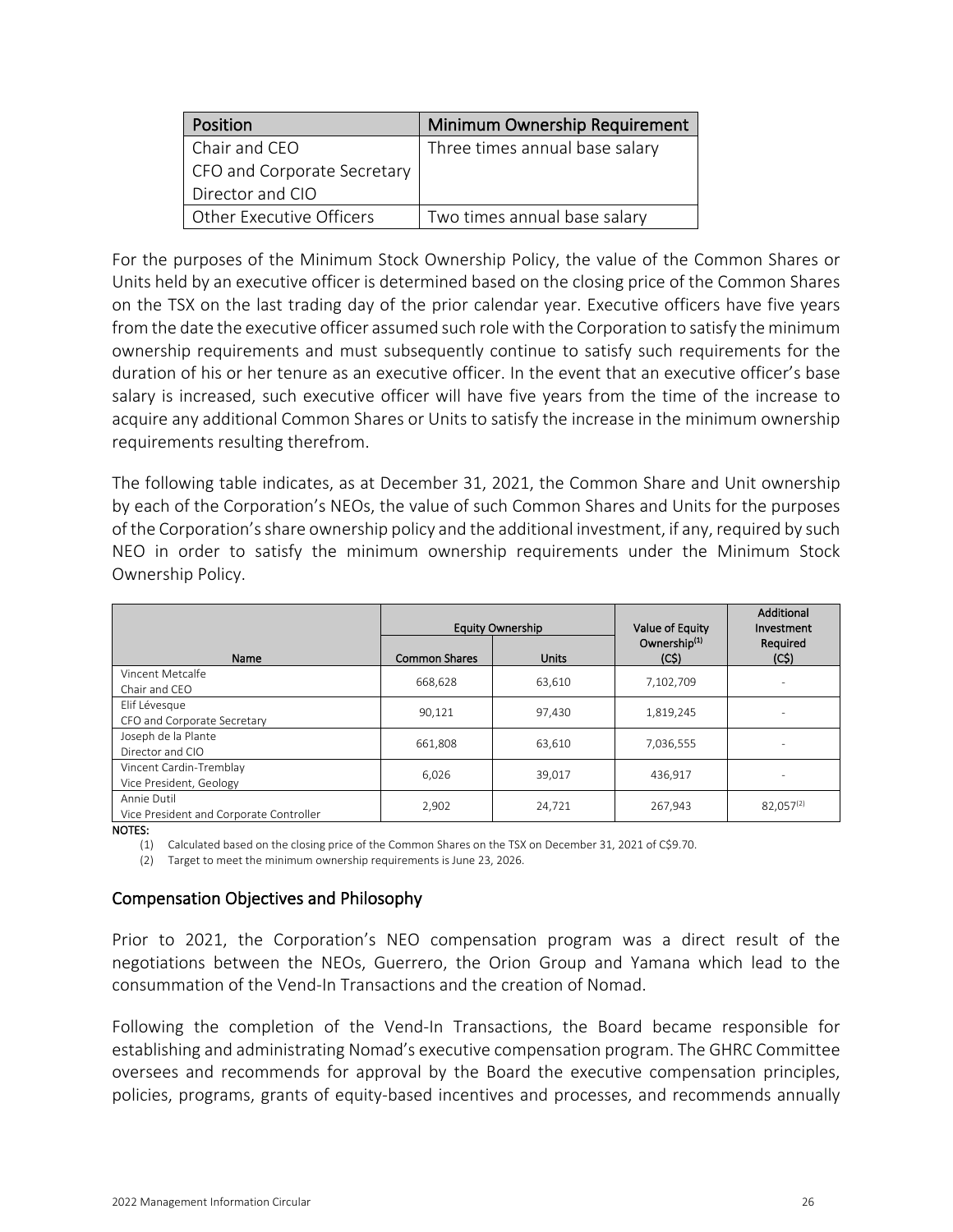| Position | Minimum Ownership Requirement |
|---|---|
| Chair and CEO<br>CFO and Corporate Secretary<br>Director and CIO | Three times annual base salary |
| Other Executive Officers | Two times annual base salary |

For the purposes of the Minimum Stock Ownership Policy, the value of the Common Shares or Units held by an executive officer is determined based on the closing price of the Common Shares on the TSX on the last trading day of the prior calendar year. Executive officers have five years from the date the executive officer assumed such role with the Corporation to satisfy the minimum ownership requirements and must subsequently continue to satisfy such requirements for the duration of his or her tenure as an executive officer. In the event that an executive officer's base salary is increased, such executive officer will have five years from the time of the increase to acquire any additional Common Shares or Units to satisfy the increase in the minimum ownership requirements resulting therefrom.

The following table indicates, as at December 31, 2021, the Common Share and Unit ownership by each of the Corporation's NEOs, the value of such Common Shares and Units for the purposes of the Corporation's share ownership policy and the additional investment, if any, required by such NEO in order to satisfy the minimum ownership requirements under the Minimum Stock Ownership Policy.

| Name | Equity Ownership | | Value of Equity Ownership[(1)] (C$) | Additional Investment Required (C$) |
|---|---|---|---|---|
| | Common Shares | Units | | |
| Vincent Metcalfe<br>Chair and CEO | 668,628 | 63,610 | 7,102,709 | - |
| Elif Lévesque<br>CFO and Corporate Secretary | 90,121 | 97,430 | 1,819,245 | - |
| Joseph de la Plante<br>Director and CIO | 661,808 | 63,610 | 7,036,555 | - |
| Vincent Cardin-Tremblay<br>Vice President, Geology | 6,026 | 39,017 | 436,917 | - |
| Annie Dutil<br>Vice President and Corporate Controller | 2,902 | 24,721 | 267,943 | 82,057[(2)] |

NOTES:

(1) Calculated based on the closing price of the Common Shares on the TSX on December 31, 2021 of C$9.70.

(2) Target to meet the minimum ownership requirements is June 23, 2026.

## Compensation Objectives and Philosophy

Prior to 2021, the Corporation's NEO compensation program was a direct result of the negotiations between the NEOs, Guerrero, the Orion Group and Yamana which lead to the consummation of the Vend-In Transactions and the creation of Nomad.

Following the completion of the Vend-In Transactions, the Board became responsible for establishing and administrating Nomad's executive compensation program. The GHRC Committee oversees and recommends for approval by the Board the executive compensation principles, policies, programs, grants of equity-based incentives and processes, and recommends annually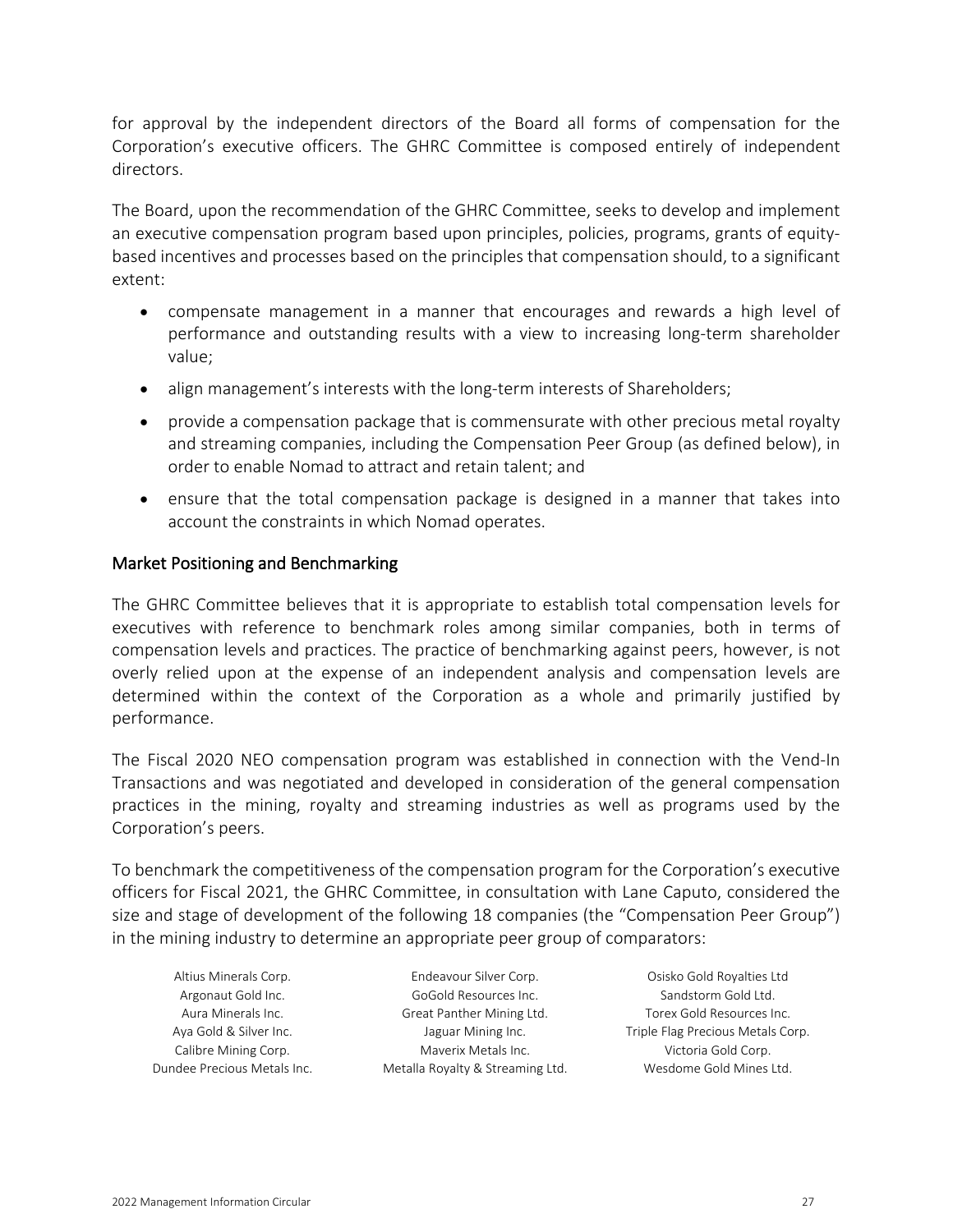for approval by the independent directors of the Board all forms of compensation for the Corporation's executive officers. The GHRC Committee is composed entirely of independent directors.

The Board, upon the recommendation of the GHRC Committee, seeks to develop and implement an executive compensation program based upon principles, policies, programs, grants of equity-based incentives and processes based on the principles that compensation should, to a significant extent:

- compensate management in a manner that encourages and rewards a high level of performance and outstanding results with a view to increasing long-term shareholder value;
- align management's interests with the long-term interests of Shareholders;
- provide a compensation package that is commensurate with other precious metal royalty and streaming companies, including the Compensation Peer Group (as defined below), in order to enable Nomad to attract and retain talent; and
- ensure that the total compensation package is designed in a manner that takes into account the constraints in which Nomad operates.

## Market Positioning and Benchmarking

The GHRC Committee believes that it is appropriate to establish total compensation levels for executives with reference to benchmark roles among similar companies, both in terms of compensation levels and practices. The practice of benchmarking against peers, however, is not overly relied upon at the expense of an independent analysis and compensation levels are determined within the context of the Corporation as a whole and primarily justified by performance.

The Fiscal 2020 NEO compensation program was established in connection with the Vend-In Transactions and was negotiated and developed in consideration of the general compensation practices in the mining, royalty and streaming industries as well as programs used by the Corporation's peers.

To benchmark the competitiveness of the compensation program for the Corporation's executive officers for Fiscal 2021, the GHRC Committee, in consultation with Lane Caputo, considered the size and stage of development of the following 18 companies (the "Compensation Peer Group") in the mining industry to determine an appropriate peer group of comparators:

| | | |
|---|---|---|
| Altius Minerals Corp. | Endeavour Silver Corp. | Osisko Gold Royalties Ltd |
| Argonaut Gold Inc. | GoGold Resources Inc. | Sandstorm Gold Ltd. |
| Aura Minerals Inc. | Great Panther Mining Ltd. | Torex Gold Resources Inc. |
| Aya Gold & Silver Inc. | Jaguar Mining Inc. | Triple Flag Precious Metals Corp. |
| Calibre Mining Corp. | Maverix Metals Inc. | Victoria Gold Corp. |
| Dundee Precious Metals Inc. | Metalla Royalty & Streaming Ltd. | Wesdome Gold Mines Ltd. |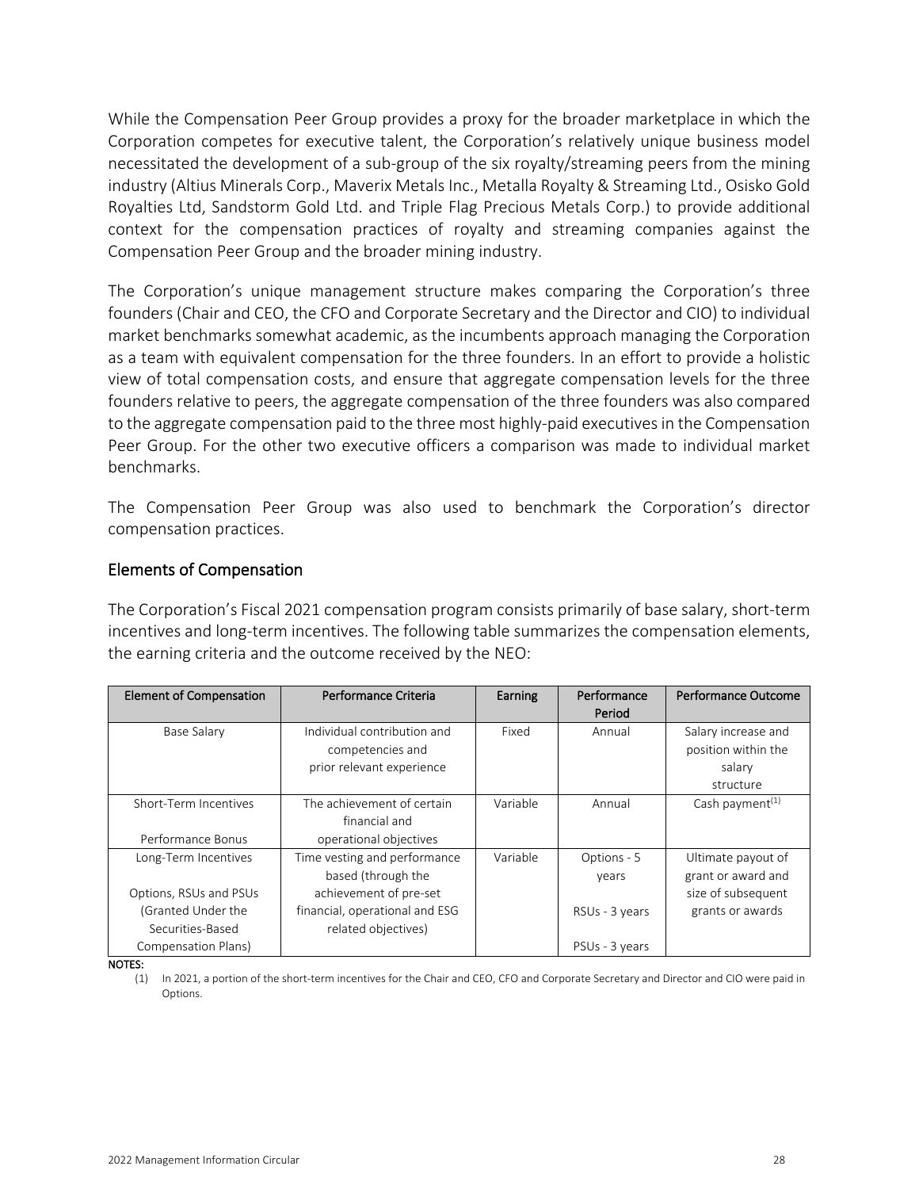While the Compensation Peer Group provides a proxy for the broader marketplace in which the Corporation competes for executive talent, the Corporation's relatively unique business model necessitated the development of a sub-group of the six royalty/streaming peers from the mining industry (Altius Minerals Corp., Maverix Metals Inc., Metalla Royalty & Streaming Ltd., Osisko Gold Royalties Ltd, Sandstorm Gold Ltd. and Triple Flag Precious Metals Corp.) to provide additional context for the compensation practices of royalty and streaming companies against the Compensation Peer Group and the broader mining industry.

The Corporation's unique management structure makes comparing the Corporation's three founders (Chair and CEO, the CFO and Corporate Secretary and the Director and CIO) to individual market benchmarks somewhat academic, as the incumbents approach managing the Corporation as a team with equivalent compensation for the three founders. In an effort to provide a holistic view of total compensation costs, and ensure that aggregate compensation levels for the three founders relative to peers, the aggregate compensation of the three founders was also compared to the aggregate compensation paid to the three most highly-paid executives in the Compensation Peer Group. For the other two executive officers a comparison was made to individual market benchmarks.

The Compensation Peer Group was also used to benchmark the Corporation's director compensation practices.

## Elements of Compensation

The Corporation's Fiscal 2021 compensation program consists primarily of base salary, short-term incentives and long-term incentives. The following table summarizes the compensation elements, the earning criteria and the outcome received by the NEO:

| Element of Compensation | Performance Criteria | Earning | Performance Period | Performance Outcome |
|---|---|---|---|---|
| Base Salary | Individual contribution and competencies and prior relevant experience | Fixed | Annual | Salary increase and position within the salary structure |
| Short-Term Incentives<br><br>Performance Bonus | The achievement of certain financial and operational objectives | Variable | Annual | Cash payment[(1)] |
| Long-Term Incentives<br><br>Options, RSUs and PSUs (Granted Under the Securities-Based Compensation Plans) | Time vesting and performance based (through the achievement of pre-set financial, operational and ESG related objectives) | Variable | Options - 5 years<br><br>RSUs - 3 years<br><br>PSUs - 3 years | Ultimate payout of grant or award and size of subsequent grants or awards |

**NOTES:**

(1) In 2021, a portion of the short-term incentives for the Chair and CEO, CFO and Corporate Secretary and Director and CIO were paid in Options.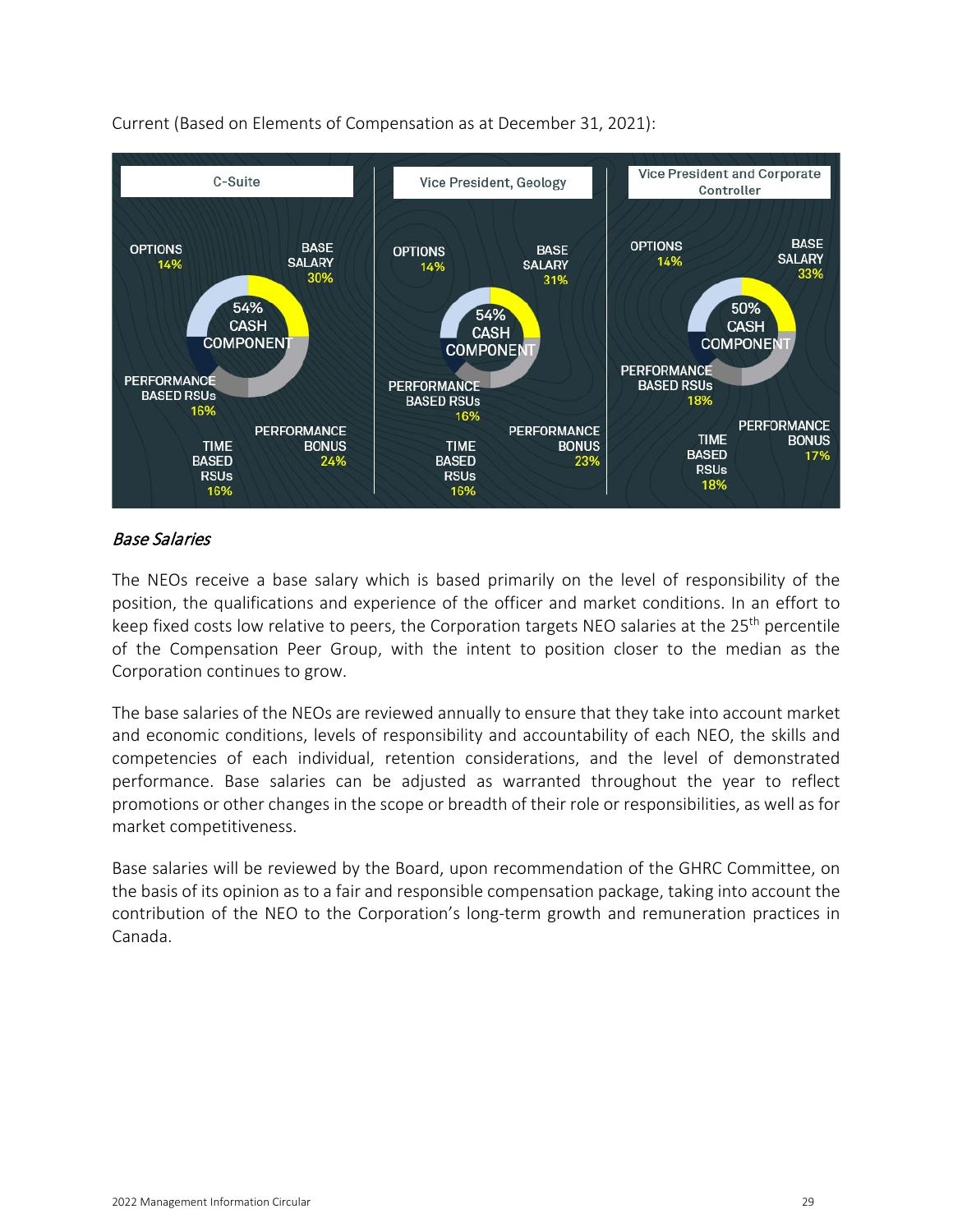Current (Based on Elements of Compensation as at December 31, 2021):

| Element | C-Suite | Vice President, Geology | Vice President and Corporate Controller |
|---|---|---|---|
| Base Salary | 30% | 31% | 33% |
| Performance Bonus | 24% | 23% | 17% |
| Time Based RSUs | 16% | 16% | 18% |
| Performance Based RSUs | 16% | 16% | 18% |
| Options | 14% | 14% | 14% |
| Cash Component | 54% | 54% | 50% |

*Base Salaries*

The NEOs receive a base salary which is based primarily on the level of responsibility of the position, the qualifications and experience of the officer and market conditions. In an effort to keep fixed costs low relative to peers, the Corporation targets NEO salaries at the 25th percentile of the Compensation Peer Group, with the intent to position closer to the median as the Corporation continues to grow.

The base salaries of the NEOs are reviewed annually to ensure that they take into account market and economic conditions, levels of responsibility and accountability of each NEO, the skills and competencies of each individual, retention considerations, and the level of demonstrated performance. Base salaries can be adjusted as warranted throughout the year to reflect promotions or other changes in the scope or breadth of their role or responsibilities, as well as for market competitiveness.

Base salaries will be reviewed by the Board, upon recommendation of the GHRC Committee, on the basis of its opinion as to a fair and responsible compensation package, taking into account the contribution of the NEO to the Corporation's long-term growth and remuneration practices in Canada.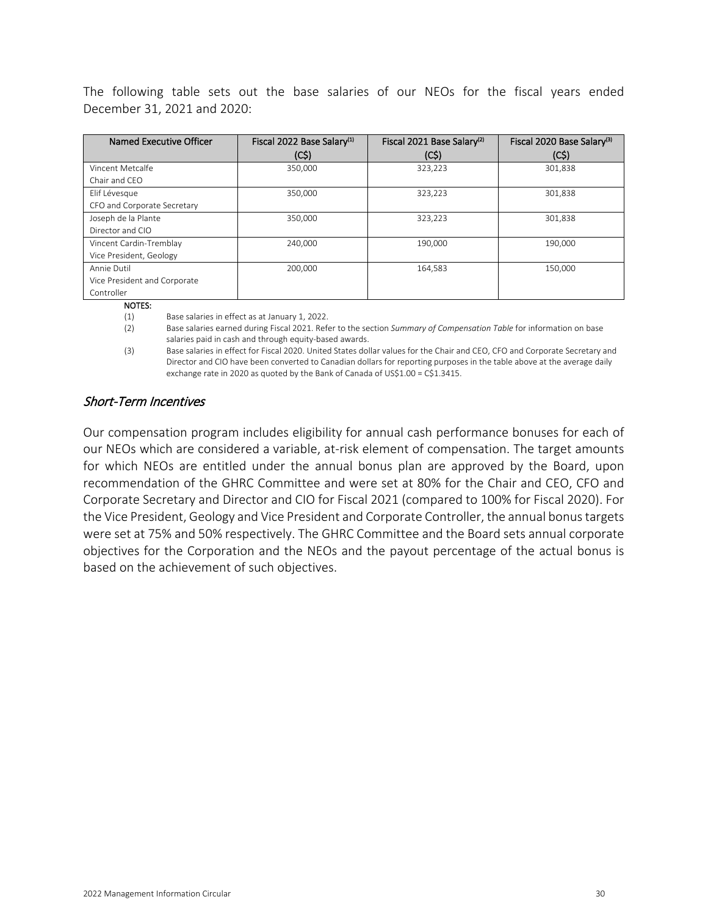The following table sets out the base salaries of our NEOs for the fiscal years ended December 31, 2021 and 2020:

| Named Executive Officer | Fiscal 2022 Base Salary[(1)] (C$) | Fiscal 2021 Base Salary[(2)] (C$) | Fiscal 2020 Base Salary[(3)] (C$) |
|---|---|---|---|
| Vincent Metcalfe<br>Chair and CEO | 350,000 | 323,223 | 301,838 |
| Elif Lévesque<br>CFO and Corporate Secretary | 350,000 | 323,223 | 301,838 |
| Joseph de la Plante<br>Director and CIO | 350,000 | 323,223 | 301,838 |
| Vincent Cardin-Tremblay<br>Vice President, Geology | 240,000 | 190,000 | 190,000 |
| Annie Dutil<br>Vice President and Corporate Controller | 200,000 | 164,583 | 150,000 |

**NOTES:**

(1) Base salaries in effect as at January 1, 2022.

(2) Base salaries earned during Fiscal 2021. Refer to the section *Summary of Compensation Table* for information on base salaries paid in cash and through equity-based awards.

(3) Base salaries in effect for Fiscal 2020. United States dollar values for the Chair and CEO, CFO and Corporate Secretary and Director and CIO have been converted to Canadian dollars for reporting purposes in the table above at the average daily exchange rate in 2020 as quoted by the Bank of Canada of US$1.00 = C$1.3415.

### *Short-Term Incentives*

Our compensation program includes eligibility for annual cash performance bonuses for each of our NEOs which are considered a variable, at-risk element of compensation. The target amounts for which NEOs are entitled under the annual bonus plan are approved by the Board, upon recommendation of the GHRC Committee and were set at 80% for the Chair and CEO, CFO and Corporate Secretary and Director and CIO for Fiscal 2021 (compared to 100% for Fiscal 2020). For the Vice President, Geology and Vice President and Corporate Controller, the annual bonus targets were set at 75% and 50% respectively. The GHRC Committee and the Board sets annual corporate objectives for the Corporation and the NEOs and the payout percentage of the actual bonus is based on the achievement of such objectives.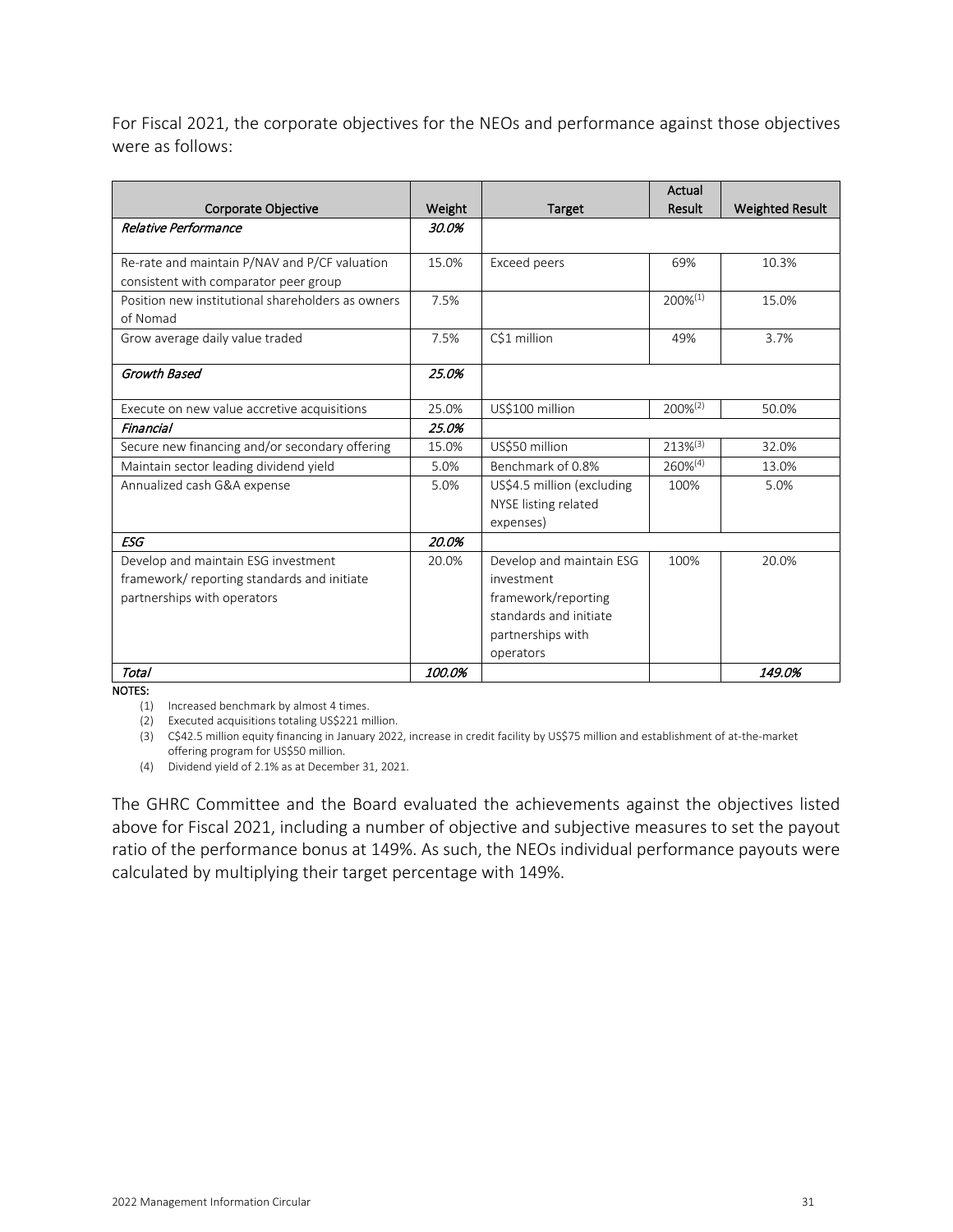For Fiscal 2021, the corporate objectives for the NEOs and performance against those objectives were as follows:

| Corporate Objective | Weight | Target | Actual Result | Weighted Result |
|---|---|---|---|---|
| *Relative Performance* | *30.0%* | | | |
| Re-rate and maintain P/NAV and P/CF valuation consistent with comparator peer group | 15.0% | Exceed peers | 69% | 10.3% |
| Position new institutional shareholders as owners of Nomad | 7.5% | | 200%[(1)] | 15.0% |
| Grow average daily value traded | 7.5% | C$1 million | 49% | 3.7% |
| *Growth Based* | *25.0%* | | | |
| Execute on new value accretive acquisitions | 25.0% | US$100 million | 200%[(2)] | 50.0% |
| *Financial* | *25.0%* | | | |
| Secure new financing and/or secondary offering | 15.0% | US$50 million | 213%[(3)] | 32.0% |
| Maintain sector leading dividend yield | 5.0% | Benchmark of 0.8% | 260%[(4)] | 13.0% |
| Annualized cash G&A expense | 5.0% | US$4.5 million (excluding NYSE listing related expenses) | 100% | 5.0% |
| *ESG* | *20.0%* | | | |
| Develop and maintain ESG investment framework/ reporting standards and initiate partnerships with operators | 20.0% | Develop and maintain ESG investment framework/reporting standards and initiate partnerships with operators | 100% | 20.0% |
| *Total* | *100.0%* | | | *149.0%* |

**NOTES:**

(1) Increased benchmark by almost 4 times.

(2) Executed acquisitions totaling US$221 million.

(3) C$42.5 million equity financing in January 2022, increase in credit facility by US$75 million and establishment of at-the-market offering program for US$50 million.

(4) Dividend yield of 2.1% as at December 31, 2021.

The GHRC Committee and the Board evaluated the achievements against the objectives listed above for Fiscal 2021, including a number of objective and subjective measures to set the payout ratio of the performance bonus at 149%. As such, the NEOs individual performance payouts were calculated by multiplying their target percentage with 149%.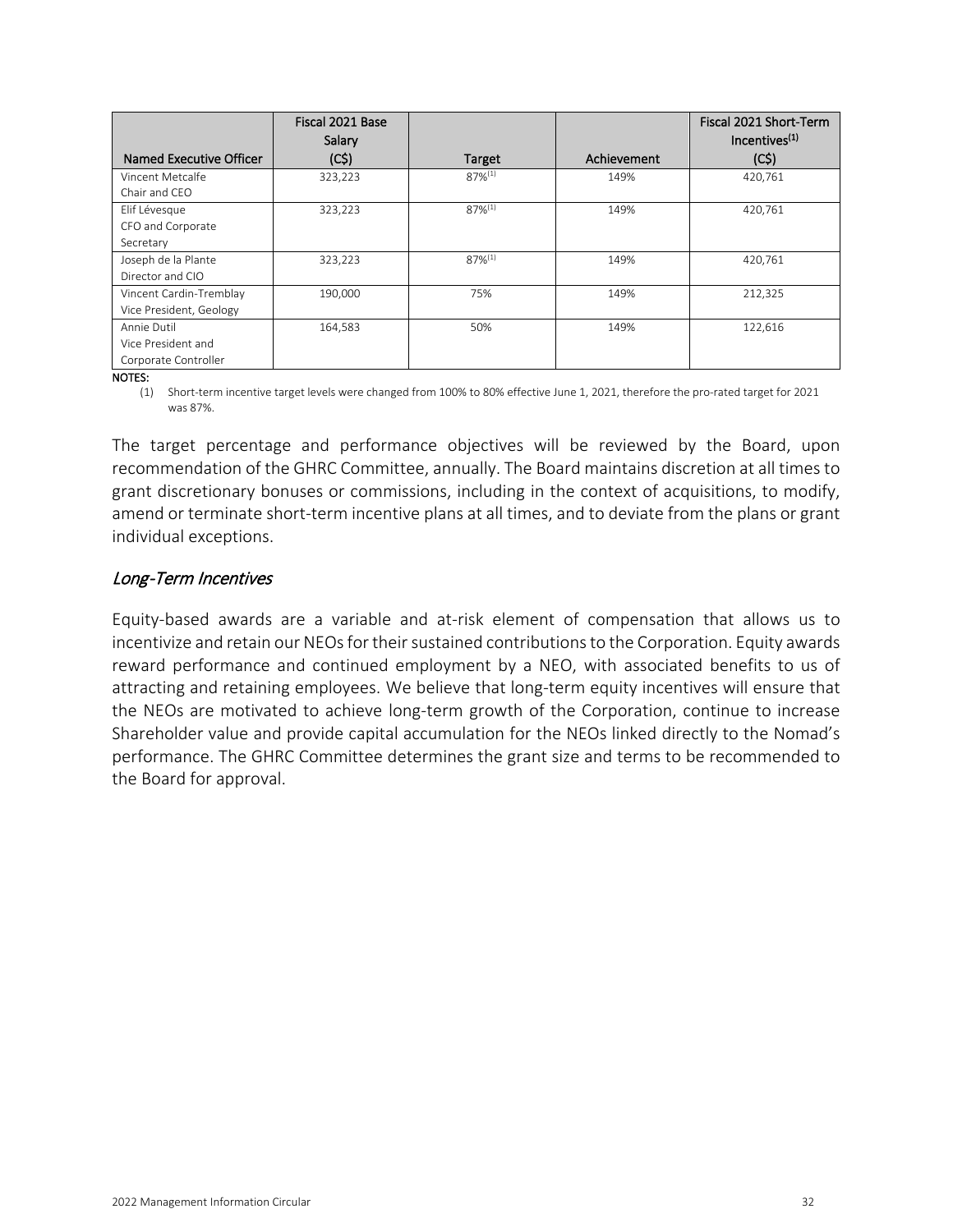| Named Executive Officer | Fiscal 2021 Base Salary (C$) | Target | Achievement | Fiscal 2021 Short-Term Incentives[(1)] (C$) |
|---|---|---|---|---|
| Vincent Metcalfe Chair and CEO | 323,223 | 87%[(1)] | 149% | 420,761 |
| Elif Lévesque CFO and Corporate Secretary | 323,223 | 87%[(1)] | 149% | 420,761 |
| Joseph de la Plante Director and CIO | 323,223 | 87%[(1)] | 149% | 420,761 |
| Vincent Cardin-Tremblay Vice President, Geology | 190,000 | 75% | 149% | 212,325 |
| Annie Dutil Vice President and Corporate Controller | 164,583 | 50% | 149% | 122,616 |

**NOTES:**

(1) Short-term incentive target levels were changed from 100% to 80% effective June 1, 2021, therefore the pro-rated target for 2021 was 87%.

The target percentage and performance objectives will be reviewed by the Board, upon recommendation of the GHRC Committee, annually. The Board maintains discretion at all times to grant discretionary bonuses or commissions, including in the context of acquisitions, to modify, amend or terminate short-term incentive plans at all times, and to deviate from the plans or grant individual exceptions.

### *Long-Term Incentives*

Equity-based awards are a variable and at-risk element of compensation that allows us to incentivize and retain our NEOs for their sustained contributions to the Corporation. Equity awards reward performance and continued employment by a NEO, with associated benefits to us of attracting and retaining employees. We believe that long-term equity incentives will ensure that the NEOs are motivated to achieve long-term growth of the Corporation, continue to increase Shareholder value and provide capital accumulation for the NEOs linked directly to the Nomad's performance. The GHRC Committee determines the grant size and terms to be recommended to the Board for approval.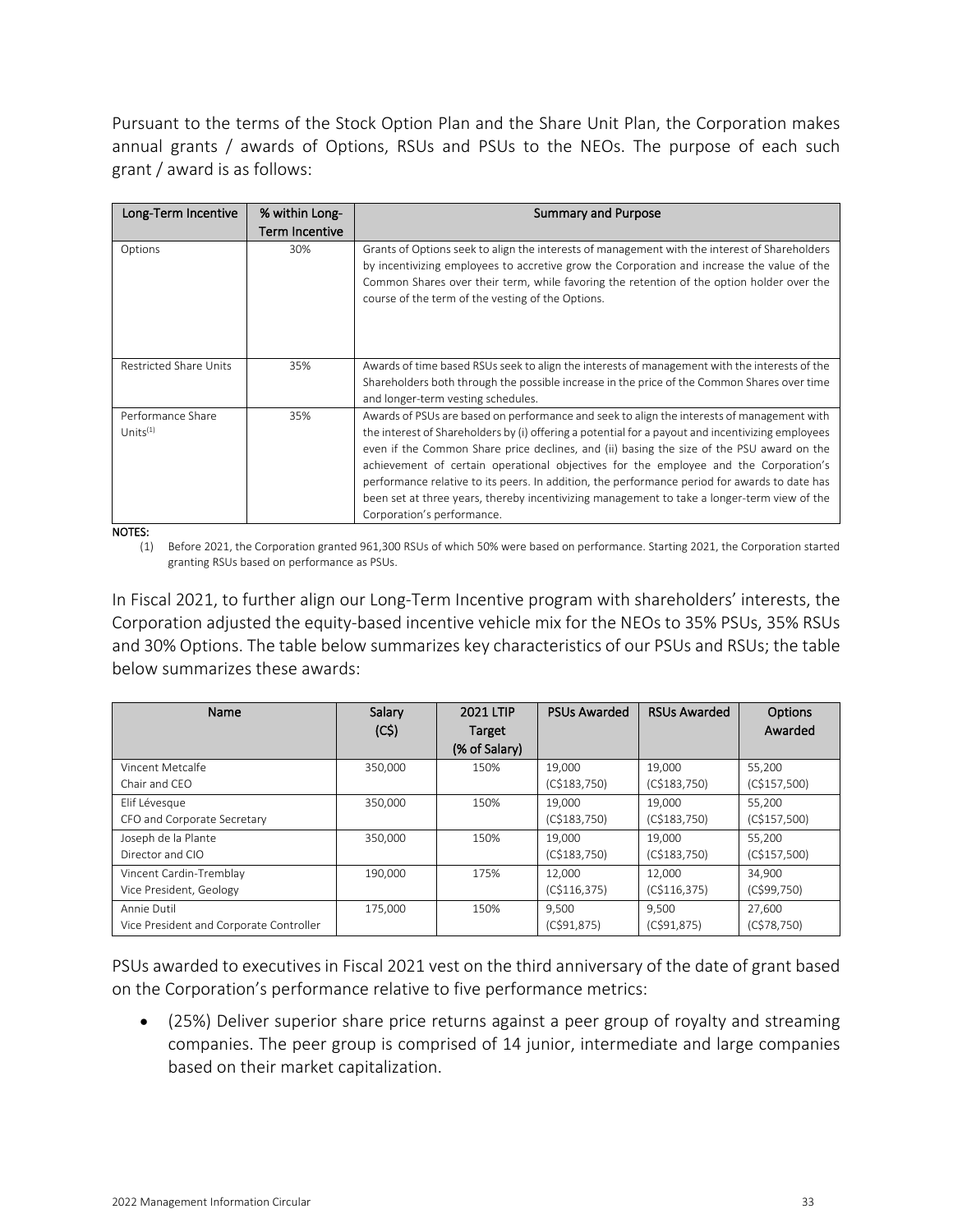Pursuant to the terms of the Stock Option Plan and the Share Unit Plan, the Corporation makes annual grants / awards of Options, RSUs and PSUs to the NEOs. The purpose of each such grant / award is as follows:

| Long-Term Incentive | % within Long-Term Incentive | Summary and Purpose |
|---|---|---|
| Options | 30% | Grants of Options seek to align the interests of management with the interest of Shareholders by incentivizing employees to accretive grow the Corporation and increase the value of the Common Shares over their term, while favoring the retention of the option holder over the course of the term of the vesting of the Options. |
| Restricted Share Units | 35% | Awards of time based RSUs seek to align the interests of management with the interests of the Shareholders both through the possible increase in the price of the Common Shares over time and longer-term vesting schedules. |
| Performance Share Units[(1)] | 35% | Awards of PSUs are based on performance and seek to align the interests of management with the interest of Shareholders by (i) offering a potential for a payout and incentivizing employees even if the Common Share price declines, and (ii) basing the size of the PSU award on the achievement of certain operational objectives for the employee and the Corporation's performance relative to its peers. In addition, the performance period for awards to date has been set at three years, thereby incentivizing management to take a longer-term view of the Corporation's performance. |

**NOTES:**

(1) Before 2021, the Corporation granted 961,300 RSUs of which 50% were based on performance. Starting 2021, the Corporation started granting RSUs based on performance as PSUs.

In Fiscal 2021, to further align our Long-Term Incentive program with shareholders' interests, the Corporation adjusted the equity-based incentive vehicle mix for the NEOs to 35% PSUs, 35% RSUs and 30% Options. The table below summarizes key characteristics of our PSUs and RSUs; the table below summarizes these awards:

| Name | Salary (C$) | 2021 LTIP Target (% of Salary) | PSUs Awarded | RSUs Awarded | Options Awarded |
|---|---|---|---|---|---|
| Vincent Metcalfe<br>Chair and CEO | 350,000 | 150% | 19,000<br>(C$183,750) | 19,000<br>(C$183,750) | 55,200<br>(C$157,500) |
| Elif Lévesque<br>CFO and Corporate Secretary | 350,000 | 150% | 19,000<br>(C$183,750) | 19,000<br>(C$183,750) | 55,200<br>(C$157,500) |
| Joseph de la Plante<br>Director and CIO | 350,000 | 150% | 19,000<br>(C$183,750) | 19,000<br>(C$183,750) | 55,200<br>(C$157,500) |
| Vincent Cardin-Tremblay<br>Vice President, Geology | 190,000 | 175% | 12,000<br>(C$116,375) | 12,000<br>(C$116,375) | 34,900<br>(C$99,750) |
| Annie Dutil<br>Vice President and Corporate Controller | 175,000 | 150% | 9,500<br>(C$91,875) | 9,500<br>(C$91,875) | 27,600<br>(C$78,750) |

PSUs awarded to executives in Fiscal 2021 vest on the third anniversary of the date of grant based on the Corporation's performance relative to five performance metrics:

- (25%) Deliver superior share price returns against a peer group of royalty and streaming companies. The peer group is comprised of 14 junior, intermediate and large companies based on their market capitalization.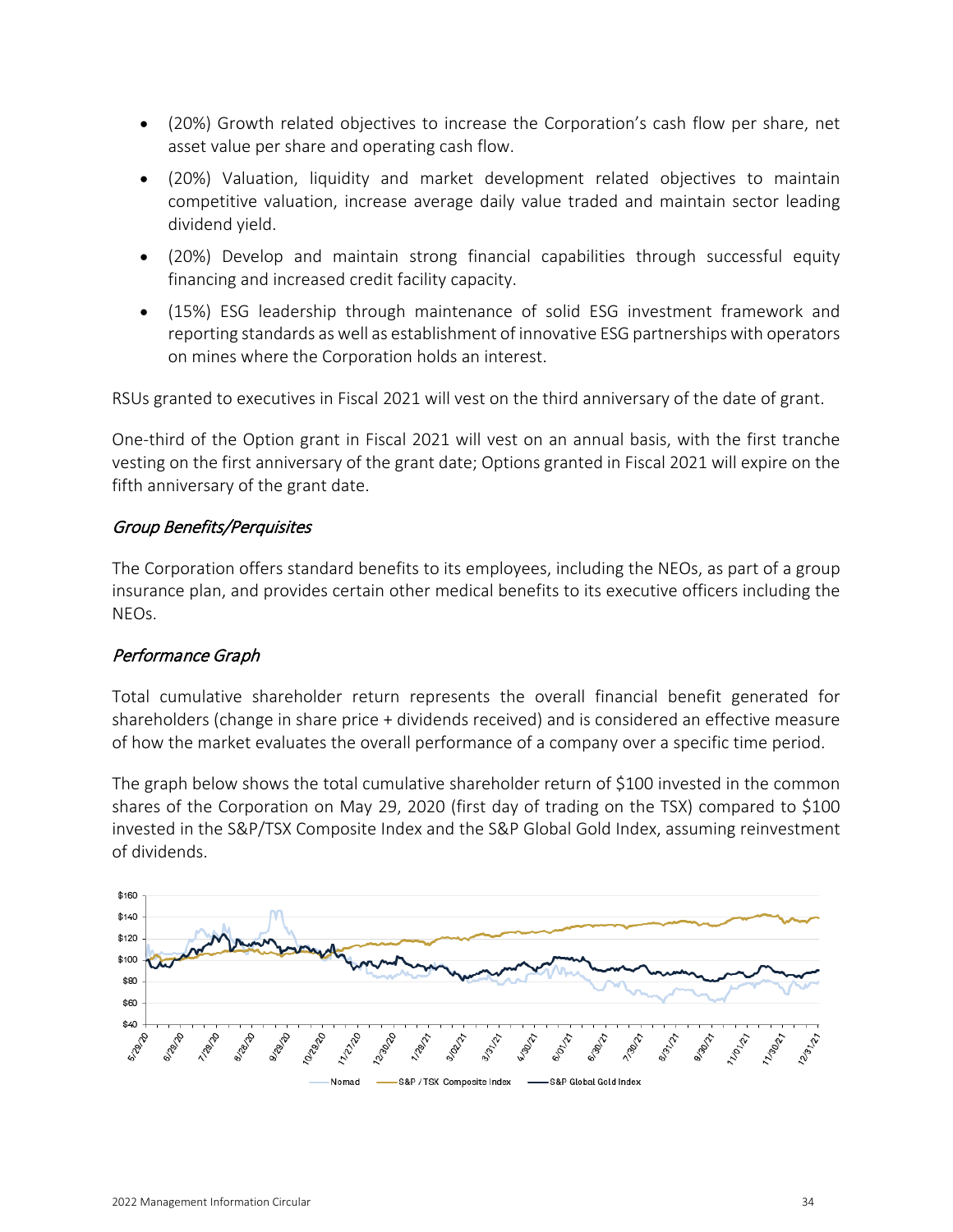- (20%) Growth related objectives to increase the Corporation's cash flow per share, net asset value per share and operating cash flow.
- (20%) Valuation, liquidity and market development related objectives to maintain competitive valuation, increase average daily value traded and maintain sector leading dividend yield.
- (20%) Develop and maintain strong financial capabilities through successful equity financing and increased credit facility capacity.
- (15%) ESG leadership through maintenance of solid ESG investment framework and reporting standards as well as establishment of innovative ESG partnerships with operators on mines where the Corporation holds an interest.

RSUs granted to executives in Fiscal 2021 will vest on the third anniversary of the date of grant.

One-third of the Option grant in Fiscal 2021 will vest on an annual basis, with the first tranche vesting on the first anniversary of the grant date; Options granted in Fiscal 2021 will expire on the fifth anniversary of the grant date.

### *Group Benefits/Perquisites*

The Corporation offers standard benefits to its employees, including the NEOs, as part of a group insurance plan, and provides certain other medical benefits to its executive officers including the NEOs.

### *Performance Graph*

Total cumulative shareholder return represents the overall financial benefit generated for shareholders (change in share price + dividends received) and is considered an effective measure of how the market evaluates the overall performance of a company over a specific time period.

The graph below shows the total cumulative shareholder return of $100 invested in the common shares of the Corporation on May 29, 2020 (first day of trading on the TSX) compared to $100 invested in the S&P/TSX Composite Index and the S&P Global Gold Index, assuming reinvestment of dividends.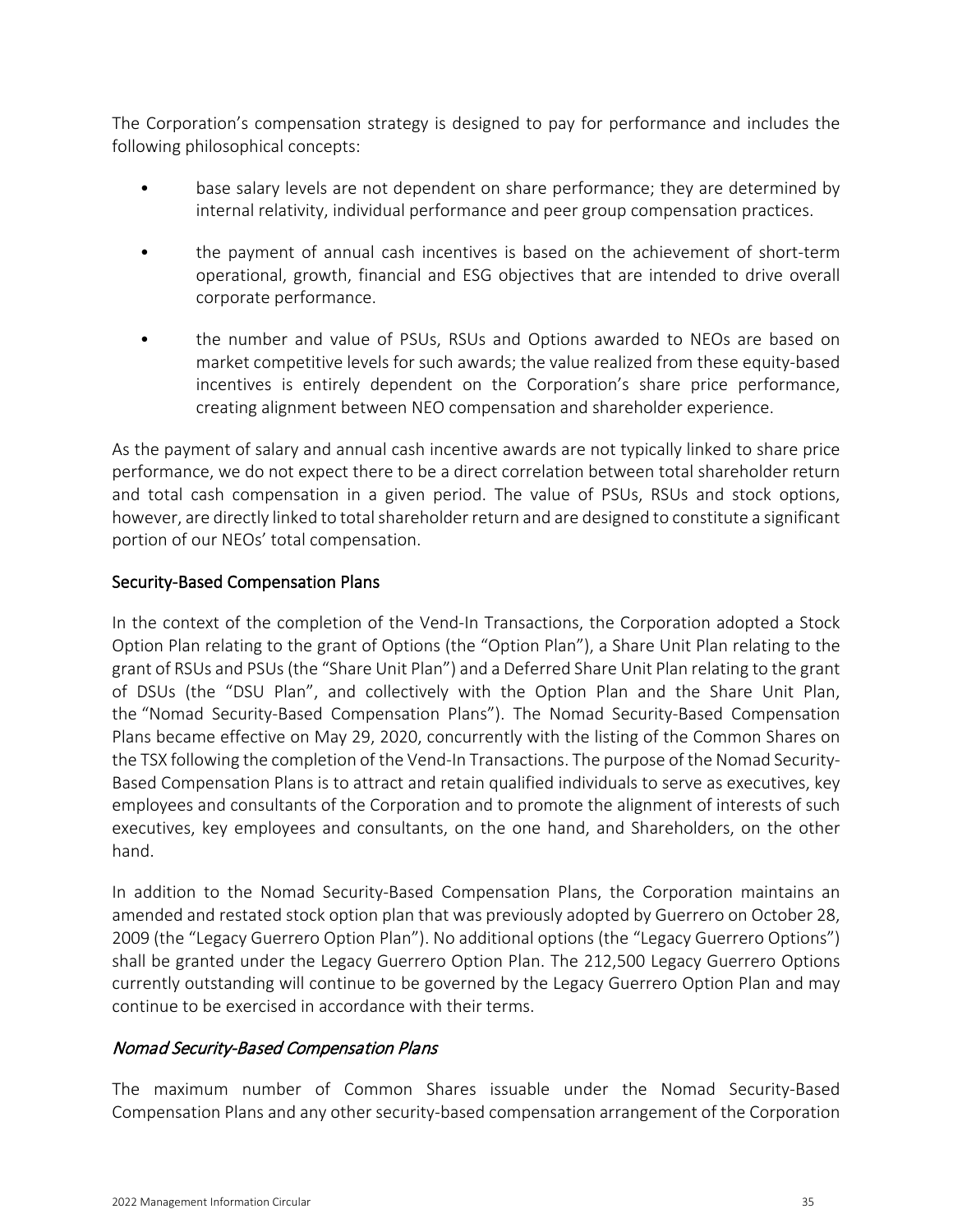The Corporation's compensation strategy is designed to pay for performance and includes the following philosophical concepts:

- base salary levels are not dependent on share performance; they are determined by internal relativity, individual performance and peer group compensation practices.
- the payment of annual cash incentives is based on the achievement of short-term operational, growth, financial and ESG objectives that are intended to drive overall corporate performance.
- the number and value of PSUs, RSUs and Options awarded to NEOs are based on market competitive levels for such awards; the value realized from these equity-based incentives is entirely dependent on the Corporation's share price performance, creating alignment between NEO compensation and shareholder experience.

As the payment of salary and annual cash incentive awards are not typically linked to share price performance, we do not expect there to be a direct correlation between total shareholder return and total cash compensation in a given period. The value of PSUs, RSUs and stock options, however, are directly linked to total shareholder return and are designed to constitute a significant portion of our NEOs' total compensation.

## Security-Based Compensation Plans

In the context of the completion of the Vend-In Transactions, the Corporation adopted a Stock Option Plan relating to the grant of Options (the "Option Plan"), a Share Unit Plan relating to the grant of RSUs and PSUs (the "Share Unit Plan") and a Deferred Share Unit Plan relating to the grant of DSUs (the "DSU Plan", and collectively with the Option Plan and the Share Unit Plan, the "Nomad Security-Based Compensation Plans"). The Nomad Security-Based Compensation Plans became effective on May 29, 2020, concurrently with the listing of the Common Shares on the TSX following the completion of the Vend-In Transactions. The purpose of the Nomad Security-Based Compensation Plans is to attract and retain qualified individuals to serve as executives, key employees and consultants of the Corporation and to promote the alignment of interests of such executives, key employees and consultants, on the one hand, and Shareholders, on the other hand.

In addition to the Nomad Security-Based Compensation Plans, the Corporation maintains an amended and restated stock option plan that was previously adopted by Guerrero on October 28, 2009 (the "Legacy Guerrero Option Plan"). No additional options (the "Legacy Guerrero Options") shall be granted under the Legacy Guerrero Option Plan. The 212,500 Legacy Guerrero Options currently outstanding will continue to be governed by the Legacy Guerrero Option Plan and may continue to be exercised in accordance with their terms.

### *Nomad Security-Based Compensation Plans*

The maximum number of Common Shares issuable under the Nomad Security-Based Compensation Plans and any other security-based compensation arrangement of the Corporation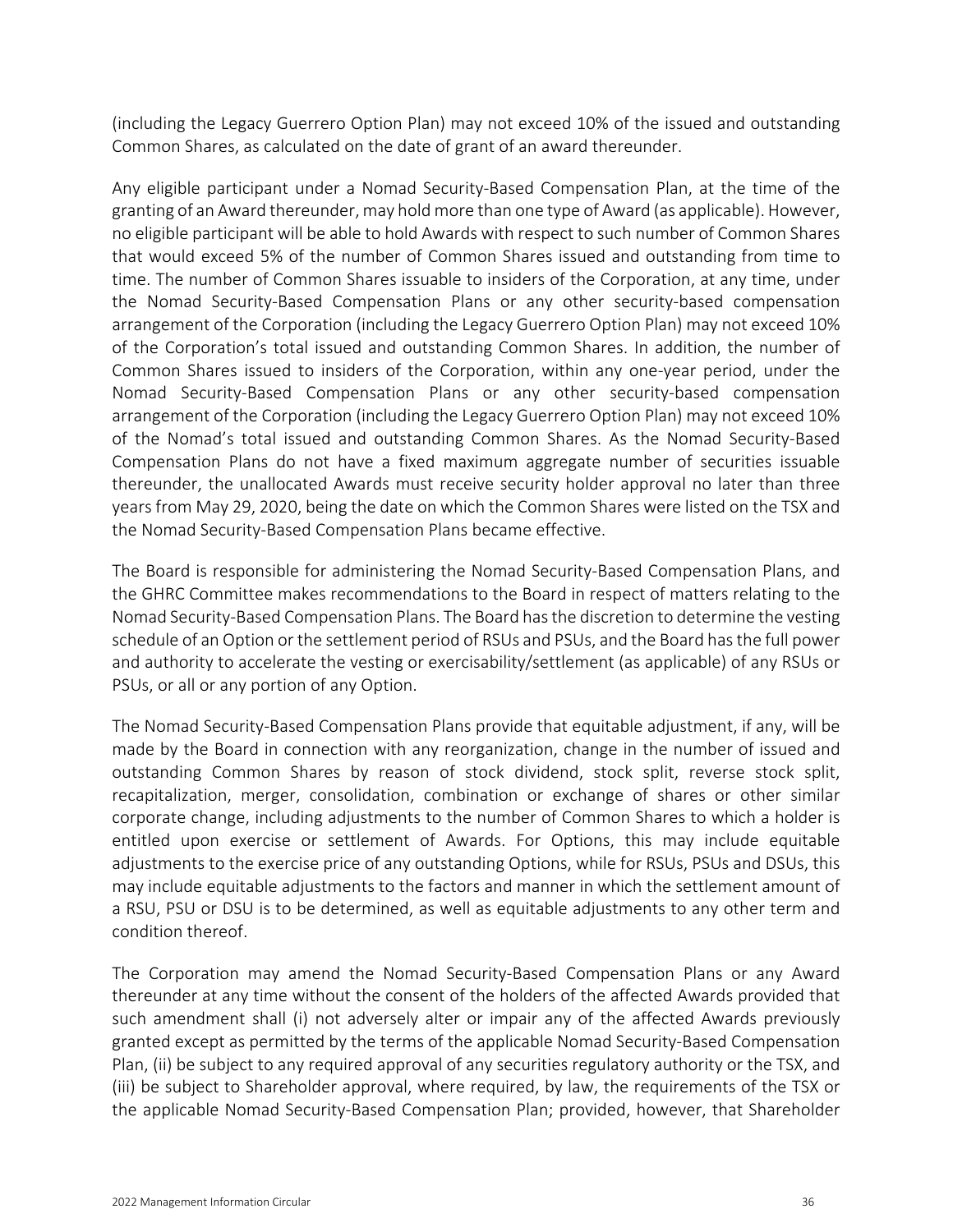(including the Legacy Guerrero Option Plan) may not exceed 10% of the issued and outstanding Common Shares, as calculated on the date of grant of an award thereunder.

Any eligible participant under a Nomad Security-Based Compensation Plan, at the time of the granting of an Award thereunder, may hold more than one type of Award (as applicable). However, no eligible participant will be able to hold Awards with respect to such number of Common Shares that would exceed 5% of the number of Common Shares issued and outstanding from time to time. The number of Common Shares issuable to insiders of the Corporation, at any time, under the Nomad Security-Based Compensation Plans or any other security-based compensation arrangement of the Corporation (including the Legacy Guerrero Option Plan) may not exceed 10% of the Corporation's total issued and outstanding Common Shares. In addition, the number of Common Shares issued to insiders of the Corporation, within any one-year period, under the Nomad Security-Based Compensation Plans or any other security-based compensation arrangement of the Corporation (including the Legacy Guerrero Option Plan) may not exceed 10% of the Nomad's total issued and outstanding Common Shares. As the Nomad Security-Based Compensation Plans do not have a fixed maximum aggregate number of securities issuable thereunder, the unallocated Awards must receive security holder approval no later than three years from May 29, 2020, being the date on which the Common Shares were listed on the TSX and the Nomad Security-Based Compensation Plans became effective.

The Board is responsible for administering the Nomad Security-Based Compensation Plans, and the GHRC Committee makes recommendations to the Board in respect of matters relating to the Nomad Security-Based Compensation Plans. The Board has the discretion to determine the vesting schedule of an Option or the settlement period of RSUs and PSUs, and the Board has the full power and authority to accelerate the vesting or exercisability/settlement (as applicable) of any RSUs or PSUs, or all or any portion of any Option.

The Nomad Security-Based Compensation Plans provide that equitable adjustment, if any, will be made by the Board in connection with any reorganization, change in the number of issued and outstanding Common Shares by reason of stock dividend, stock split, reverse stock split, recapitalization, merger, consolidation, combination or exchange of shares or other similar corporate change, including adjustments to the number of Common Shares to which a holder is entitled upon exercise or settlement of Awards. For Options, this may include equitable adjustments to the exercise price of any outstanding Options, while for RSUs, PSUs and DSUs, this may include equitable adjustments to the factors and manner in which the settlement amount of a RSU, PSU or DSU is to be determined, as well as equitable adjustments to any other term and condition thereof.

The Corporation may amend the Nomad Security-Based Compensation Plans or any Award thereunder at any time without the consent of the holders of the affected Awards provided that such amendment shall (i) not adversely alter or impair any of the affected Awards previously granted except as permitted by the terms of the applicable Nomad Security-Based Compensation Plan, (ii) be subject to any required approval of any securities regulatory authority or the TSX, and (iii) be subject to Shareholder approval, where required, by law, the requirements of the TSX or the applicable Nomad Security-Based Compensation Plan; provided, however, that Shareholder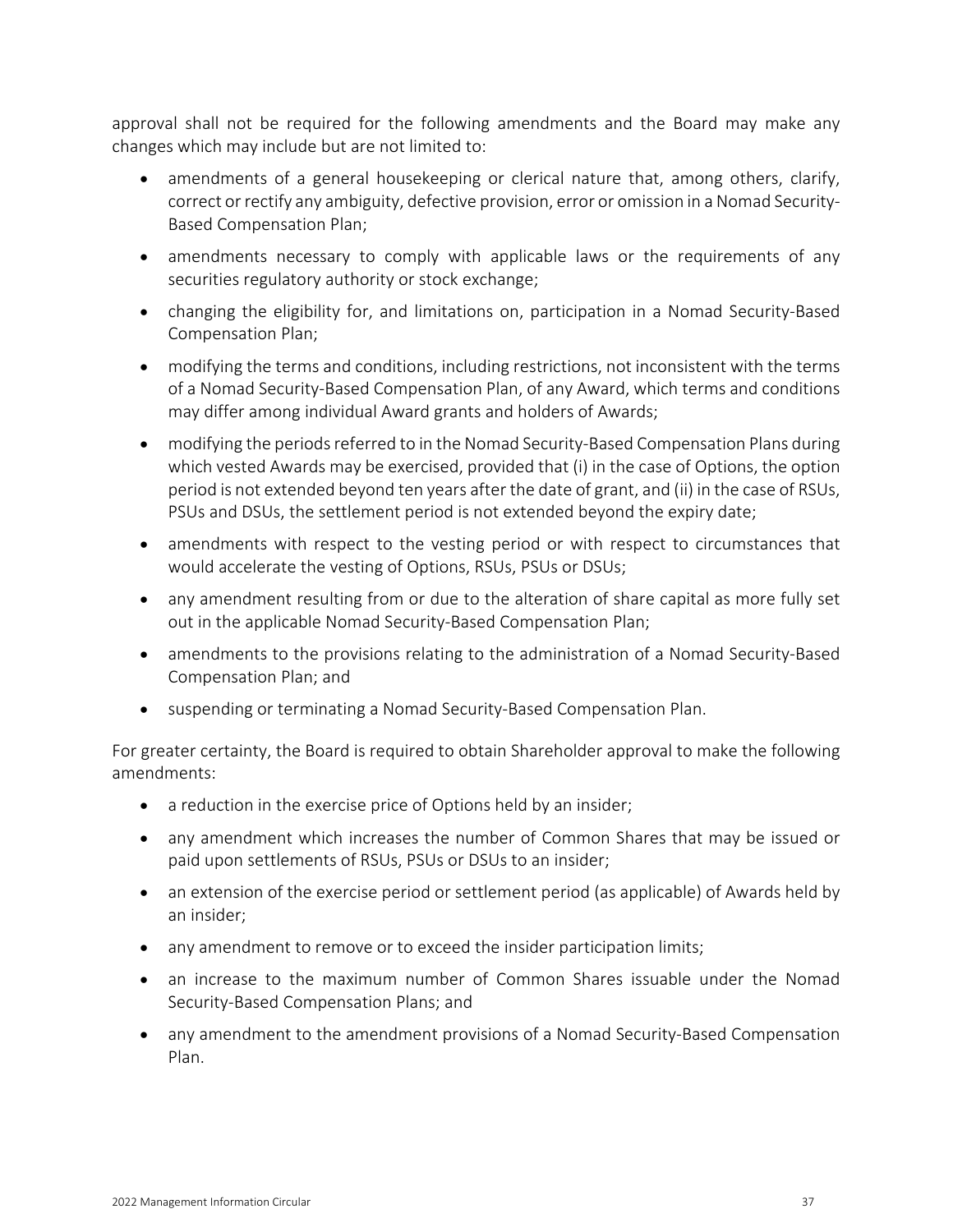approval shall not be required for the following amendments and the Board may make any changes which may include but are not limited to:

- amendments of a general housekeeping or clerical nature that, among others, clarify, correct or rectify any ambiguity, defective provision, error or omission in a Nomad Security-Based Compensation Plan;
- amendments necessary to comply with applicable laws or the requirements of any securities regulatory authority or stock exchange;
- changing the eligibility for, and limitations on, participation in a Nomad Security-Based Compensation Plan;
- modifying the terms and conditions, including restrictions, not inconsistent with the terms of a Nomad Security-Based Compensation Plan, of any Award, which terms and conditions may differ among individual Award grants and holders of Awards;
- modifying the periods referred to in the Nomad Security-Based Compensation Plans during which vested Awards may be exercised, provided that (i) in the case of Options, the option period is not extended beyond ten years after the date of grant, and (ii) in the case of RSUs, PSUs and DSUs, the settlement period is not extended beyond the expiry date;
- amendments with respect to the vesting period or with respect to circumstances that would accelerate the vesting of Options, RSUs, PSUs or DSUs;
- any amendment resulting from or due to the alteration of share capital as more fully set out in the applicable Nomad Security-Based Compensation Plan;
- amendments to the provisions relating to the administration of a Nomad Security-Based Compensation Plan; and
- suspending or terminating a Nomad Security-Based Compensation Plan.

For greater certainty, the Board is required to obtain Shareholder approval to make the following amendments:

- a reduction in the exercise price of Options held by an insider;
- any amendment which increases the number of Common Shares that may be issued or paid upon settlements of RSUs, PSUs or DSUs to an insider;
- an extension of the exercise period or settlement period (as applicable) of Awards held by an insider;
- any amendment to remove or to exceed the insider participation limits;
- an increase to the maximum number of Common Shares issuable under the Nomad Security-Based Compensation Plans; and
- any amendment to the amendment provisions of a Nomad Security-Based Compensation Plan.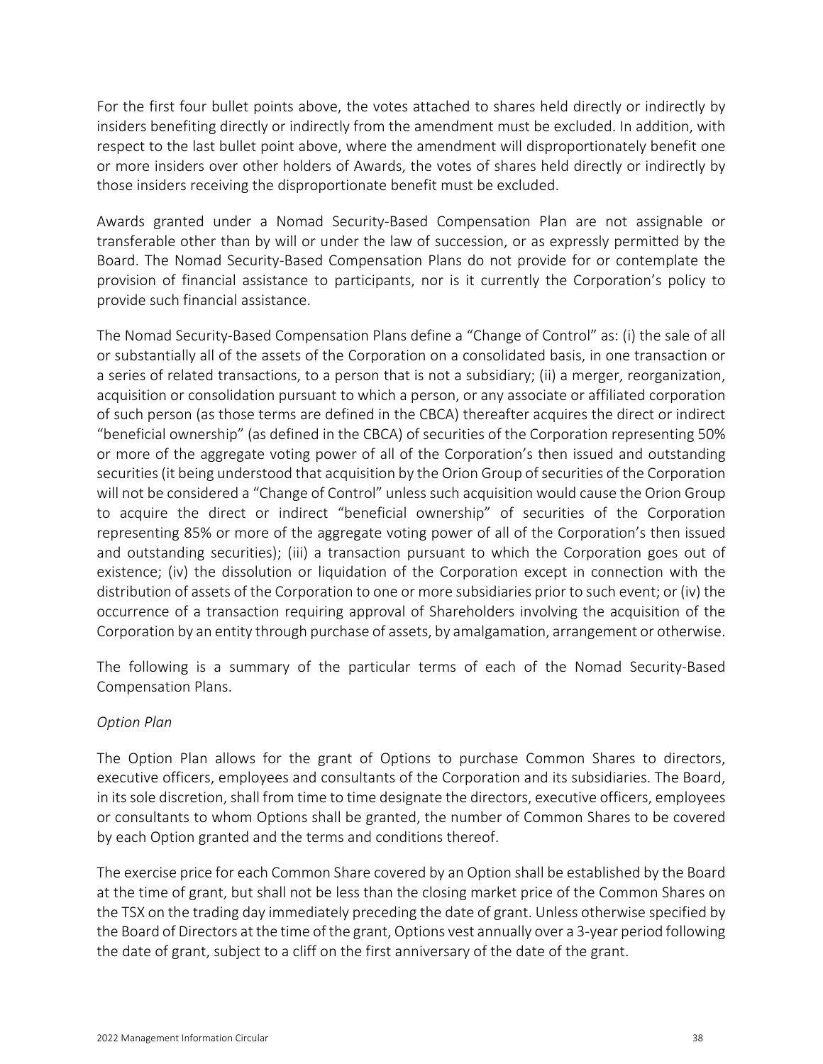For the first four bullet points above, the votes attached to shares held directly or indirectly by insiders benefiting directly or indirectly from the amendment must be excluded. In addition, with respect to the last bullet point above, where the amendment will disproportionately benefit one or more insiders over other holders of Awards, the votes of shares held directly or indirectly by those insiders receiving the disproportionate benefit must be excluded.

Awards granted under a Nomad Security-Based Compensation Plan are not assignable or transferable other than by will or under the law of succession, or as expressly permitted by the Board. The Nomad Security-Based Compensation Plans do not provide for or contemplate the provision of financial assistance to participants, nor is it currently the Corporation's policy to provide such financial assistance.

The Nomad Security-Based Compensation Plans define a "Change of Control" as: (i) the sale of all or substantially all of the assets of the Corporation on a consolidated basis, in one transaction or a series of related transactions, to a person that is not a subsidiary; (ii) a merger, reorganization, acquisition or consolidation pursuant to which a person, or any associate or affiliated corporation of such person (as those terms are defined in the CBCA) thereafter acquires the direct or indirect "beneficial ownership" (as defined in the CBCA) of securities of the Corporation representing 50% or more of the aggregate voting power of all of the Corporation's then issued and outstanding securities (it being understood that acquisition by the Orion Group of securities of the Corporation will not be considered a "Change of Control" unless such acquisition would cause the Orion Group to acquire the direct or indirect "beneficial ownership" of securities of the Corporation representing 85% or more of the aggregate voting power of all of the Corporation's then issued and outstanding securities); (iii) a transaction pursuant to which the Corporation goes out of existence; (iv) the dissolution or liquidation of the Corporation except in connection with the distribution of assets of the Corporation to one or more subsidiaries prior to such event; or (iv) the occurrence of a transaction requiring approval of Shareholders involving the acquisition of the Corporation by an entity through purchase of assets, by amalgamation, arrangement or otherwise.

The following is a summary of the particular terms of each of the Nomad Security-Based Compensation Plans.

*Option Plan*

The Option Plan allows for the grant of Options to purchase Common Shares to directors, executive officers, employees and consultants of the Corporation and its subsidiaries. The Board, in its sole discretion, shall from time to time designate the directors, executive officers, employees or consultants to whom Options shall be granted, the number of Common Shares to be covered by each Option granted and the terms and conditions thereof.

The exercise price for each Common Share covered by an Option shall be established by the Board at the time of grant, but shall not be less than the closing market price of the Common Shares on the TSX on the trading day immediately preceding the date of grant. Unless otherwise specified by the Board of Directors at the time of the grant, Options vest annually over a 3-year period following the date of grant, subject to a cliff on the first anniversary of the date of the grant.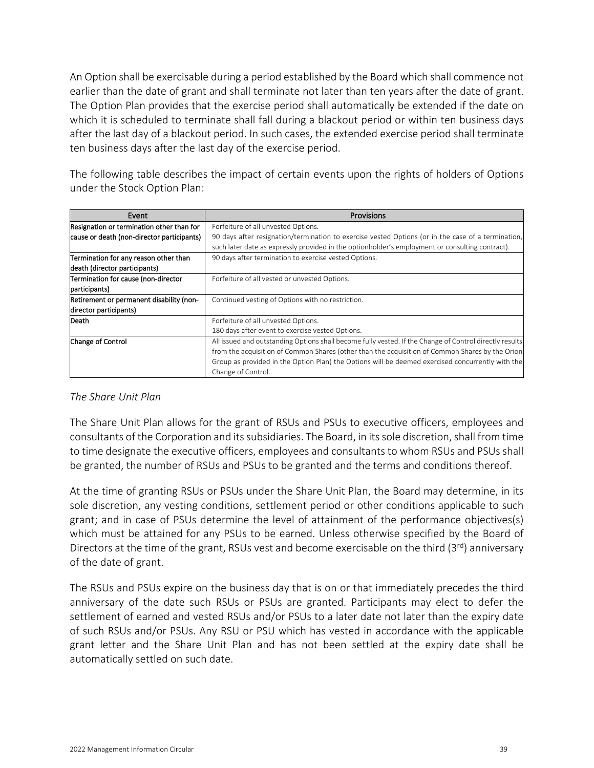An Option shall be exercisable during a period established by the Board which shall commence not earlier than the date of grant and shall terminate not later than ten years after the date of grant. The Option Plan provides that the exercise period shall automatically be extended if the date on which it is scheduled to terminate shall fall during a blackout period or within ten business days after the last day of a blackout period. In such cases, the extended exercise period shall terminate ten business days after the last day of the exercise period.

The following table describes the impact of certain events upon the rights of holders of Options under the Stock Option Plan:

| Event | Provisions |
|---|---|
| Resignation or termination other than for cause or death (non-director participants) | Forfeiture of all unvested Options.<br>90 days after resignation/termination to exercise vested Options (or in the case of a termination, such later date as expressly provided in the optionholder's employment or consulting contract). |
| Termination for any reason other than death (director participants) | 90 days after termination to exercise vested Options. |
| Termination for cause (non-director participants) | Forfeiture of all vested or unvested Options. |
| Retirement or permanent disability (non-director participants) | Continued vesting of Options with no restriction. |
| Death | Forfeiture of all unvested Options.<br>180 days after event to exercise vested Options. |
| Change of Control | All issued and outstanding Options shall become fully vested. If the Change of Control directly results from the acquisition of Common Shares (other than the acquisition of Common Shares by the Orion Group as provided in the Option Plan) the Options will be deemed exercised concurrently with the Change of Control. |

*The Share Unit Plan*

The Share Unit Plan allows for the grant of RSUs and PSUs to executive officers, employees and consultants of the Corporation and its subsidiaries. The Board, in its sole discretion, shall from time to time designate the executive officers, employees and consultants to whom RSUs and PSUs shall be granted, the number of RSUs and PSUs to be granted and the terms and conditions thereof.

At the time of granting RSUs or PSUs under the Share Unit Plan, the Board may determine, in its sole discretion, any vesting conditions, settlement period or other conditions applicable to such grant; and in case of PSUs determine the level of attainment of the performance objectives(s) which must be attained for any PSUs to be earned. Unless otherwise specified by the Board of Directors at the time of the grant, RSUs vest and become exercisable on the third (3rd) anniversary of the date of grant.

The RSUs and PSUs expire on the business day that is on or that immediately precedes the third anniversary of the date such RSUs or PSUs are granted. Participants may elect to defer the settlement of earned and vested RSUs and/or PSUs to a later date not later than the expiry date of such RSUs and/or PSUs. Any RSU or PSU which has vested in accordance with the applicable grant letter and the Share Unit Plan and has not been settled at the expiry date shall be automatically settled on such date.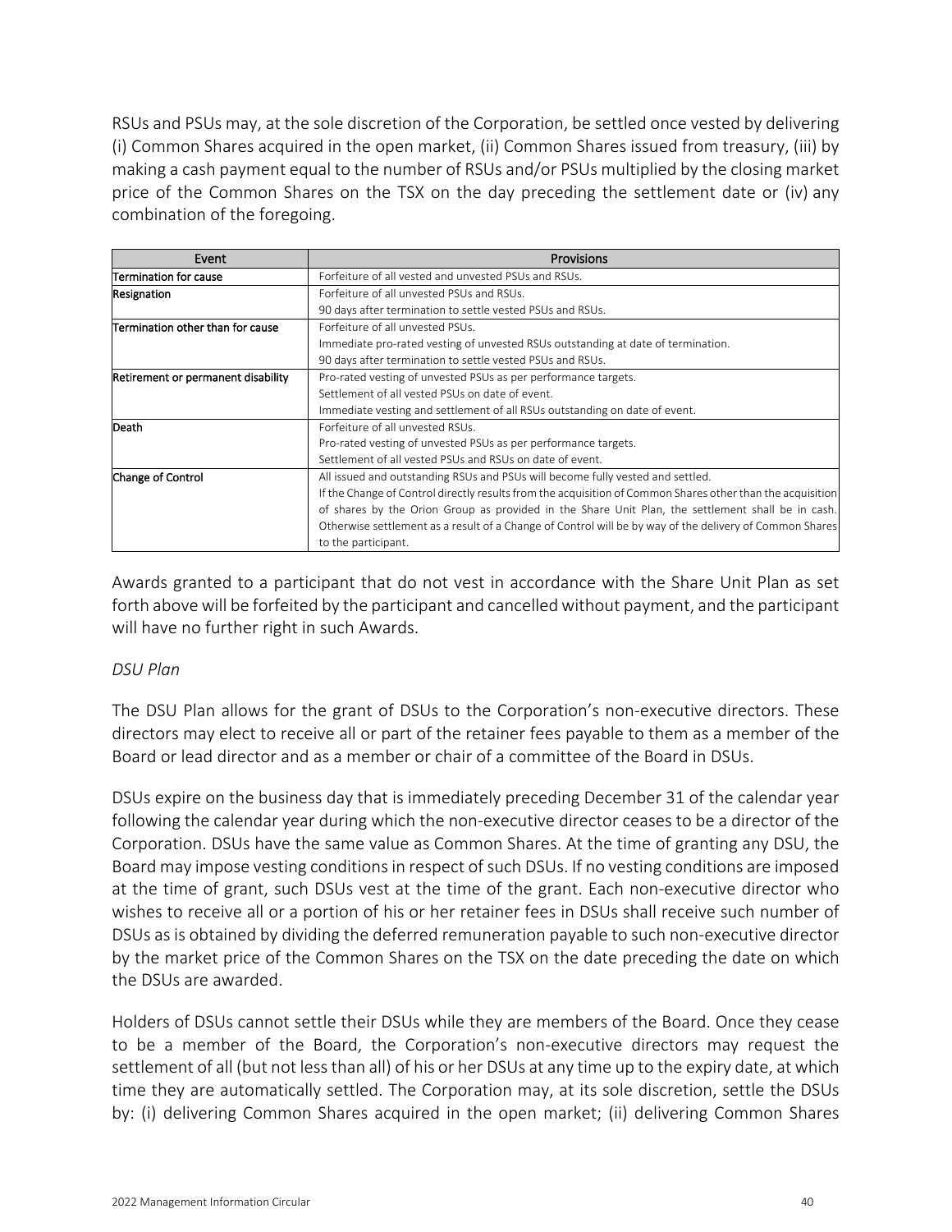RSUs and PSUs may, at the sole discretion of the Corporation, be settled once vested by delivering (i) Common Shares acquired in the open market, (ii) Common Shares issued from treasury, (iii) by making a cash payment equal to the number of RSUs and/or PSUs multiplied by the closing market price of the Common Shares on the TSX on the day preceding the settlement date or (iv) any combination of the foregoing.

| Event | Provisions |
|---|---|
| Termination for cause | Forfeiture of all vested and unvested PSUs and RSUs. |
| Resignation | Forfeiture of all unvested PSUs and RSUs.<br>90 days after termination to settle vested PSUs and RSUs. |
| Termination other than for cause | Forfeiture of all unvested PSUs.<br>Immediate pro-rated vesting of unvested RSUs outstanding at date of termination.<br>90 days after termination to settle vested PSUs and RSUs. |
| Retirement or permanent disability | Pro-rated vesting of unvested PSUs as per performance targets.<br>Settlement of all vested PSUs on date of event.<br>Immediate vesting and settlement of all RSUs outstanding on date of event. |
| Death | Forfeiture of all unvested RSUs.<br>Pro-rated vesting of unvested PSUs as per performance targets.<br>Settlement of all vested PSUs and RSUs on date of event. |
| Change of Control | All issued and outstanding RSUs and PSUs will become fully vested and settled.<br>If the Change of Control directly results from the acquisition of Common Shares other than the acquisition of shares by the Orion Group as provided in the Share Unit Plan, the settlement shall be in cash. Otherwise settlement as a result of a Change of Control will be by way of the delivery of Common Shares to the participant. |

Awards granted to a participant that do not vest in accordance with the Share Unit Plan as set forth above will be forfeited by the participant and cancelled without payment, and the participant will have no further right in such Awards.

*DSU Plan*

The DSU Plan allows for the grant of DSUs to the Corporation's non-executive directors. These directors may elect to receive all or part of the retainer fees payable to them as a member of the Board or lead director and as a member or chair of a committee of the Board in DSUs.

DSUs expire on the business day that is immediately preceding December 31 of the calendar year following the calendar year during which the non-executive director ceases to be a director of the Corporation. DSUs have the same value as Common Shares. At the time of granting any DSU, the Board may impose vesting conditions in respect of such DSUs. If no vesting conditions are imposed at the time of grant, such DSUs vest at the time of the grant. Each non-executive director who wishes to receive all or a portion of his or her retainer fees in DSUs shall receive such number of DSUs as is obtained by dividing the deferred remuneration payable to such non-executive director by the market price of the Common Shares on the TSX on the date preceding the date on which the DSUs are awarded.

Holders of DSUs cannot settle their DSUs while they are members of the Board. Once they cease to be a member of the Board, the Corporation's non-executive directors may request the settlement of all (but not less than all) of his or her DSUs at any time up to the expiry date, at which time they are automatically settled. The Corporation may, at its sole discretion, settle the DSUs by: (i) delivering Common Shares acquired in the open market; (ii) delivering Common Shares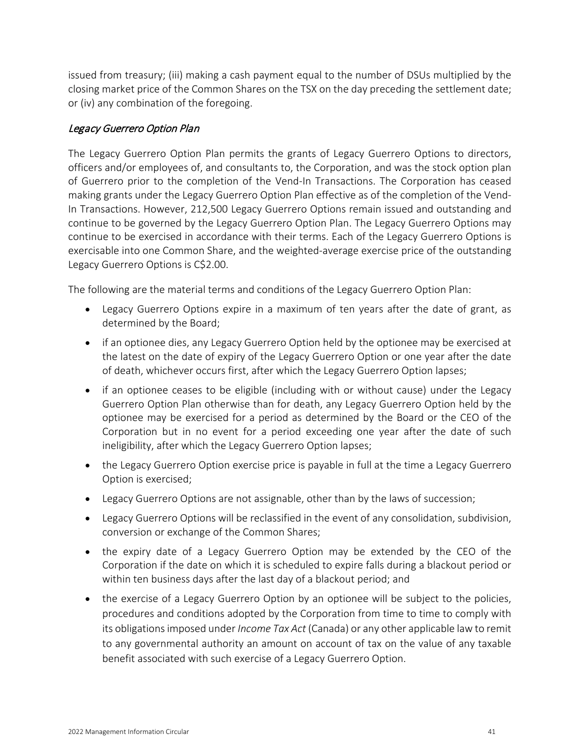issued from treasury; (iii) making a cash payment equal to the number of DSUs multiplied by the closing market price of the Common Shares on the TSX on the day preceding the settlement date; or (iv) any combination of the foregoing.

*Legacy Guerrero Option Plan*

The Legacy Guerrero Option Plan permits the grants of Legacy Guerrero Options to directors, officers and/or employees of, and consultants to, the Corporation, and was the stock option plan of Guerrero prior to the completion of the Vend-In Transactions. The Corporation has ceased making grants under the Legacy Guerrero Option Plan effective as of the completion of the Vend-In Transactions. However, 212,500 Legacy Guerrero Options remain issued and outstanding and continue to be governed by the Legacy Guerrero Option Plan. The Legacy Guerrero Options may continue to be exercised in accordance with their terms. Each of the Legacy Guerrero Options is exercisable into one Common Share, and the weighted-average exercise price of the outstanding Legacy Guerrero Options is C$2.00.

The following are the material terms and conditions of the Legacy Guerrero Option Plan:

- Legacy Guerrero Options expire in a maximum of ten years after the date of grant, as determined by the Board;
- if an optionee dies, any Legacy Guerrero Option held by the optionee may be exercised at the latest on the date of expiry of the Legacy Guerrero Option or one year after the date of death, whichever occurs first, after which the Legacy Guerrero Option lapses;
- if an optionee ceases to be eligible (including with or without cause) under the Legacy Guerrero Option Plan otherwise than for death, any Legacy Guerrero Option held by the optionee may be exercised for a period as determined by the Board or the CEO of the Corporation but in no event for a period exceeding one year after the date of such ineligibility, after which the Legacy Guerrero Option lapses;
- the Legacy Guerrero Option exercise price is payable in full at the time a Legacy Guerrero Option is exercised;
- Legacy Guerrero Options are not assignable, other than by the laws of succession;
- Legacy Guerrero Options will be reclassified in the event of any consolidation, subdivision, conversion or exchange of the Common Shares;
- the expiry date of a Legacy Guerrero Option may be extended by the CEO of the Corporation if the date on which it is scheduled to expire falls during a blackout period or within ten business days after the last day of a blackout period; and
- the exercise of a Legacy Guerrero Option by an optionee will be subject to the policies, procedures and conditions adopted by the Corporation from time to time to comply with its obligations imposed under *Income Tax Act* (Canada) or any other applicable law to remit to any governmental authority an amount on account of tax on the value of any taxable benefit associated with such exercise of a Legacy Guerrero Option.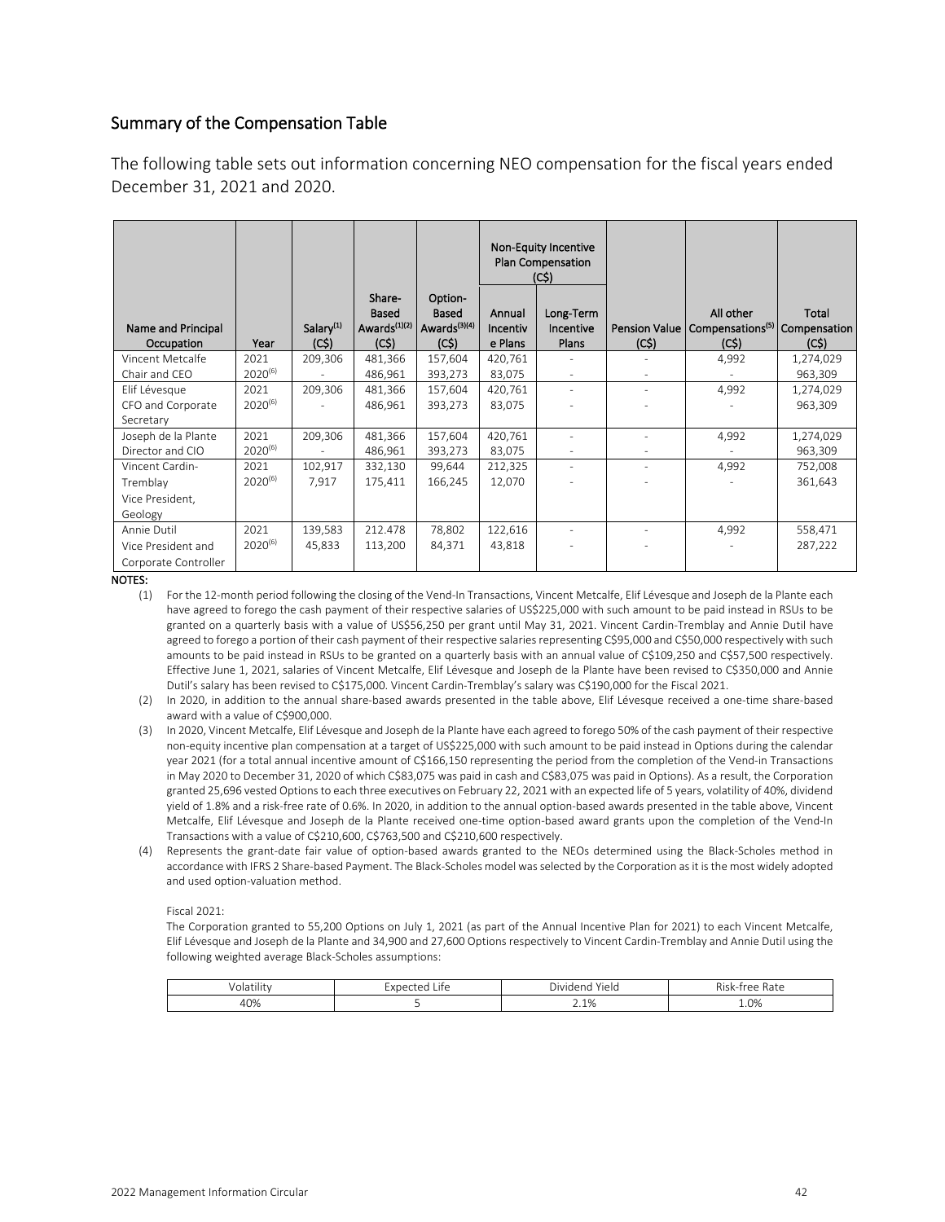## Summary of the Compensation Table

The following table sets out information concerning NEO compensation for the fiscal years ended December 31, 2021 and 2020.

| Name and Principal Occupation | Year | Salary[(1)] (C$) | Share-Based Awards[(1)(2)] (C$) | Option-Based Awards[(3)(4)] (C$) | Non-Equity Incentive Plan Compensation (C$) | | Pension Value (C$) | All other Compensations[(5)] (C$) | Total Compensation (C$) |
|---|---|---|---|---|---|---|---|---|---|
| | | | | | Annual Incentive Plans | Long-Term Incentive Plans | | | |
| Vincent Metcalfe<br>Chair and CEO | 2021<br>2020[(6)] | 209,306<br>- | 481,366<br>486,961 | 157,604<br>393,273 | 420,761<br>83,075 | -<br>- | -<br>- | 4,992<br>- | 1,274,029<br>963,309 |
| Elif Lévesque<br>CFO and Corporate Secretary | 2021<br>2020[(6)] | 209,306<br>- | 481,366<br>486,961 | 157,604<br>393,273 | 420,761<br>83,075 | -<br>- | -<br>- | 4,992<br>- | 1,274,029<br>963,309 |
| Joseph de la Plante<br>Director and CIO | 2021<br>2020[(6)] | 209,306<br>- | 481,366<br>486,961 | 157,604<br>393,273 | 420,761<br>83,075 | -<br>- | -<br>- | 4,992<br>- | 1,274,029<br>963,309 |
| Vincent Cardin-Tremblay<br>Vice President, Geology | 2021<br>2020[(6)] | 102,917<br>7,917 | 332,130<br>175,411 | 99,644<br>166,245 | 212,325<br>12,070 | -<br>- | -<br>- | 4,992<br>- | 752,008<br>361,643 |
| Annie Dutil<br>Vice President and Corporate Controller | 2021<br>2020[(6)] | 139,583<br>45,833 | 212.478<br>113,200 | 78,802<br>84,371 | 122,616<br>43,818 | -<br>- | -<br>- | 4,992<br>- | 558,471<br>287,222 |

**NOTES:**

(1) For the 12-month period following the closing of the Vend-In Transactions, Vincent Metcalfe, Elif Lévesque and Joseph de la Plante each have agreed to forego the cash payment of their respective salaries of US$225,000 with such amount to be paid instead in RSUs to be granted on a quarterly basis with a value of US$56,250 per grant until May 31, 2021. Vincent Cardin-Tremblay and Annie Dutil have agreed to forego a portion of their cash payment of their respective salaries representing C$95,000 and C$50,000 respectively with such amounts to be paid instead in RSUs to be granted on a quarterly basis with an annual value of C$109,250 and C$57,500 respectively. Effective June 1, 2021, salaries of Vincent Metcalfe, Elif Lévesque and Joseph de la Plante have been revised to C$350,000 and Annie Dutil's salary has been revised to C$175,000. Vincent Cardin-Tremblay's salary was C$190,000 for the Fiscal 2021.

(2) In 2020, in addition to the annual share-based awards presented in the table above, Elif Lévesque received a one-time share-based award with a value of C$900,000.

(3) In 2020, Vincent Metcalfe, Elif Lévesque and Joseph de la Plante have each agreed to forego 50% of the cash payment of their respective non-equity incentive plan compensation at a target of US$225,000 with such amount to be paid instead in Options during the calendar year 2021 (for a total annual incentive amount of C$166,150 representing the period from the completion of the Vend-in Transactions in May 2020 to December 31, 2020 of which C$83,075 was paid in cash and C$83,075 was paid in Options). As a result, the Corporation granted 25,696 vested Options to each three executives on February 22, 2021 with an expected life of 5 years, volatility of 40%, dividend yield of 1.8% and a risk-free rate of 0.6%. In 2020, in addition to the annual option-based awards presented in the table above, Vincent Metcalfe, Elif Lévesque and Joseph de la Plante received one-time option-based award grants upon the completion of the Vend-In Transactions with a value of C$210,600, C$763,500 and C$210,600 respectively.

(4) Represents the grant-date fair value of option-based awards granted to the NEOs determined using the Black-Scholes method in accordance with IFRS 2 Share-based Payment. The Black-Scholes model was selected by the Corporation as it is the most widely adopted and used option-valuation method.

Fiscal 2021:

The Corporation granted to 55,200 Options on July 1, 2021 (as part of the Annual Incentive Plan for 2021) to each Vincent Metcalfe, Elif Lévesque and Joseph de la Plante and 34,900 and 27,600 Options respectively to Vincent Cardin-Tremblay and Annie Dutil using the following weighted average Black-Scholes assumptions:

| Volatility | Expected Life | Dividend Yield | Risk-free Rate |
|---|---|---|---|
| 40% | 5 | 2.1% | 1.0% |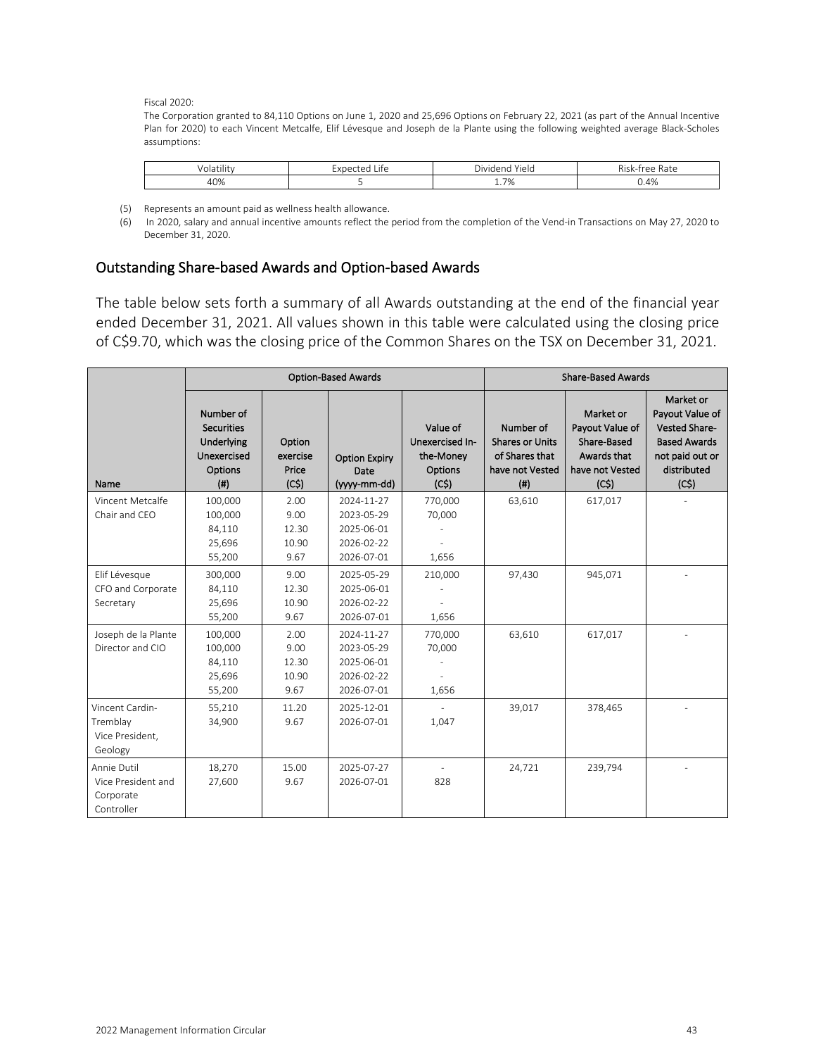Fiscal 2020:

The Corporation granted to 84,110 Options on June 1, 2020 and 25,696 Options on February 22, 2021 (as part of the Annual Incentive Plan for 2020) to each Vincent Metcalfe, Elif Lévesque and Joseph de la Plante using the following weighted average Black-Scholes assumptions:

| Volatility | Expected Life | Dividend Yield | Risk-free Rate |
| --- | --- | --- | --- |
| 40% | 5 | 1.7% | 0.4% |

(5) Represents an amount paid as wellness health allowance.

(6) In 2020, salary and annual incentive amounts reflect the period from the completion of the Vend-in Transactions on May 27, 2020 to December 31, 2020.

## Outstanding Share-based Awards and Option-based Awards

The table below sets forth a summary of all Awards outstanding at the end of the financial year ended December 31, 2021. All values shown in this table were calculated using the closing price of C$9.70, which was the closing price of the Common Shares on the TSX on December 31, 2021.

| | Option-Based Awards | | | | Share-Based Awards | | |
| --- | --- | --- | --- | --- | --- | --- | --- |
| Name | Number of Securities Underlying Unexercised Options (#) | Option exercise Price (C$) | Option Expiry Date (yyyy-mm-dd) | Value of Unexercised In-the-Money Options (C$) | Number of Shares or Units of Shares that have not Vested (#) | Market or Payout Value of Share-Based Awards that have not Vested (C$) | Market or Payout Value of Vested Share-Based Awards not paid out or distributed (C$) |
| Vincent Metcalfe<br>Chair and CEO | 100,000<br>100,000<br>84,110<br>25,696<br>55,200 | 2.00<br>9.00<br>12.30<br>10.90<br>9.67 | 2024-11-27<br>2023-05-29<br>2025-06-01<br>2026-02-22<br>2026-07-01 | 770,000<br>70,000<br>-<br>-<br>1,656 | 63,610 | 617,017 | - |
| Elif Lévesque<br>CFO and Corporate Secretary | 300,000<br>84,110<br>25,696<br>55,200 | 9.00<br>12.30<br>10.90<br>9.67 | 2025-05-29<br>2025-06-01<br>2026-02-22<br>2026-07-01 | 210,000<br>-<br>-<br>1,656 | 97,430 | 945,071 | - |
| Joseph de la Plante<br>Director and CIO | 100,000<br>100,000<br>84,110<br>25,696<br>55,200 | 2.00<br>9.00<br>12.30<br>10.90<br>9.67 | 2024-11-27<br>2023-05-29<br>2025-06-01<br>2026-02-22<br>2026-07-01 | 770,000<br>70,000<br>-<br>-<br>1,656 | 63,610 | 617,017 | - |
| Vincent Cardin-Tremblay<br>Vice President, Geology | 55,210<br>34,900 | 11.20<br>9.67 | 2025-12-01<br>2026-07-01 | -<br>1,047 | 39,017 | 378,465 | - |
| Annie Dutil<br>Vice President and Corporate Controller | 18,270<br>27,600 | 15.00<br>9.67 | 2025-07-27<br>2026-07-01 | -<br>828 | 24,721 | 239,794 | - |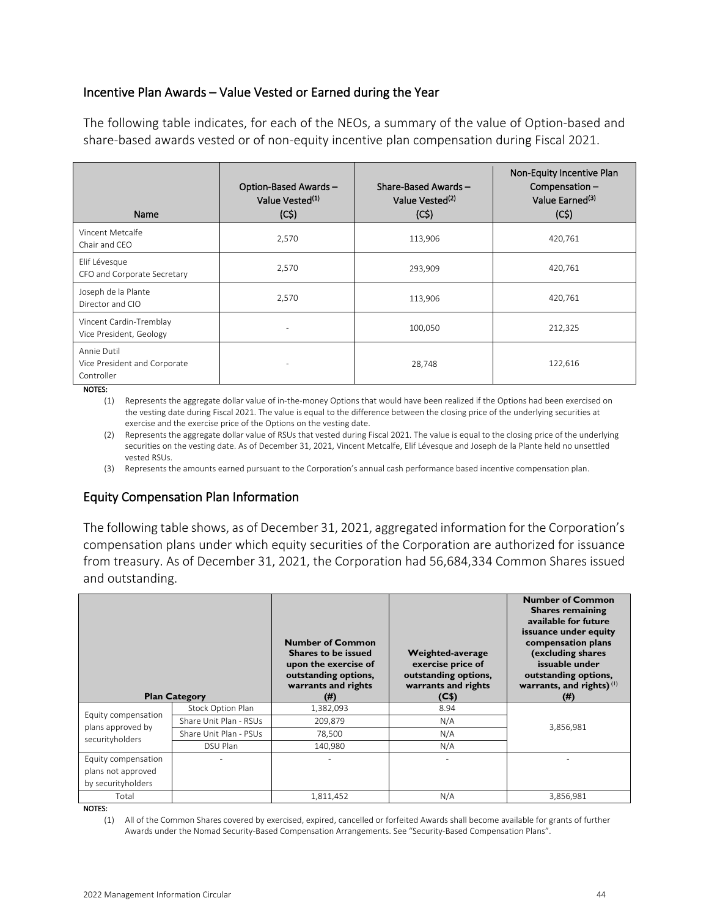## Incentive Plan Awards – Value Vested or Earned during the Year

The following table indicates, for each of the NEOs, a summary of the value of Option-based and share-based awards vested or of non-equity incentive plan compensation during Fiscal 2021.

| Name | Option-Based Awards – Value Vested[(1)] (C$) | Share-Based Awards – Value Vested[(2)] (C$) | Non-Equity Incentive Plan Compensation – Value Earned[(3)] (C$) |
|---|---|---|---|
| Vincent Metcalfe<br>Chair and CEO | 2,570 | 113,906 | 420,761 |
| Elif Lévesque<br>CFO and Corporate Secretary | 2,570 | 293,909 | 420,761 |
| Joseph de la Plante<br>Director and CIO | 2,570 | 113,906 | 420,761 |
| Vincent Cardin-Tremblay<br>Vice President, Geology | - | 100,050 | 212,325 |
| Annie Dutil<br>Vice President and Corporate Controller | - | 28,748 | 122,616 |

**NOTES:**

(1) Represents the aggregate dollar value of in-the-money Options that would have been realized if the Options had been exercised on the vesting date during Fiscal 2021. The value is equal to the difference between the closing price of the underlying securities at exercise and the exercise price of the Options on the vesting date.

(2) Represents the aggregate dollar value of RSUs that vested during Fiscal 2021. The value is equal to the closing price of the underlying securities on the vesting date. As of December 31, 2021, Vincent Metcalfe, Elif Lévesque and Joseph de la Plante held no unsettled vested RSUs.

(3) Represents the amounts earned pursuant to the Corporation's annual cash performance based incentive compensation plan.

## Equity Compensation Plan Information

The following table shows, as of December 31, 2021, aggregated information for the Corporation's compensation plans under which equity securities of the Corporation are authorized for issuance from treasury. As of December 31, 2021, the Corporation had 56,684,334 Common Shares issued and outstanding.

| **Plan Category** | | **Number of Common Shares to be issued upon the exercise of outstanding options, warrants and rights (#)** | **Weighted-average exercise price of outstanding options, warrants and rights (C$)** | **Number of Common Shares remaining available for future issuance under equity compensation plans (excluding shares issuable under outstanding options, warrants, and rights)[(1)] (#)** |
|---|---|---|---|---|
| Equity compensation plans approved by securityholders | Stock Option Plan | 1,382,093 | 8.94 | 3,856,981 |
| | Share Unit Plan - RSUs | 209,879 | N/A | |
| | Share Unit Plan - PSUs | 78,500 | N/A | |
| | DSU Plan | 140,980 | N/A | |
| Equity compensation plans not approved by securityholders | - | - | - | - |
| Total | | 1,811,452 | N/A | 3,856,981 |

**NOTES:**

(1) All of the Common Shares covered by exercised, expired, cancelled or forfeited Awards shall become available for grants of further Awards under the Nomad Security-Based Compensation Arrangements. See "Security-Based Compensation Plans".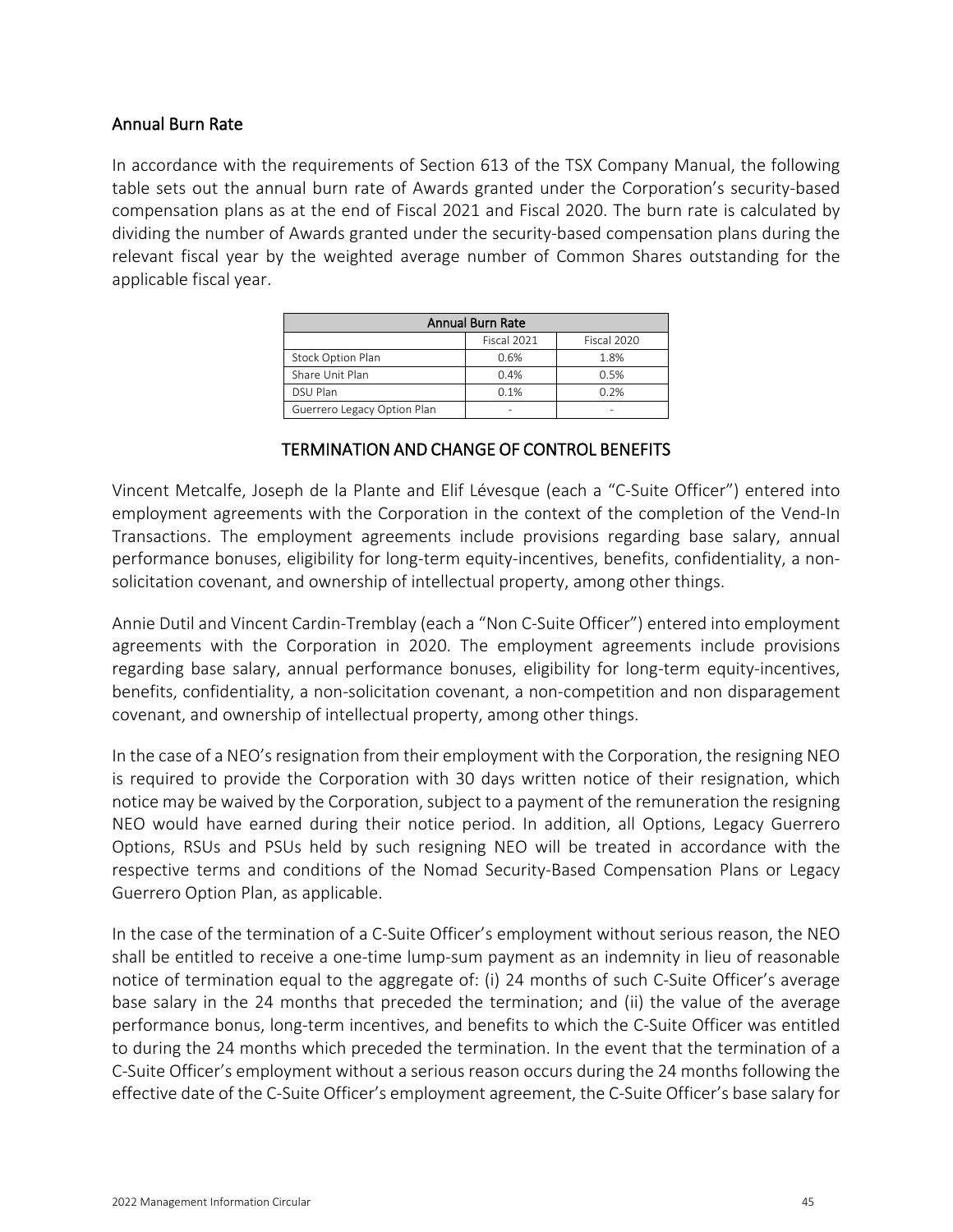## Annual Burn Rate

In accordance with the requirements of Section 613 of the TSX Company Manual, the following table sets out the annual burn rate of Awards granted under the Corporation's security-based compensation plans as at the end of Fiscal 2021 and Fiscal 2020. The burn rate is calculated by dividing the number of Awards granted under the security-based compensation plans during the relevant fiscal year by the weighted average number of Common Shares outstanding for the applicable fiscal year.

| Annual Burn Rate | | |
|---|---|---|
| | Fiscal 2021 | Fiscal 2020 |
| Stock Option Plan | 0.6% | 1.8% |
| Share Unit Plan | 0.4% | 0.5% |
| DSU Plan | 0.1% | 0.2% |
| Guerrero Legacy Option Plan | - | - |

## TERMINATION AND CHANGE OF CONTROL BENEFITS

Vincent Metcalfe, Joseph de la Plante and Elif Lévesque (each a "C-Suite Officer") entered into employment agreements with the Corporation in the context of the completion of the Vend-In Transactions. The employment agreements include provisions regarding base salary, annual performance bonuses, eligibility for long-term equity-incentives, benefits, confidentiality, a non-solicitation covenant, and ownership of intellectual property, among other things.

Annie Dutil and Vincent Cardin-Tremblay (each a "Non C-Suite Officer") entered into employment agreements with the Corporation in 2020. The employment agreements include provisions regarding base salary, annual performance bonuses, eligibility for long-term equity-incentives, benefits, confidentiality, a non-solicitation covenant, a non-competition and non disparagement covenant, and ownership of intellectual property, among other things.

In the case of a NEO's resignation from their employment with the Corporation, the resigning NEO is required to provide the Corporation with 30 days written notice of their resignation, which notice may be waived by the Corporation, subject to a payment of the remuneration the resigning NEO would have earned during their notice period. In addition, all Options, Legacy Guerrero Options, RSUs and PSUs held by such resigning NEO will be treated in accordance with the respective terms and conditions of the Nomad Security-Based Compensation Plans or Legacy Guerrero Option Plan, as applicable.

In the case of the termination of a C-Suite Officer's employment without serious reason, the NEO shall be entitled to receive a one-time lump-sum payment as an indemnity in lieu of reasonable notice of termination equal to the aggregate of: (i) 24 months of such C-Suite Officer's average base salary in the 24 months that preceded the termination; and (ii) the value of the average performance bonus, long-term incentives, and benefits to which the C-Suite Officer was entitled to during the 24 months which preceded the termination. In the event that the termination of a C-Suite Officer's employment without a serious reason occurs during the 24 months following the effective date of the C-Suite Officer's employment agreement, the C-Suite Officer's base salary for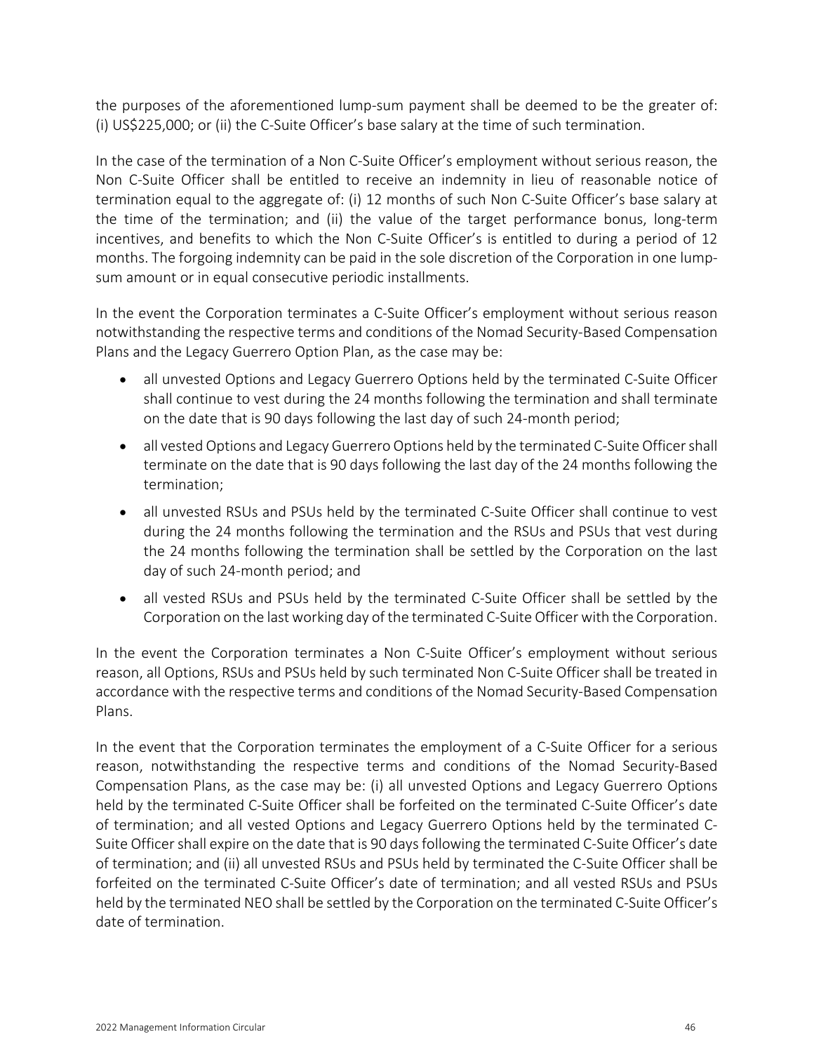the purposes of the aforementioned lump-sum payment shall be deemed to be the greater of: (i) US$225,000; or (ii) the C-Suite Officer's base salary at the time of such termination.

In the case of the termination of a Non C-Suite Officer's employment without serious reason, the Non C-Suite Officer shall be entitled to receive an indemnity in lieu of reasonable notice of termination equal to the aggregate of: (i) 12 months of such Non C-Suite Officer's base salary at the time of the termination; and (ii) the value of the target performance bonus, long-term incentives, and benefits to which the Non C-Suite Officer's is entitled to during a period of 12 months. The forgoing indemnity can be paid in the sole discretion of the Corporation in one lump-sum amount or in equal consecutive periodic installments.

In the event the Corporation terminates a C-Suite Officer's employment without serious reason notwithstanding the respective terms and conditions of the Nomad Security-Based Compensation Plans and the Legacy Guerrero Option Plan, as the case may be:

- all unvested Options and Legacy Guerrero Options held by the terminated C-Suite Officer shall continue to vest during the 24 months following the termination and shall terminate on the date that is 90 days following the last day of such 24-month period;
- all vested Options and Legacy Guerrero Options held by the terminated C-Suite Officer shall terminate on the date that is 90 days following the last day of the 24 months following the termination;
- all unvested RSUs and PSUs held by the terminated C-Suite Officer shall continue to vest during the 24 months following the termination and the RSUs and PSUs that vest during the 24 months following the termination shall be settled by the Corporation on the last day of such 24-month period; and
- all vested RSUs and PSUs held by the terminated C-Suite Officer shall be settled by the Corporation on the last working day of the terminated C-Suite Officer with the Corporation.

In the event the Corporation terminates a Non C-Suite Officer's employment without serious reason, all Options, RSUs and PSUs held by such terminated Non C-Suite Officer shall be treated in accordance with the respective terms and conditions of the Nomad Security-Based Compensation Plans.

In the event that the Corporation terminates the employment of a C-Suite Officer for a serious reason, notwithstanding the respective terms and conditions of the Nomad Security-Based Compensation Plans, as the case may be: (i) all unvested Options and Legacy Guerrero Options held by the terminated C-Suite Officer shall be forfeited on the terminated C-Suite Officer's date of termination; and all vested Options and Legacy Guerrero Options held by the terminated C-Suite Officer shall expire on the date that is 90 days following the terminated C-Suite Officer's date of termination; and (ii) all unvested RSUs and PSUs held by terminated the C-Suite Officer shall be forfeited on the terminated C-Suite Officer's date of termination; and all vested RSUs and PSUs held by the terminated NEO shall be settled by the Corporation on the terminated C-Suite Officer's date of termination.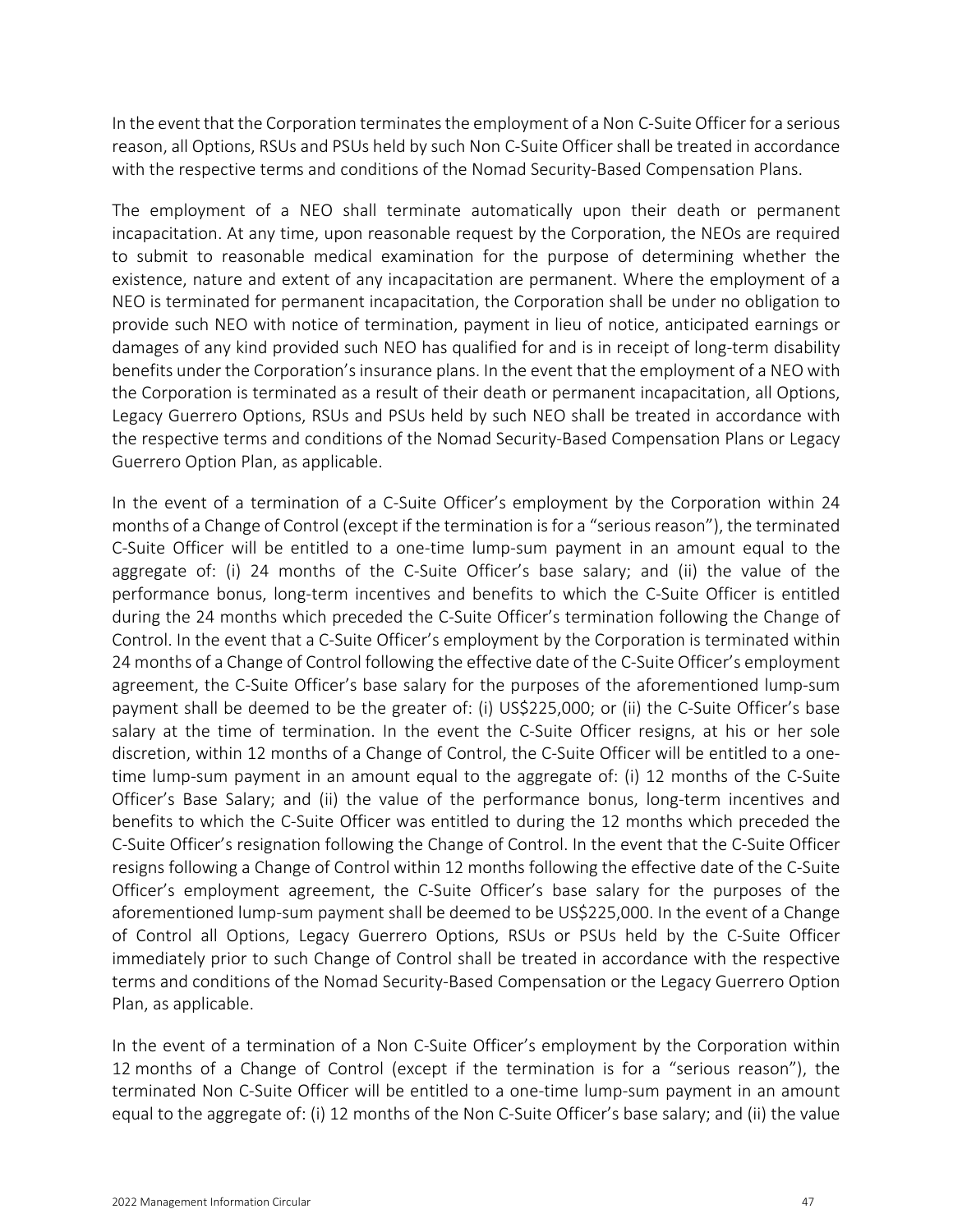In the event that the Corporation terminates the employment of a Non C-Suite Officer for a serious reason, all Options, RSUs and PSUs held by such Non C-Suite Officer shall be treated in accordance with the respective terms and conditions of the Nomad Security-Based Compensation Plans.

The employment of a NEO shall terminate automatically upon their death or permanent incapacitation. At any time, upon reasonable request by the Corporation, the NEOs are required to submit to reasonable medical examination for the purpose of determining whether the existence, nature and extent of any incapacitation are permanent. Where the employment of a NEO is terminated for permanent incapacitation, the Corporation shall be under no obligation to provide such NEO with notice of termination, payment in lieu of notice, anticipated earnings or damages of any kind provided such NEO has qualified for and is in receipt of long-term disability benefits under the Corporation's insurance plans. In the event that the employment of a NEO with the Corporation is terminated as a result of their death or permanent incapacitation, all Options, Legacy Guerrero Options, RSUs and PSUs held by such NEO shall be treated in accordance with the respective terms and conditions of the Nomad Security-Based Compensation Plans or Legacy Guerrero Option Plan, as applicable.

In the event of a termination of a C-Suite Officer's employment by the Corporation within 24 months of a Change of Control (except if the termination is for a "serious reason"), the terminated C-Suite Officer will be entitled to a one-time lump-sum payment in an amount equal to the aggregate of: (i) 24 months of the C-Suite Officer's base salary; and (ii) the value of the performance bonus, long-term incentives and benefits to which the C-Suite Officer is entitled during the 24 months which preceded the C-Suite Officer's termination following the Change of Control. In the event that a C-Suite Officer's employment by the Corporation is terminated within 24 months of a Change of Control following the effective date of the C-Suite Officer's employment agreement, the C-Suite Officer's base salary for the purposes of the aforementioned lump-sum payment shall be deemed to be the greater of: (i) US$225,000; or (ii) the C-Suite Officer's base salary at the time of termination. In the event the C-Suite Officer resigns, at his or her sole discretion, within 12 months of a Change of Control, the C-Suite Officer will be entitled to a one-time lump-sum payment in an amount equal to the aggregate of: (i) 12 months of the C-Suite Officer's Base Salary; and (ii) the value of the performance bonus, long-term incentives and benefits to which the C-Suite Officer was entitled to during the 12 months which preceded the C-Suite Officer's resignation following the Change of Control. In the event that the C-Suite Officer resigns following a Change of Control within 12 months following the effective date of the C-Suite Officer's employment agreement, the C-Suite Officer's base salary for the purposes of the aforementioned lump-sum payment shall be deemed to be US$225,000. In the event of a Change of Control all Options, Legacy Guerrero Options, RSUs or PSUs held by the C-Suite Officer immediately prior to such Change of Control shall be treated in accordance with the respective terms and conditions of the Nomad Security-Based Compensation or the Legacy Guerrero Option Plan, as applicable.

In the event of a termination of a Non C-Suite Officer's employment by the Corporation within 12 months of a Change of Control (except if the termination is for a "serious reason"), the terminated Non C-Suite Officer will be entitled to a one-time lump-sum payment in an amount equal to the aggregate of: (i) 12 months of the Non C-Suite Officer's base salary; and (ii) the value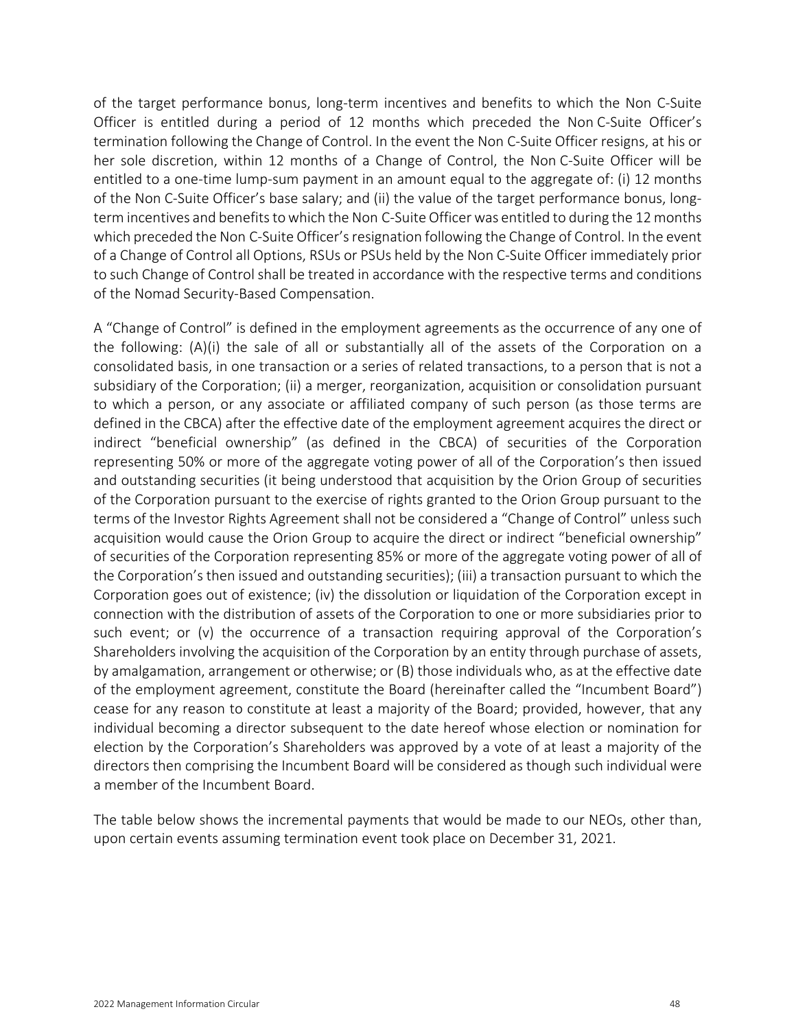of the target performance bonus, long-term incentives and benefits to which the Non C-Suite Officer is entitled during a period of 12 months which preceded the Non C-Suite Officer's termination following the Change of Control. In the event the Non C-Suite Officer resigns, at his or her sole discretion, within 12 months of a Change of Control, the Non C-Suite Officer will be entitled to a one-time lump-sum payment in an amount equal to the aggregate of: (i) 12 months of the Non C-Suite Officer's base salary; and (ii) the value of the target performance bonus, long-term incentives and benefits to which the Non C-Suite Officer was entitled to during the 12 months which preceded the Non C-Suite Officer's resignation following the Change of Control. In the event of a Change of Control all Options, RSUs or PSUs held by the Non C-Suite Officer immediately prior to such Change of Control shall be treated in accordance with the respective terms and conditions of the Nomad Security-Based Compensation.

A "Change of Control" is defined in the employment agreements as the occurrence of any one of the following: (A)(i) the sale of all or substantially all of the assets of the Corporation on a consolidated basis, in one transaction or a series of related transactions, to a person that is not a subsidiary of the Corporation; (ii) a merger, reorganization, acquisition or consolidation pursuant to which a person, or any associate or affiliated company of such person (as those terms are defined in the CBCA) after the effective date of the employment agreement acquires the direct or indirect "beneficial ownership" (as defined in the CBCA) of securities of the Corporation representing 50% or more of the aggregate voting power of all of the Corporation's then issued and outstanding securities (it being understood that acquisition by the Orion Group of securities of the Corporation pursuant to the exercise of rights granted to the Orion Group pursuant to the terms of the Investor Rights Agreement shall not be considered a "Change of Control" unless such acquisition would cause the Orion Group to acquire the direct or indirect "beneficial ownership" of securities of the Corporation representing 85% or more of the aggregate voting power of all of the Corporation's then issued and outstanding securities); (iii) a transaction pursuant to which the Corporation goes out of existence; (iv) the dissolution or liquidation of the Corporation except in connection with the distribution of assets of the Corporation to one or more subsidiaries prior to such event; or (v) the occurrence of a transaction requiring approval of the Corporation's Shareholders involving the acquisition of the Corporation by an entity through purchase of assets, by amalgamation, arrangement or otherwise; or (B) those individuals who, as at the effective date of the employment agreement, constitute the Board (hereinafter called the "Incumbent Board") cease for any reason to constitute at least a majority of the Board; provided, however, that any individual becoming a director subsequent to the date hereof whose election or nomination for election by the Corporation's Shareholders was approved by a vote of at least a majority of the directors then comprising the Incumbent Board will be considered as though such individual were a member of the Incumbent Board.

The table below shows the incremental payments that would be made to our NEOs, other than, upon certain events assuming termination event took place on December 31, 2021.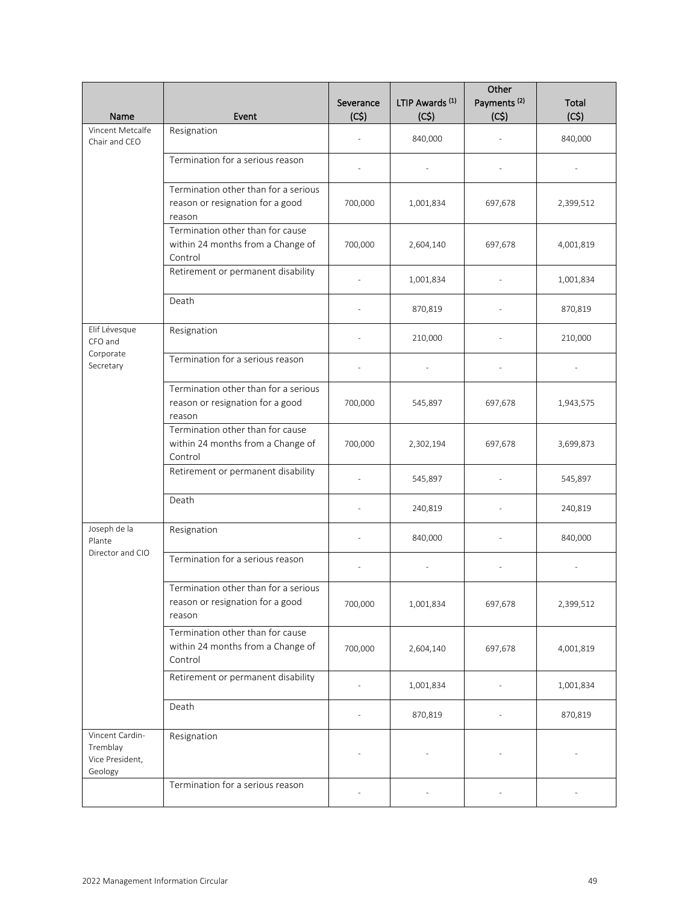| Name | Event | Severance (C$) | LTIP Awards [(1)] (C$) | Other Payments [(2)] (C$) | Total (C$) |
|---|---|---|---|---|---|
| Vincent Metcalfe Chair and CEO | Resignation | - | 840,000 | - | 840,000 |
| | Termination for a serious reason | - | - | - | - |
| | Termination other than for a serious reason or resignation for a good reason | 700,000 | 1,001,834 | 697,678 | 2,399,512 |
| | Termination other than for cause within 24 months from a Change of Control | 700,000 | 2,604,140 | 697,678 | 4,001,819 |
| | Retirement or permanent disability | - | 1,001,834 | - | 1,001,834 |
| | Death | - | 870,819 | - | 870,819 |
| Elif Lévesque CFO and Corporate Secretary | Resignation | - | 210,000 | - | 210,000 |
| | Termination for a serious reason | - | - | - | - |
| | Termination other than for a serious reason or resignation for a good reason | 700,000 | 545,897 | 697,678 | 1,943,575 |
| | Termination other than for cause within 24 months from a Change of Control | 700,000 | 2,302,194 | 697,678 | 3,699,873 |
| | Retirement or permanent disability | - | 545,897 | - | 545,897 |
| | Death | - | 240,819 | - | 240,819 |
| Joseph de la Plante Director and CIO | Resignation | - | 840,000 | - | 840,000 |
| | Termination for a serious reason | - | - | - | - |
| | Termination other than for a serious reason or resignation for a good reason | 700,000 | 1,001,834 | 697,678 | 2,399,512 |
| | Termination other than for cause within 24 months from a Change of Control | 700,000 | 2,604,140 | 697,678 | 4,001,819 |
| | Retirement or permanent disability | - | 1,001,834 | - | 1,001,834 |
| | Death | - | 870,819 | - | 870,819 |
| Vincent Cardin-Tremblay Vice President, Geology | Resignation | - | - | - | - |
| | Termination for a serious reason | - | - | - | - |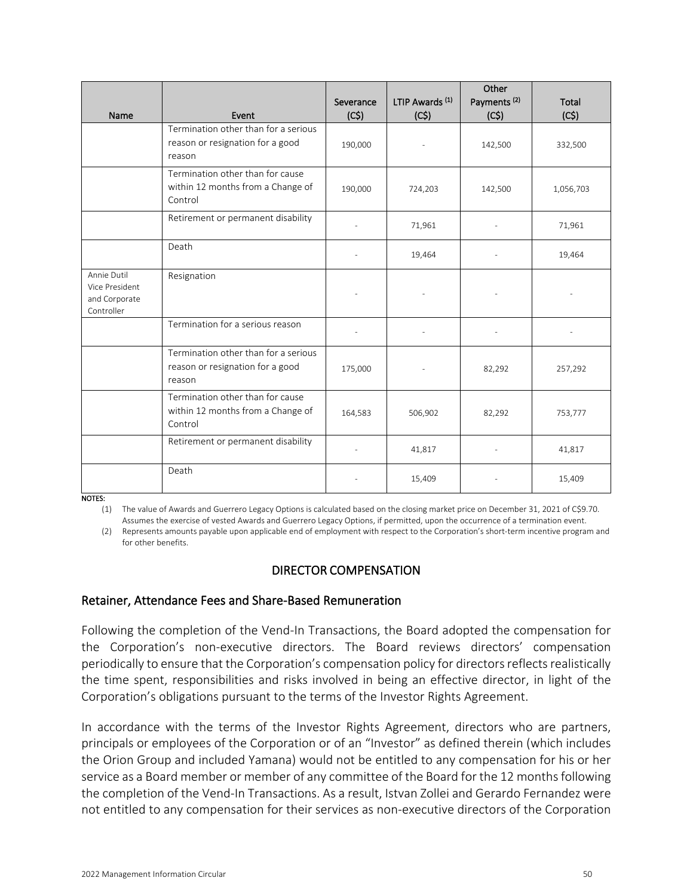| Name | Event | Severance (C$) | LTIP Awards [(1)] (C$) | Other Payments [(2)] (C$) | Total (C$) |
|---|---|---|---|---|---|
| | Termination other than for a serious reason or resignation for a good reason | 190,000 | - | 142,500 | 332,500 |
| | Termination other than for cause within 12 months from a Change of Control | 190,000 | 724,203 | 142,500 | 1,056,703 |
| | Retirement or permanent disability | - | 71,961 | - | 71,961 |
| | Death | - | 19,464 | - | 19,464 |
| Annie Dutil Vice President and Corporate Controller | Resignation | - | - | - | - |
| | Termination for a serious reason | - | - | - | - |
| | Termination other than for a serious reason or resignation for a good reason | 175,000 | - | 82,292 | 257,292 |
| | Termination other than for cause within 12 months from a Change of Control | 164,583 | 506,902 | 82,292 | 753,777 |
| | Retirement or permanent disability | - | 41,817 | - | 41,817 |
| | Death | - | 15,409 | - | 15,409 |

**NOTES:**

(1) The value of Awards and Guerrero Legacy Options is calculated based on the closing market price on December 31, 2021 of C$9.70. Assumes the exercise of vested Awards and Guerrero Legacy Options, if permitted, upon the occurrence of a termination event.

(2) Represents amounts payable upon applicable end of employment with respect to the Corporation's short-term incentive program and for other benefits.

## DIRECTOR COMPENSATION

### Retainer, Attendance Fees and Share-Based Remuneration

Following the completion of the Vend-In Transactions, the Board adopted the compensation for the Corporation's non-executive directors. The Board reviews directors' compensation periodically to ensure that the Corporation's compensation policy for directors reflects realistically the time spent, responsibilities and risks involved in being an effective director, in light of the Corporation's obligations pursuant to the terms of the Investor Rights Agreement.

In accordance with the terms of the Investor Rights Agreement, directors who are partners, principals or employees of the Corporation or of an "Investor" as defined therein (which includes the Orion Group and included Yamana) would not be entitled to any compensation for his or her service as a Board member or member of any committee of the Board for the 12 months following the completion of the Vend-In Transactions. As a result, Istvan Zollei and Gerardo Fernandez were not entitled to any compensation for their services as non-executive directors of the Corporation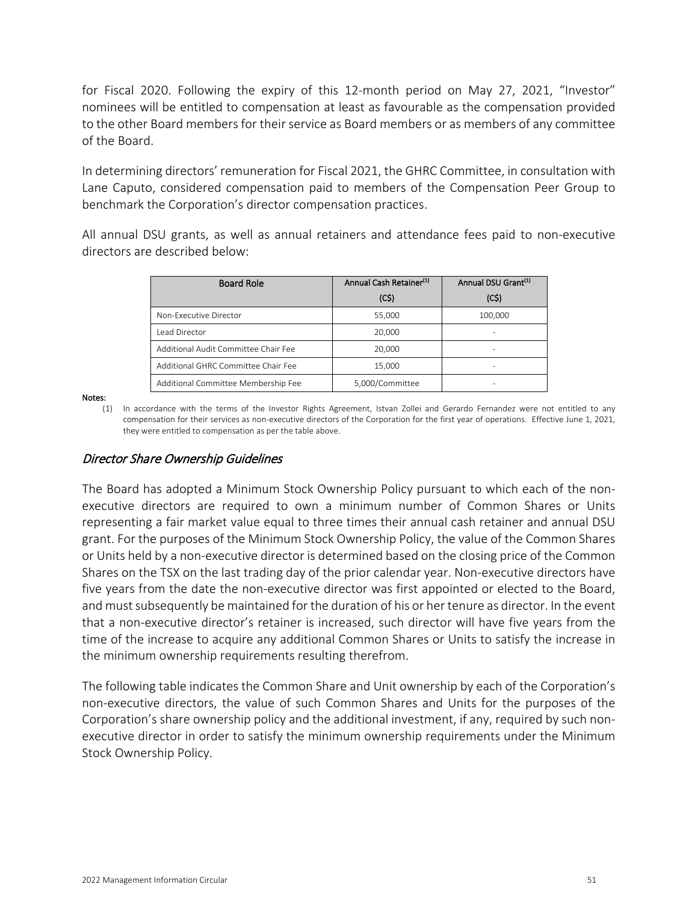for Fiscal 2020. Following the expiry of this 12-month period on May 27, 2021, "Investor" nominees will be entitled to compensation at least as favourable as the compensation provided to the other Board members for their service as Board members or as members of any committee of the Board.

In determining directors' remuneration for Fiscal 2021, the GHRC Committee, in consultation with Lane Caputo, considered compensation paid to members of the Compensation Peer Group to benchmark the Corporation's director compensation practices.

All annual DSU grants, as well as annual retainers and attendance fees paid to non-executive directors are described below:

| Board Role | Annual Cash Retainer(1) (C$) | Annual DSU Grant(1) (C$) |
|---|---|---|
| Non-Executive Director | 55,000 | 100,000 |
| Lead Director | 20,000 | - |
| Additional Audit Committee Chair Fee | 20,000 | - |
| Additional GHRC Committee Chair Fee | 15,000 | - |
| Additional Committee Membership Fee | 5,000/Committee | - |

**Notes:**

(1) In accordance with the terms of the Investor Rights Agreement, Istvan Zollei and Gerardo Fernandez were not entitled to any compensation for their services as non-executive directors of the Corporation for the first year of operations. Effective June 1, 2021, they were entitled to compensation as per the table above.

## *Director Share Ownership Guidelines*

The Board has adopted a Minimum Stock Ownership Policy pursuant to which each of the non-executive directors are required to own a minimum number of Common Shares or Units representing a fair market value equal to three times their annual cash retainer and annual DSU grant. For the purposes of the Minimum Stock Ownership Policy, the value of the Common Shares or Units held by a non-executive director is determined based on the closing price of the Common Shares on the TSX on the last trading day of the prior calendar year. Non-executive directors have five years from the date the non-executive director was first appointed or elected to the Board, and must subsequently be maintained for the duration of his or her tenure as director. In the event that a non-executive director's retainer is increased, such director will have five years from the time of the increase to acquire any additional Common Shares or Units to satisfy the increase in the minimum ownership requirements resulting therefrom.

The following table indicates the Common Share and Unit ownership by each of the Corporation's non-executive directors, the value of such Common Shares and Units for the purposes of the Corporation's share ownership policy and the additional investment, if any, required by such non-executive director in order to satisfy the minimum ownership requirements under the Minimum Stock Ownership Policy.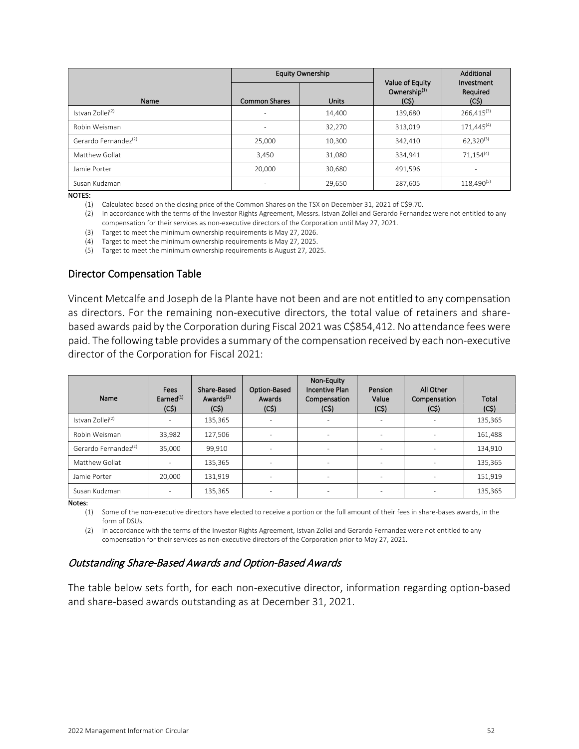| Name | Equity Ownership | | Value of Equity Ownership[(1)] (C$) | Additional Investment Required (C$) |
|---|---|---|---|---|
| | Common Shares | Units | | |
| Istvan Zollei[(2)] | - | 14,400 | 139,680 | 266,415[(3)] |
| Robin Weisman | - | 32,270 | 313,019 | 171,445[(4)] |
| Gerardo Fernandez[(2)] | 25,000 | 10,300 | 342,410 | 62,320[(3)] |
| Matthew Gollat | 3,450 | 31,080 | 334,941 | 71,154[(4)] |
| Jamie Porter | 20,000 | 30,680 | 491,596 | - |
| Susan Kudzman | - | 29,650 | 287,605 | 118,490[(5)] |

**NOTES:**

(1) Calculated based on the closing price of the Common Shares on the TSX on December 31, 2021 of C$9.70.

(2) In accordance with the terms of the Investor Rights Agreement, Messrs. Istvan Zollei and Gerardo Fernandez were not entitled to any compensation for their services as non-executive directors of the Corporation until May 27, 2021.

(3) Target to meet the minimum ownership requirements is May 27, 2026.

(4) Target to meet the minimum ownership requirements is May 27, 2025.

(5) Target to meet the minimum ownership requirements is August 27, 2025.

## Director Compensation Table

Vincent Metcalfe and Joseph de la Plante have not been and are not entitled to any compensation as directors. For the remaining non-executive directors, the total value of retainers and share-based awards paid by the Corporation during Fiscal 2021 was C$854,412. No attendance fees were paid. The following table provides a summary of the compensation received by each non-executive director of the Corporation for Fiscal 2021:

| Name | Fees Earned[(1)] (C$) | Share-Based Awards[(2)] (C$) | Option-Based Awards (C$) | Non-Equity Incentive Plan Compensation (C$) | Pension Value (C$) | All Other Compensation (C$) | Total (C$) |
|---|---|---|---|---|---|---|---|
| Istvan Zollei[(2)] | - | 135,365 | - | - | - | - | 135,365 |
| Robin Weisman | 33,982 | 127,506 | - | - | - | - | 161,488 |
| Gerardo Fernandez[(2)] | 35,000 | 99,910 | - | - | - | - | 134,910 |
| Matthew Gollat | - | 135,365 | - | - | - | - | 135,365 |
| Jamie Porter | 20,000 | 131,919 | - | - | - | - | 151,919 |
| Susan Kudzman | - | 135,365 | - | - | - | - | 135,365 |

**Notes:**

(1) Some of the non-executive directors have elected to receive a portion or the full amount of their fees in share-bases awards, in the form of DSUs.

(2) In accordance with the terms of the Investor Rights Agreement, Istvan Zollei and Gerardo Fernandez were not entitled to any compensation for their services as non-executive directors of the Corporation prior to May 27, 2021.

### *Outstanding Share-Based Awards and Option-Based Awards*

The table below sets forth, for each non-executive director, information regarding option-based and share-based awards outstanding as at December 31, 2021.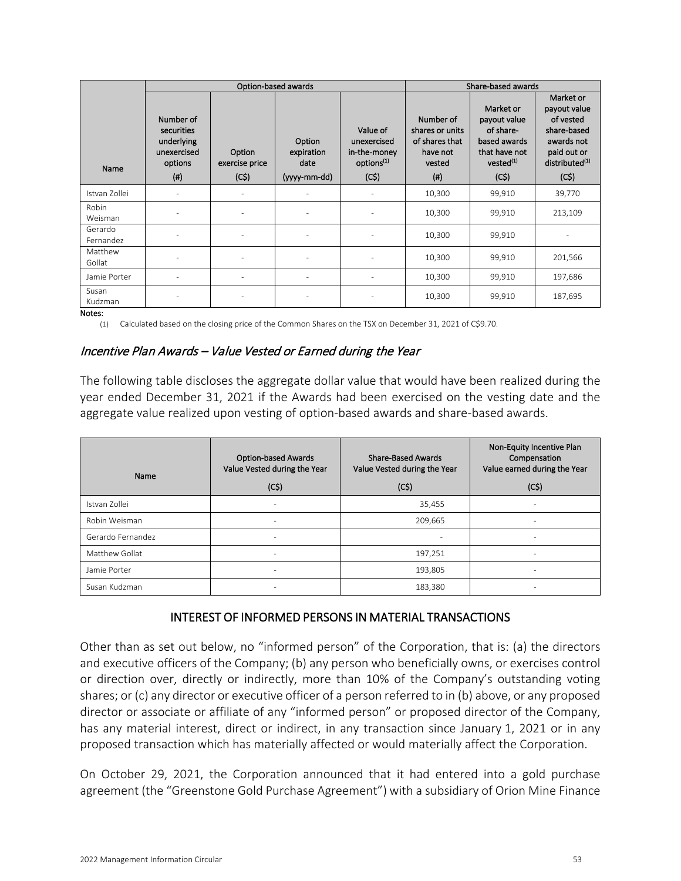| Name | Option-based awards | | | | Share-based awards | | |
|---|---|---|---|---|---|---|---|
| | Number of securities underlying unexercised options (#) | Option exercise price (C$) | Option expiration date (yyyy-mm-dd) | Value of unexercised in-the-money options[(1)] (C$) | Number of shares or units of shares that have not vested (#) | Market or payout value of share-based awards that have not vested[(1)] (C$) | Market or payout value of vested share-based awards not paid out or distributed[(1)] (C$) |
| Istvan Zollei | - | - | - | - | 10,300 | 99,910 | 39,770 |
| Robin Weisman | - | - | - | - | 10,300 | 99,910 | 213,109 |
| Gerardo Fernandez | - | - | - | - | 10,300 | 99,910 | - |
| Matthew Gollat | - | - | - | - | 10,300 | 99,910 | 201,566 |
| Jamie Porter | - | - | - | - | 10,300 | 99,910 | 197,686 |
| Susan Kudzman | - | - | - | - | 10,300 | 99,910 | 187,695 |

**Notes:**

(1) Calculated based on the closing price of the Common Shares on the TSX on December 31, 2021 of C$9.70.

### *Incentive Plan Awards – Value Vested or Earned during the Year*

The following table discloses the aggregate dollar value that would have been realized during the year ended December 31, 2021 if the Awards had been exercised on the vesting date and the aggregate value realized upon vesting of option-based awards and share-based awards.

| Name | Option-based Awards Value Vested during the Year (C$) | Share-Based Awards Value Vested during the Year (C$) | Non-Equity Incentive Plan Compensation Value earned during the Year (C$) |
|---|---|---|---|
| Istvan Zollei | - | 35,455 | - |
| Robin Weisman | - | 209,665 | - |
| Gerardo Fernandez | - | - | - |
| Matthew Gollat | - | 197,251 | - |
| Jamie Porter | - | 193,805 | - |
| Susan Kudzman | - | 183,380 | - |

## INTEREST OF INFORMED PERSONS IN MATERIAL TRANSACTIONS

Other than as set out below, no "informed person" of the Corporation, that is: (a) the directors and executive officers of the Company; (b) any person who beneficially owns, or exercises control or direction over, directly or indirectly, more than 10% of the Company's outstanding voting shares; or (c) any director or executive officer of a person referred to in (b) above, or any proposed director or associate or affiliate of any "informed person" or proposed director of the Company, has any material interest, direct or indirect, in any transaction since January 1, 2021 or in any proposed transaction which has materially affected or would materially affect the Corporation.

On October 29, 2021, the Corporation announced that it had entered into a gold purchase agreement (the "Greenstone Gold Purchase Agreement") with a subsidiary of Orion Mine Finance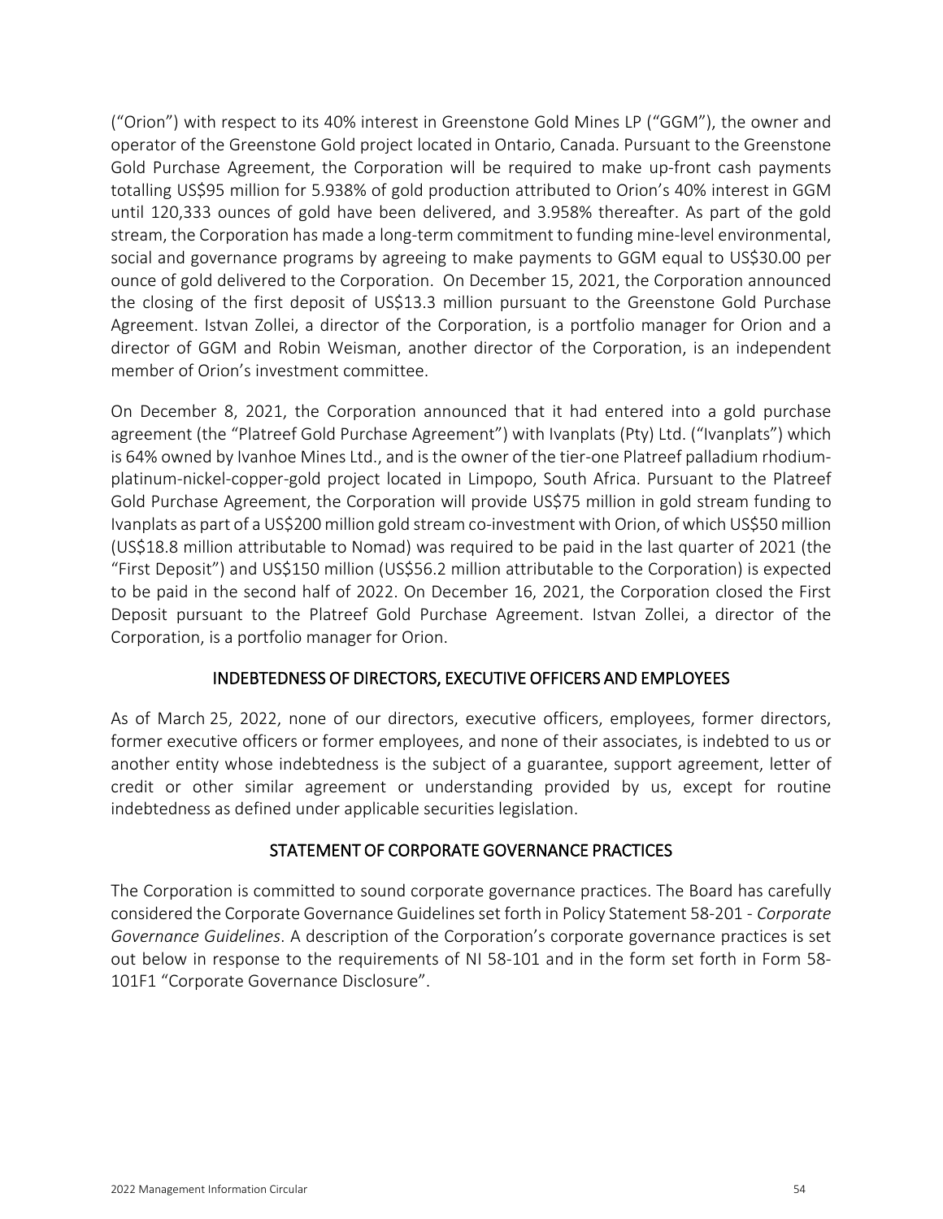(“Orion”) with respect to its 40% interest in Greenstone Gold Mines LP (“GGM”), the owner and operator of the Greenstone Gold project located in Ontario, Canada. Pursuant to the Greenstone Gold Purchase Agreement, the Corporation will be required to make up-front cash payments totalling US$95 million for 5.938% of gold production attributed to Orion’s 40% interest in GGM until 120,333 ounces of gold have been delivered, and 3.958% thereafter. As part of the gold stream, the Corporation has made a long-term commitment to funding mine-level environmental, social and governance programs by agreeing to make payments to GGM equal to US$30.00 per ounce of gold delivered to the Corporation. On December 15, 2021, the Corporation announced the closing of the first deposit of US$13.3 million pursuant to the Greenstone Gold Purchase Agreement. Istvan Zollei, a director of the Corporation, is a portfolio manager for Orion and a director of GGM and Robin Weisman, another director of the Corporation, is an independent member of Orion’s investment committee.

On December 8, 2021, the Corporation announced that it had entered into a gold purchase agreement (the “Platreef Gold Purchase Agreement”) with Ivanplats (Pty) Ltd. (“Ivanplats”) which is 64% owned by Ivanhoe Mines Ltd., and is the owner of the tier-one Platreef palladium rhodium-platinum-nickel-copper-gold project located in Limpopo, South Africa. Pursuant to the Platreef Gold Purchase Agreement, the Corporation will provide US$75 million in gold stream funding to Ivanplats as part of a US$200 million gold stream co-investment with Orion, of which US$50 million (US$18.8 million attributable to Nomad) was required to be paid in the last quarter of 2021 (the “First Deposit”) and US$150 million (US$56.2 million attributable to the Corporation) is expected to be paid in the second half of 2022. On December 16, 2021, the Corporation closed the First Deposit pursuant to the Platreef Gold Purchase Agreement. Istvan Zollei, a director of the Corporation, is a portfolio manager for Orion.

## INDEBTEDNESS OF DIRECTORS, EXECUTIVE OFFICERS AND EMPLOYEES

As of March 25, 2022, none of our directors, executive officers, employees, former directors, former executive officers or former employees, and none of their associates, is indebted to us or another entity whose indebtedness is the subject of a guarantee, support agreement, letter of credit or other similar agreement or understanding provided by us, except for routine indebtedness as defined under applicable securities legislation.

## STATEMENT OF CORPORATE GOVERNANCE PRACTICES

The Corporation is committed to sound corporate governance practices. The Board has carefully considered the Corporate Governance Guidelines set forth in Policy Statement 58-201 - *Corporate Governance Guidelines*. A description of the Corporation’s corporate governance practices is set out below in response to the requirements of NI 58-101 and in the form set forth in Form 58-101F1 “Corporate Governance Disclosure”.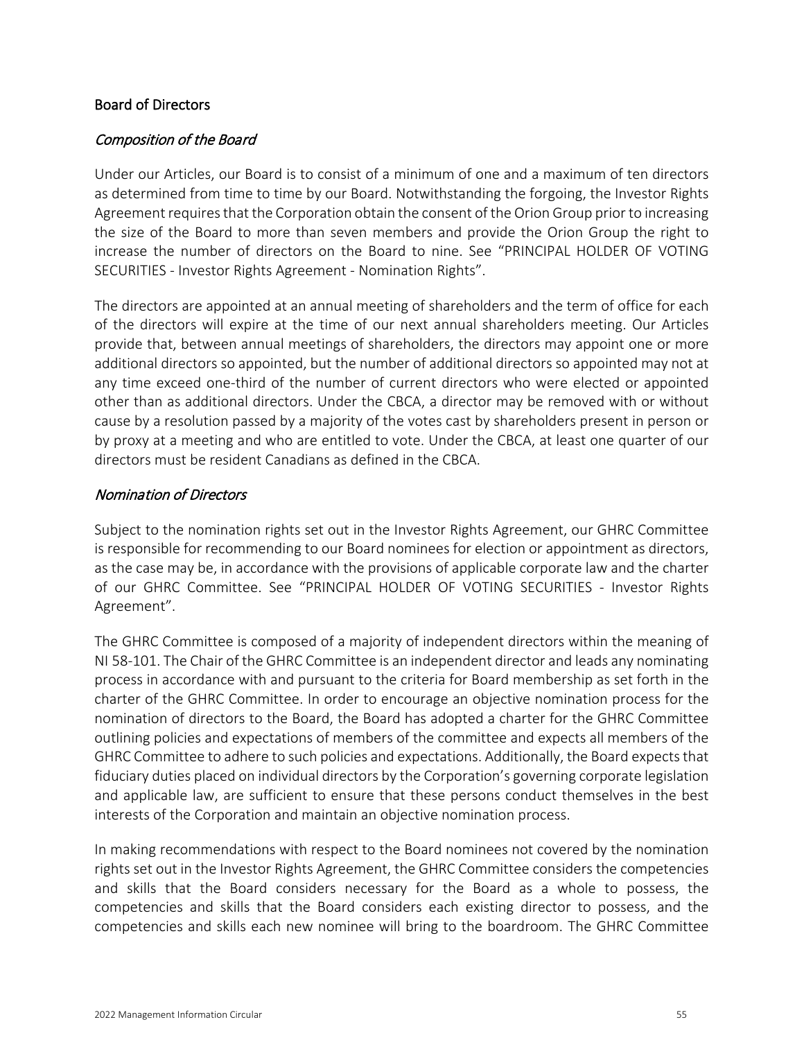## Board of Directors

### *Composition of the Board*

Under our Articles, our Board is to consist of a minimum of one and a maximum of ten directors as determined from time to time by our Board. Notwithstanding the forgoing, the Investor Rights Agreement requires that the Corporation obtain the consent of the Orion Group prior to increasing the size of the Board to more than seven members and provide the Orion Group the right to increase the number of directors on the Board to nine. See "PRINCIPAL HOLDER OF VOTING SECURITIES - Investor Rights Agreement - Nomination Rights".

The directors are appointed at an annual meeting of shareholders and the term of office for each of the directors will expire at the time of our next annual shareholders meeting. Our Articles provide that, between annual meetings of shareholders, the directors may appoint one or more additional directors so appointed, but the number of additional directors so appointed may not at any time exceed one-third of the number of current directors who were elected or appointed other than as additional directors. Under the CBCA, a director may be removed with or without cause by a resolution passed by a majority of the votes cast by shareholders present in person or by proxy at a meeting and who are entitled to vote. Under the CBCA, at least one quarter of our directors must be resident Canadians as defined in the CBCA.

### *Nomination of Directors*

Subject to the nomination rights set out in the Investor Rights Agreement, our GHRC Committee is responsible for recommending to our Board nominees for election or appointment as directors, as the case may be, in accordance with the provisions of applicable corporate law and the charter of our GHRC Committee. See "PRINCIPAL HOLDER OF VOTING SECURITIES - Investor Rights Agreement".

The GHRC Committee is composed of a majority of independent directors within the meaning of NI 58-101. The Chair of the GHRC Committee is an independent director and leads any nominating process in accordance with and pursuant to the criteria for Board membership as set forth in the charter of the GHRC Committee. In order to encourage an objective nomination process for the nomination of directors to the Board, the Board has adopted a charter for the GHRC Committee outlining policies and expectations of members of the committee and expects all members of the GHRC Committee to adhere to such policies and expectations. Additionally, the Board expects that fiduciary duties placed on individual directors by the Corporation's governing corporate legislation and applicable law, are sufficient to ensure that these persons conduct themselves in the best interests of the Corporation and maintain an objective nomination process.

In making recommendations with respect to the Board nominees not covered by the nomination rights set out in the Investor Rights Agreement, the GHRC Committee considers the competencies and skills that the Board considers necessary for the Board as a whole to possess, the competencies and skills that the Board considers each existing director to possess, and the competencies and skills each new nominee will bring to the boardroom. The GHRC Committee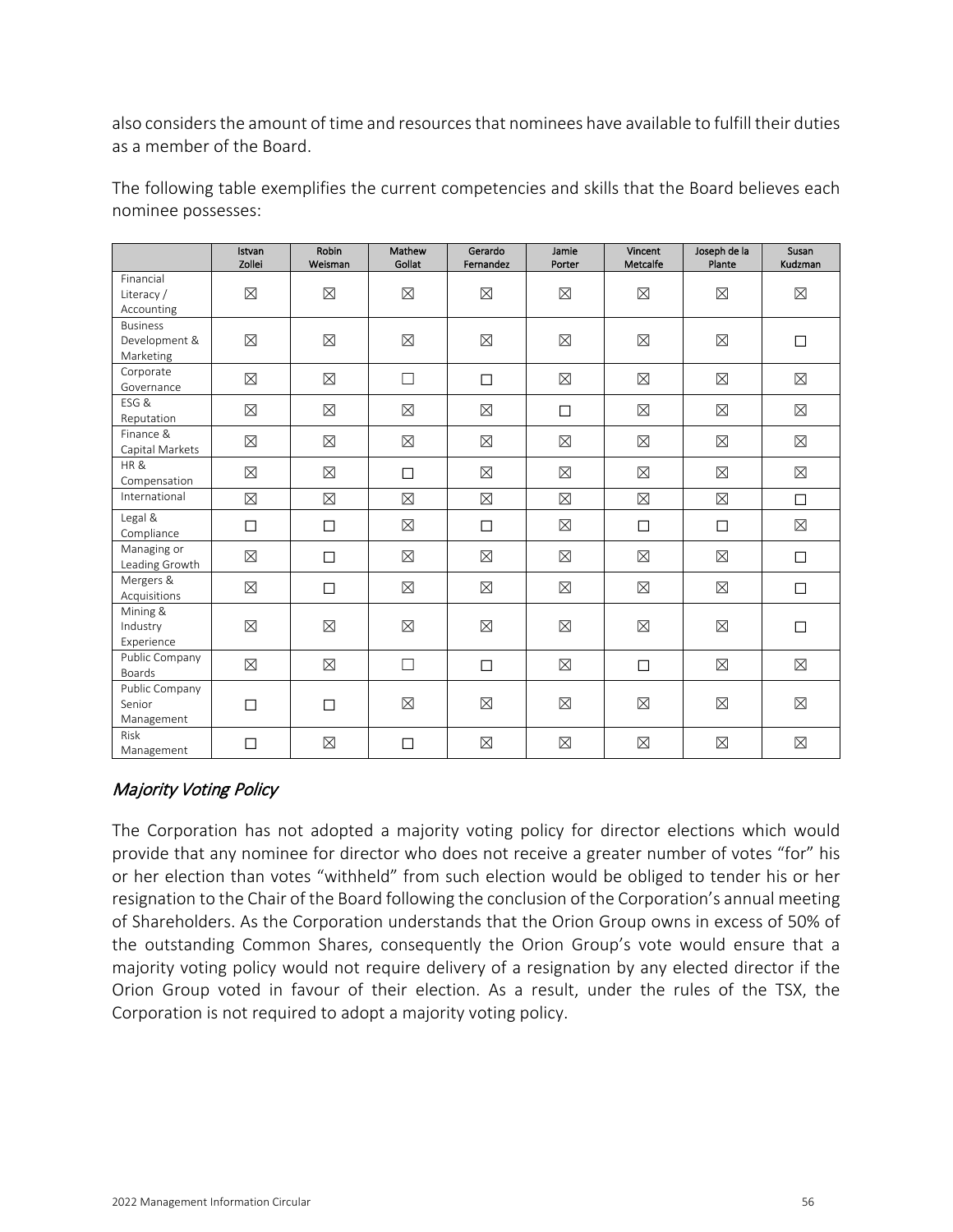also considers the amount of time and resources that nominees have available to fulfill their duties as a member of the Board.

The following table exemplifies the current competencies and skills that the Board believes each nominee possesses:

| | Istvan Zollei | Robin Weisman | Mathew Gollat | Gerardo Fernandez | Jamie Porter | Vincent Metcalfe | Joseph de la Plante | Susan Kudzman |
|---|---|---|---|---|---|---|---|---|
| Financial Literacy / Accounting | ☒ | ☒ | ☒ | ☒ | ☒ | ☒ | ☒ | ☒ |
| Business Development & Marketing | ☒ | ☒ | ☒ | ☒ | ☒ | ☒ | ☒ | ☐ |
| Corporate Governance | ☒ | ☒ | ☐ | ☐ | ☒ | ☒ | ☒ | ☒ |
| ESG & Reputation | ☒ | ☒ | ☒ | ☒ | ☐ | ☒ | ☒ | ☒ |
| Finance & Capital Markets | ☒ | ☒ | ☒ | ☒ | ☒ | ☒ | ☒ | ☒ |
| HR & Compensation | ☒ | ☒ | ☐ | ☒ | ☒ | ☒ | ☒ | ☒ |
| International | ☒ | ☒ | ☒ | ☒ | ☒ | ☒ | ☒ | ☐ |
| Legal & Compliance | ☐ | ☐ | ☒ | ☐ | ☒ | ☐ | ☐ | ☒ |
| Managing or Leading Growth | ☒ | ☐ | ☒ | ☒ | ☒ | ☒ | ☒ | ☐ |
| Mergers & Acquisitions | ☒ | ☐ | ☒ | ☒ | ☒ | ☒ | ☒ | ☐ |
| Mining & Industry Experience | ☒ | ☒ | ☒ | ☒ | ☒ | ☒ | ☒ | ☐ |
| Public Company Boards | ☒ | ☒ | ☐ | ☐ | ☒ | ☐ | ☒ | ☒ |
| Public Company Senior Management | ☐ | ☐ | ☒ | ☒ | ☒ | ☒ | ☒ | ☒ |
| Risk Management | ☐ | ☒ | ☐ | ☒ | ☒ | ☒ | ☒ | ☒ |

### *Majority Voting Policy*

The Corporation has not adopted a majority voting policy for director elections which would provide that any nominee for director who does not receive a greater number of votes "for" his or her election than votes "withheld" from such election would be obliged to tender his or her resignation to the Chair of the Board following the conclusion of the Corporation's annual meeting of Shareholders. As the Corporation understands that the Orion Group owns in excess of 50% of the outstanding Common Shares, consequently the Orion Group's vote would ensure that a majority voting policy would not require delivery of a resignation by any elected director if the Orion Group voted in favour of their election. As a result, under the rules of the TSX, the Corporation is not required to adopt a majority voting policy.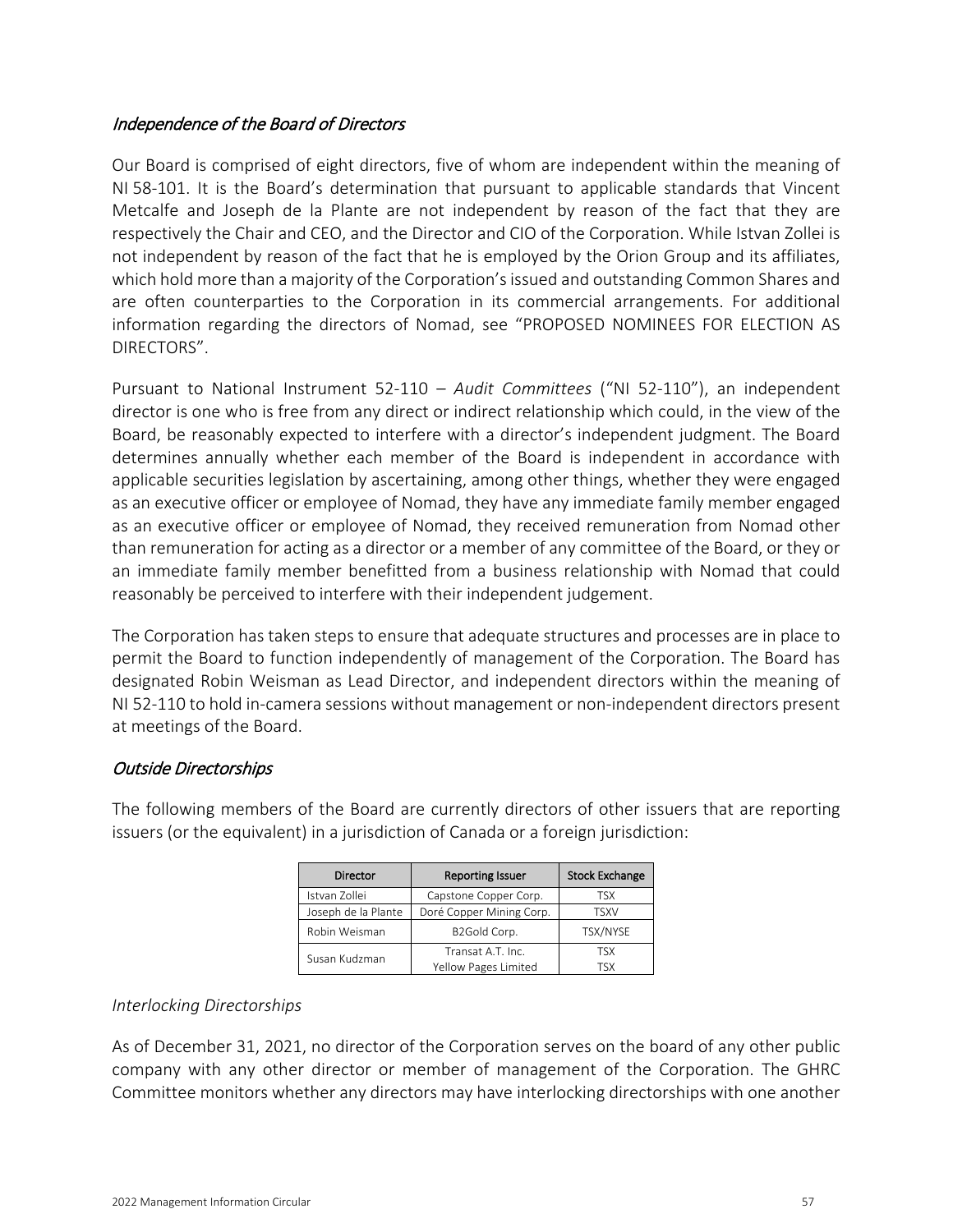### *Independence of the Board of Directors*

Our Board is comprised of eight directors, five of whom are independent within the meaning of NI 58-101. It is the Board's determination that pursuant to applicable standards that Vincent Metcalfe and Joseph de la Plante are not independent by reason of the fact that they are respectively the Chair and CEO, and the Director and CIO of the Corporation. While Istvan Zollei is not independent by reason of the fact that he is employed by the Orion Group and its affiliates, which hold more than a majority of the Corporation's issued and outstanding Common Shares and are often counterparties to the Corporation in its commercial arrangements. For additional information regarding the directors of Nomad, see "PROPOSED NOMINEES FOR ELECTION AS DIRECTORS".

Pursuant to National Instrument 52-110 – *Audit Committees* ("NI 52-110"), an independent director is one who is free from any direct or indirect relationship which could, in the view of the Board, be reasonably expected to interfere with a director's independent judgment. The Board determines annually whether each member of the Board is independent in accordance with applicable securities legislation by ascertaining, among other things, whether they were engaged as an executive officer or employee of Nomad, they have any immediate family member engaged as an executive officer or employee of Nomad, they received remuneration from Nomad other than remuneration for acting as a director or a member of any committee of the Board, or they or an immediate family member benefitted from a business relationship with Nomad that could reasonably be perceived to interfere with their independent judgement.

The Corporation has taken steps to ensure that adequate structures and processes are in place to permit the Board to function independently of management of the Corporation. The Board has designated Robin Weisman as Lead Director, and independent directors within the meaning of NI 52-110 to hold in-camera sessions without management or non-independent directors present at meetings of the Board.

### *Outside Directorships*

The following members of the Board are currently directors of other issuers that are reporting issuers (or the equivalent) in a jurisdiction of Canada or a foreign jurisdiction:

| Director | Reporting Issuer | Stock Exchange |
|---|---|---|
| Istvan Zollei | Capstone Copper Corp. | TSX |
| Joseph de la Plante | Doré Copper Mining Corp. | TSXV |
| Robin Weisman | B2Gold Corp. | TSX/NYSE |
| Susan Kudzman | Transat A.T. Inc.<br>Yellow Pages Limited | TSX<br>TSX |

*Interlocking Directorships*

As of December 31, 2021, no director of the Corporation serves on the board of any other public company with any other director or member of management of the Corporation. The GHRC Committee monitors whether any directors may have interlocking directorships with one another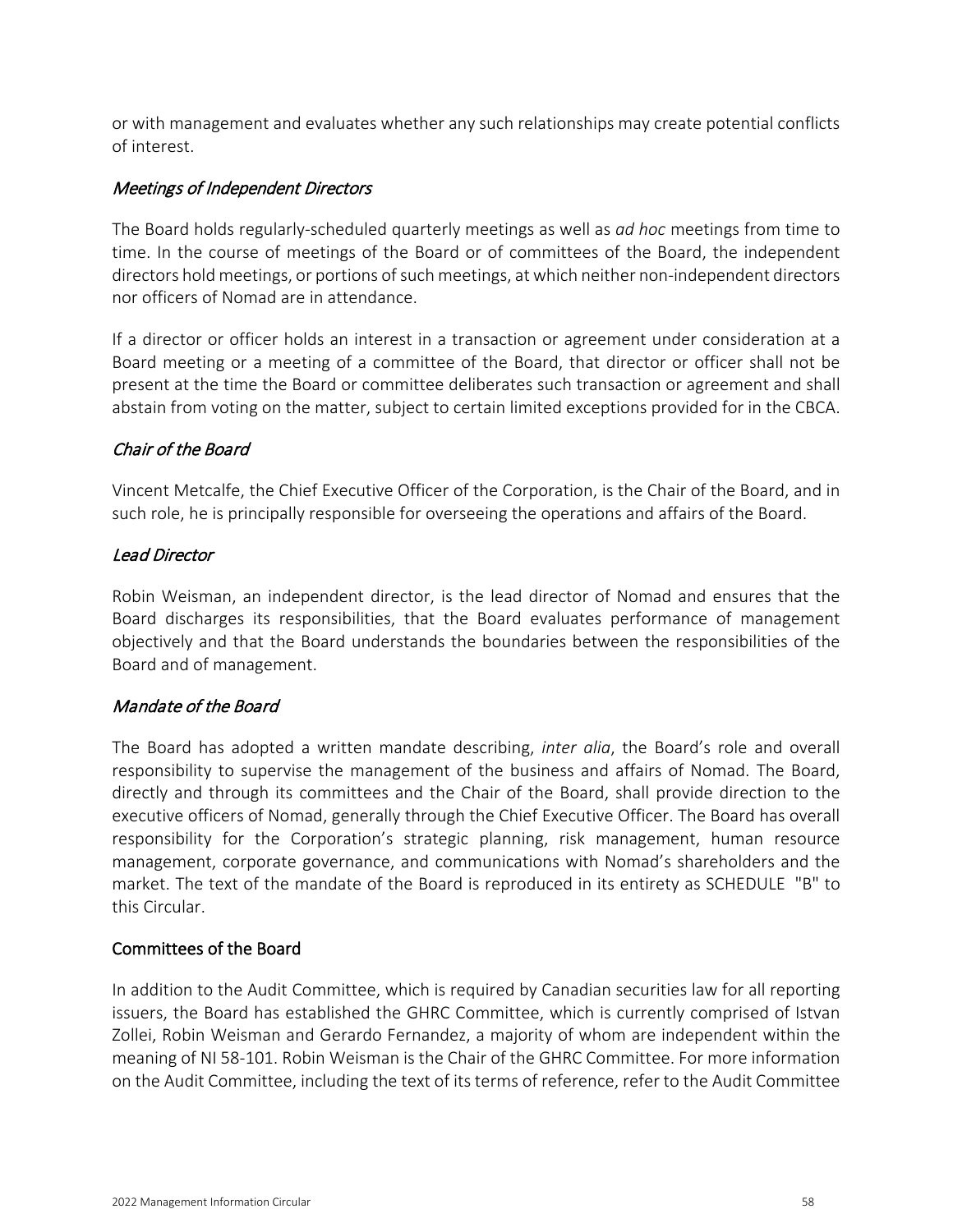or with management and evaluates whether any such relationships may create potential conflicts of interest.

### *Meetings of Independent Directors*

The Board holds regularly-scheduled quarterly meetings as well as *ad hoc* meetings from time to time. In the course of meetings of the Board or of committees of the Board, the independent directors hold meetings, or portions of such meetings, at which neither non-independent directors nor officers of Nomad are in attendance.

If a director or officer holds an interest in a transaction or agreement under consideration at a Board meeting or a meeting of a committee of the Board, that director or officer shall not be present at the time the Board or committee deliberates such transaction or agreement and shall abstain from voting on the matter, subject to certain limited exceptions provided for in the CBCA.

### *Chair of the Board*

Vincent Metcalfe, the Chief Executive Officer of the Corporation, is the Chair of the Board, and in such role, he is principally responsible for overseeing the operations and affairs of the Board.

### *Lead Director*

Robin Weisman, an independent director, is the lead director of Nomad and ensures that the Board discharges its responsibilities, that the Board evaluates performance of management objectively and that the Board understands the boundaries between the responsibilities of the Board and of management.

### *Mandate of the Board*

The Board has adopted a written mandate describing, *inter alia*, the Board's role and overall responsibility to supervise the management of the business and affairs of Nomad. The Board, directly and through its committees and the Chair of the Board, shall provide direction to the executive officers of Nomad, generally through the Chief Executive Officer. The Board has overall responsibility for the Corporation's strategic planning, risk management, human resource management, corporate governance, and communications with Nomad's shareholders and the market. The text of the mandate of the Board is reproduced in its entirety as SCHEDULE "B" to this Circular.

## Committees of the Board

In addition to the Audit Committee, which is required by Canadian securities law for all reporting issuers, the Board has established the GHRC Committee, which is currently comprised of Istvan Zollei, Robin Weisman and Gerardo Fernandez, a majority of whom are independent within the meaning of NI 58-101. Robin Weisman is the Chair of the GHRC Committee. For more information on the Audit Committee, including the text of its terms of reference, refer to the Audit Committee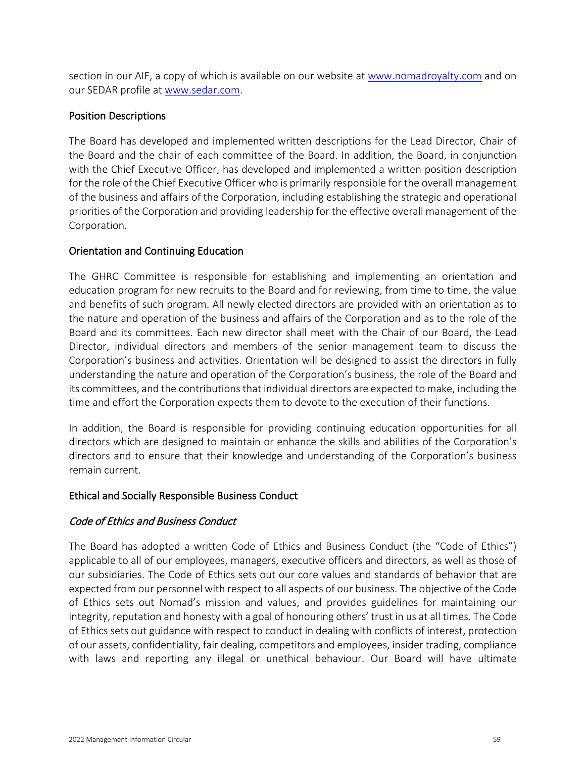section in our AIF, a copy of which is available on our website at [www.nomadroyalty.com](www.nomadroyalty.com) and on our SEDAR profile at [www.sedar.com](www.sedar.com).

### Position Descriptions

The Board has developed and implemented written descriptions for the Lead Director, Chair of the Board and the chair of each committee of the Board. In addition, the Board, in conjunction with the Chief Executive Officer, has developed and implemented a written position description for the role of the Chief Executive Officer who is primarily responsible for the overall management of the business and affairs of the Corporation, including establishing the strategic and operational priorities of the Corporation and providing leadership for the effective overall management of the Corporation.

### Orientation and Continuing Education

The GHRC Committee is responsible for establishing and implementing an orientation and education program for new recruits to the Board and for reviewing, from time to time, the value and benefits of such program. All newly elected directors are provided with an orientation as to the nature and operation of the business and affairs of the Corporation and as to the role of the Board and its committees. Each new director shall meet with the Chair of our Board, the Lead Director, individual directors and members of the senior management team to discuss the Corporation's business and activities. Orientation will be designed to assist the directors in fully understanding the nature and operation of the Corporation's business, the role of the Board and its committees, and the contributions that individual directors are expected to make, including the time and effort the Corporation expects them to devote to the execution of their functions.

In addition, the Board is responsible for providing continuing education opportunities for all directors which are designed to maintain or enhance the skills and abilities of the Corporation's directors and to ensure that their knowledge and understanding of the Corporation's business remain current.

### Ethical and Socially Responsible Business Conduct

#### *Code of Ethics and Business Conduct*

The Board has adopted a written Code of Ethics and Business Conduct (the "Code of Ethics") applicable to all of our employees, managers, executive officers and directors, as well as those of our subsidiaries. The Code of Ethics sets out our core values and standards of behavior that are expected from our personnel with respect to all aspects of our business. The objective of the Code of Ethics sets out Nomad's mission and values, and provides guidelines for maintaining our integrity, reputation and honesty with a goal of honouring others' trust in us at all times. The Code of Ethics sets out guidance with respect to conduct in dealing with conflicts of interest, protection of our assets, confidentiality, fair dealing, competitors and employees, insider trading, compliance with laws and reporting any illegal or unethical behaviour. Our Board will have ultimate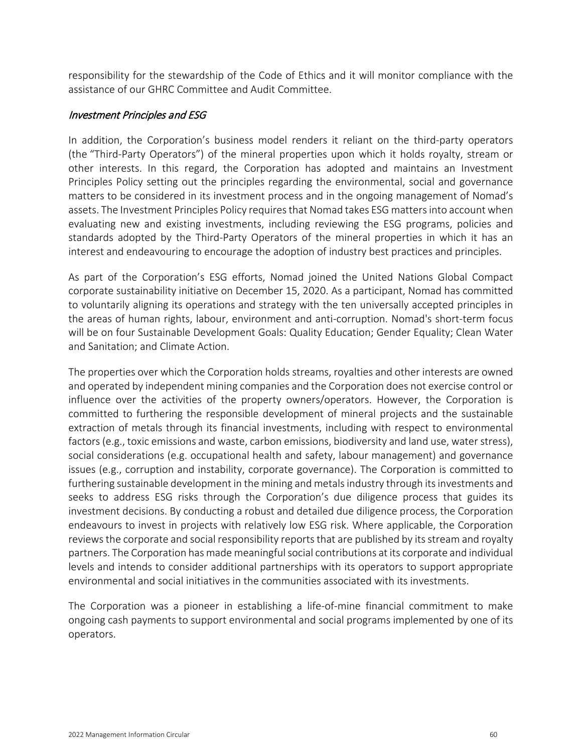responsibility for the stewardship of the Code of Ethics and it will monitor compliance with the assistance of our GHRC Committee and Audit Committee.

### *Investment Principles and ESG*

In addition, the Corporation's business model renders it reliant on the third-party operators (the "Third-Party Operators") of the mineral properties upon which it holds royalty, stream or other interests. In this regard, the Corporation has adopted and maintains an Investment Principles Policy setting out the principles regarding the environmental, social and governance matters to be considered in its investment process and in the ongoing management of Nomad's assets. The Investment Principles Policy requires that Nomad takes ESG matters into account when evaluating new and existing investments, including reviewing the ESG programs, policies and standards adopted by the Third-Party Operators of the mineral properties in which it has an interest and endeavouring to encourage the adoption of industry best practices and principles.

As part of the Corporation's ESG efforts, Nomad joined the United Nations Global Compact corporate sustainability initiative on December 15, 2020. As a participant, Nomad has committed to voluntarily aligning its operations and strategy with the ten universally accepted principles in the areas of human rights, labour, environment and anti-corruption. Nomad's short-term focus will be on four Sustainable Development Goals: Quality Education; Gender Equality; Clean Water and Sanitation; and Climate Action.

The properties over which the Corporation holds streams, royalties and other interests are owned and operated by independent mining companies and the Corporation does not exercise control or influence over the activities of the property owners/operators. However, the Corporation is committed to furthering the responsible development of mineral projects and the sustainable extraction of metals through its financial investments, including with respect to environmental factors (e.g., toxic emissions and waste, carbon emissions, biodiversity and land use, water stress), social considerations (e.g. occupational health and safety, labour management) and governance issues (e.g., corruption and instability, corporate governance). The Corporation is committed to furthering sustainable development in the mining and metals industry through its investments and seeks to address ESG risks through the Corporation's due diligence process that guides its investment decisions. By conducting a robust and detailed due diligence process, the Corporation endeavours to invest in projects with relatively low ESG risk. Where applicable, the Corporation reviews the corporate and social responsibility reports that are published by its stream and royalty partners. The Corporation has made meaningful social contributions at its corporate and individual levels and intends to consider additional partnerships with its operators to support appropriate environmental and social initiatives in the communities associated with its investments.

The Corporation was a pioneer in establishing a life-of-mine financial commitment to make ongoing cash payments to support environmental and social programs implemented by one of its operators.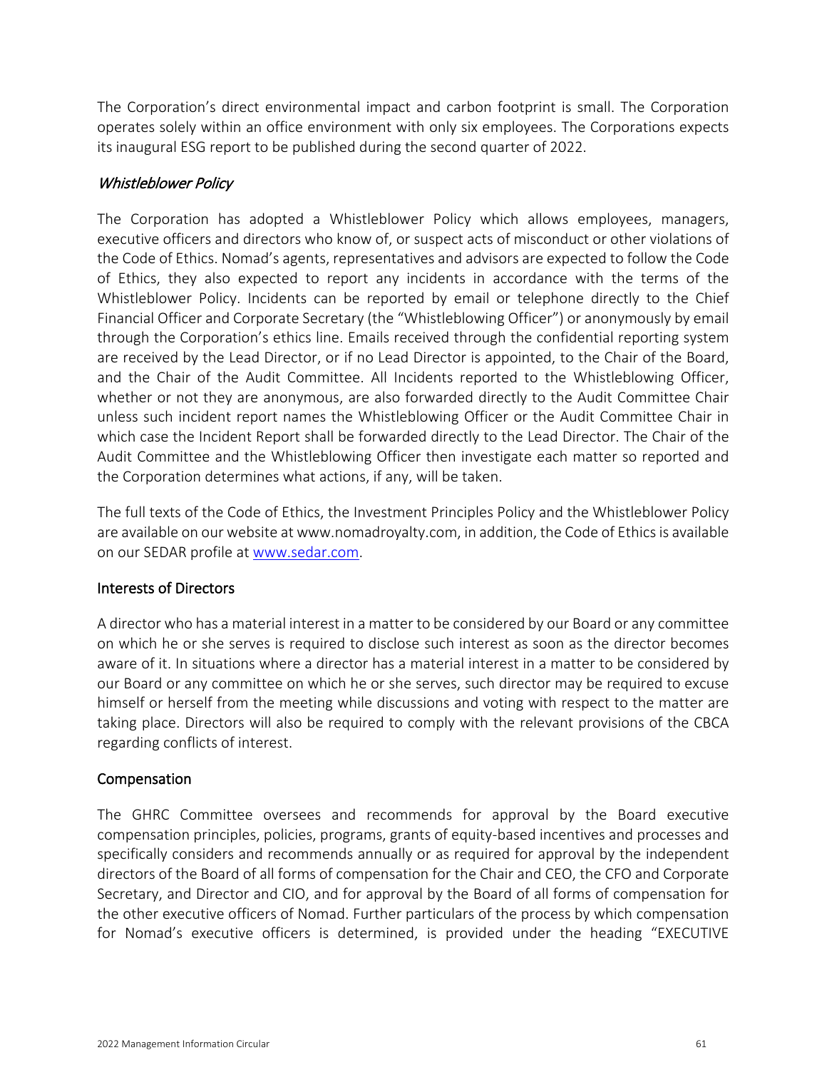The Corporation's direct environmental impact and carbon footprint is small. The Corporation operates solely within an office environment with only six employees. The Corporations expects its inaugural ESG report to be published during the second quarter of 2022.

### *Whistleblower Policy*

The Corporation has adopted a Whistleblower Policy which allows employees, managers, executive officers and directors who know of, or suspect acts of misconduct or other violations of the Code of Ethics. Nomad's agents, representatives and advisors are expected to follow the Code of Ethics, they also expected to report any incidents in accordance with the terms of the Whistleblower Policy. Incidents can be reported by email or telephone directly to the Chief Financial Officer and Corporate Secretary (the "Whistleblowing Officer") or anonymously by email through the Corporation's ethics line. Emails received through the confidential reporting system are received by the Lead Director, or if no Lead Director is appointed, to the Chair of the Board, and the Chair of the Audit Committee. All Incidents reported to the Whistleblowing Officer, whether or not they are anonymous, are also forwarded directly to the Audit Committee Chair unless such incident report names the Whistleblowing Officer or the Audit Committee Chair in which case the Incident Report shall be forwarded directly to the Lead Director. The Chair of the Audit Committee and the Whistleblowing Officer then investigate each matter so reported and the Corporation determines what actions, if any, will be taken.

The full texts of the Code of Ethics, the Investment Principles Policy and the Whistleblower Policy are available on our website at www.nomadroyalty.com, in addition, the Code of Ethics is available on our SEDAR profile at [www.sedar.com](http://www.sedar.com).

## Interests of Directors

A director who has a material interest in a matter to be considered by our Board or any committee on which he or she serves is required to disclose such interest as soon as the director becomes aware of it. In situations where a director has a material interest in a matter to be considered by our Board or any committee on which he or she serves, such director may be required to excuse himself or herself from the meeting while discussions and voting with respect to the matter are taking place. Directors will also be required to comply with the relevant provisions of the CBCA regarding conflicts of interest.

## Compensation

The GHRC Committee oversees and recommends for approval by the Board executive compensation principles, policies, programs, grants of equity-based incentives and processes and specifically considers and recommends annually or as required for approval by the independent directors of the Board of all forms of compensation for the Chair and CEO, the CFO and Corporate Secretary, and Director and CIO, and for approval by the Board of all forms of compensation for the other executive officers of Nomad. Further particulars of the process by which compensation for Nomad's executive officers is determined, is provided under the heading "EXECUTIVE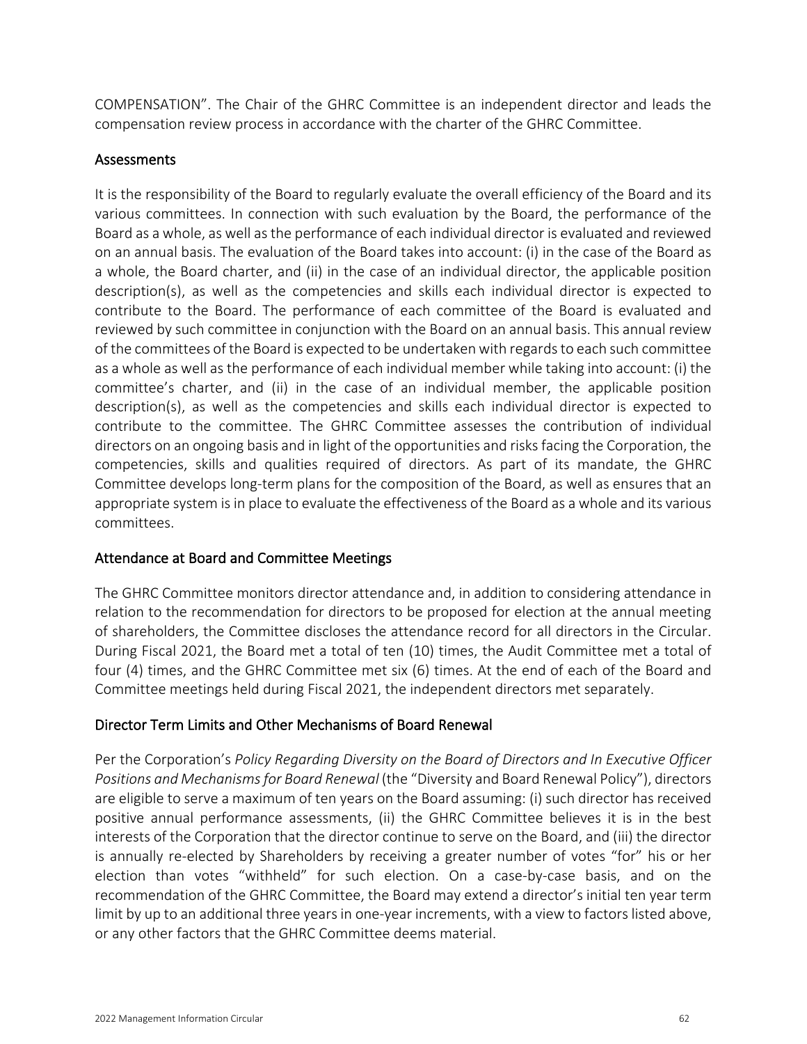COMPENSATION". The Chair of the GHRC Committee is an independent director and leads the compensation review process in accordance with the charter of the GHRC Committee.

## Assessments

It is the responsibility of the Board to regularly evaluate the overall efficiency of the Board and its various committees. In connection with such evaluation by the Board, the performance of the Board as a whole, as well as the performance of each individual director is evaluated and reviewed on an annual basis. The evaluation of the Board takes into account: (i) in the case of the Board as a whole, the Board charter, and (ii) in the case of an individual director, the applicable position description(s), as well as the competencies and skills each individual director is expected to contribute to the Board. The performance of each committee of the Board is evaluated and reviewed by such committee in conjunction with the Board on an annual basis. This annual review of the committees of the Board is expected to be undertaken with regards to each such committee as a whole as well as the performance of each individual member while taking into account: (i) the committee's charter, and (ii) in the case of an individual member, the applicable position description(s), as well as the competencies and skills each individual director is expected to contribute to the committee. The GHRC Committee assesses the contribution of individual directors on an ongoing basis and in light of the opportunities and risks facing the Corporation, the competencies, skills and qualities required of directors. As part of its mandate, the GHRC Committee develops long-term plans for the composition of the Board, as well as ensures that an appropriate system is in place to evaluate the effectiveness of the Board as a whole and its various committees.

## Attendance at Board and Committee Meetings

The GHRC Committee monitors director attendance and, in addition to considering attendance in relation to the recommendation for directors to be proposed for election at the annual meeting of shareholders, the Committee discloses the attendance record for all directors in the Circular. During Fiscal 2021, the Board met a total of ten (10) times, the Audit Committee met a total of four (4) times, and the GHRC Committee met six (6) times. At the end of each of the Board and Committee meetings held during Fiscal 2021, the independent directors met separately.

## Director Term Limits and Other Mechanisms of Board Renewal

Per the Corporation's *Policy Regarding Diversity on the Board of Directors and In Executive Officer Positions and Mechanisms for Board Renewal* (the "Diversity and Board Renewal Policy"), directors are eligible to serve a maximum of ten years on the Board assuming: (i) such director has received positive annual performance assessments, (ii) the GHRC Committee believes it is in the best interests of the Corporation that the director continue to serve on the Board, and (iii) the director is annually re-elected by Shareholders by receiving a greater number of votes "for" his or her election than votes "withheld" for such election. On a case-by-case basis, and on the recommendation of the GHRC Committee, the Board may extend a director's initial ten year term limit by up to an additional three years in one-year increments, with a view to factors listed above, or any other factors that the GHRC Committee deems material.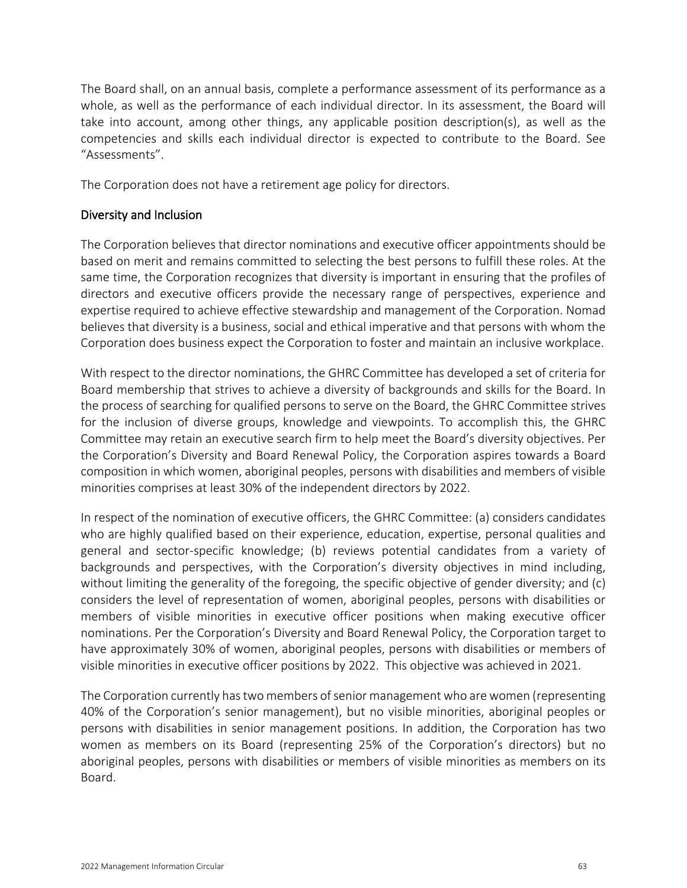The Board shall, on an annual basis, complete a performance assessment of its performance as a whole, as well as the performance of each individual director. In its assessment, the Board will take into account, among other things, any applicable position description(s), as well as the competencies and skills each individual director is expected to contribute to the Board. See "Assessments".

The Corporation does not have a retirement age policy for directors.

## Diversity and Inclusion

The Corporation believes that director nominations and executive officer appointments should be based on merit and remains committed to selecting the best persons to fulfill these roles. At the same time, the Corporation recognizes that diversity is important in ensuring that the profiles of directors and executive officers provide the necessary range of perspectives, experience and expertise required to achieve effective stewardship and management of the Corporation. Nomad believes that diversity is a business, social and ethical imperative and that persons with whom the Corporation does business expect the Corporation to foster and maintain an inclusive workplace.

With respect to the director nominations, the GHRC Committee has developed a set of criteria for Board membership that strives to achieve a diversity of backgrounds and skills for the Board. In the process of searching for qualified persons to serve on the Board, the GHRC Committee strives for the inclusion of diverse groups, knowledge and viewpoints. To accomplish this, the GHRC Committee may retain an executive search firm to help meet the Board's diversity objectives. Per the Corporation's Diversity and Board Renewal Policy, the Corporation aspires towards a Board composition in which women, aboriginal peoples, persons with disabilities and members of visible minorities comprises at least 30% of the independent directors by 2022.

In respect of the nomination of executive officers, the GHRC Committee: (a) considers candidates who are highly qualified based on their experience, education, expertise, personal qualities and general and sector-specific knowledge; (b) reviews potential candidates from a variety of backgrounds and perspectives, with the Corporation's diversity objectives in mind including, without limiting the generality of the foregoing, the specific objective of gender diversity; and (c) considers the level of representation of women, aboriginal peoples, persons with disabilities or members of visible minorities in executive officer positions when making executive officer nominations. Per the Corporation's Diversity and Board Renewal Policy, the Corporation target to have approximately 30% of women, aboriginal peoples, persons with disabilities or members of visible minorities in executive officer positions by 2022. This objective was achieved in 2021.

The Corporation currently has two members of senior management who are women (representing 40% of the Corporation's senior management), but no visible minorities, aboriginal peoples or persons with disabilities in senior management positions. In addition, the Corporation has two women as members on its Board (representing 25% of the Corporation's directors) but no aboriginal peoples, persons with disabilities or members of visible minorities as members on its Board.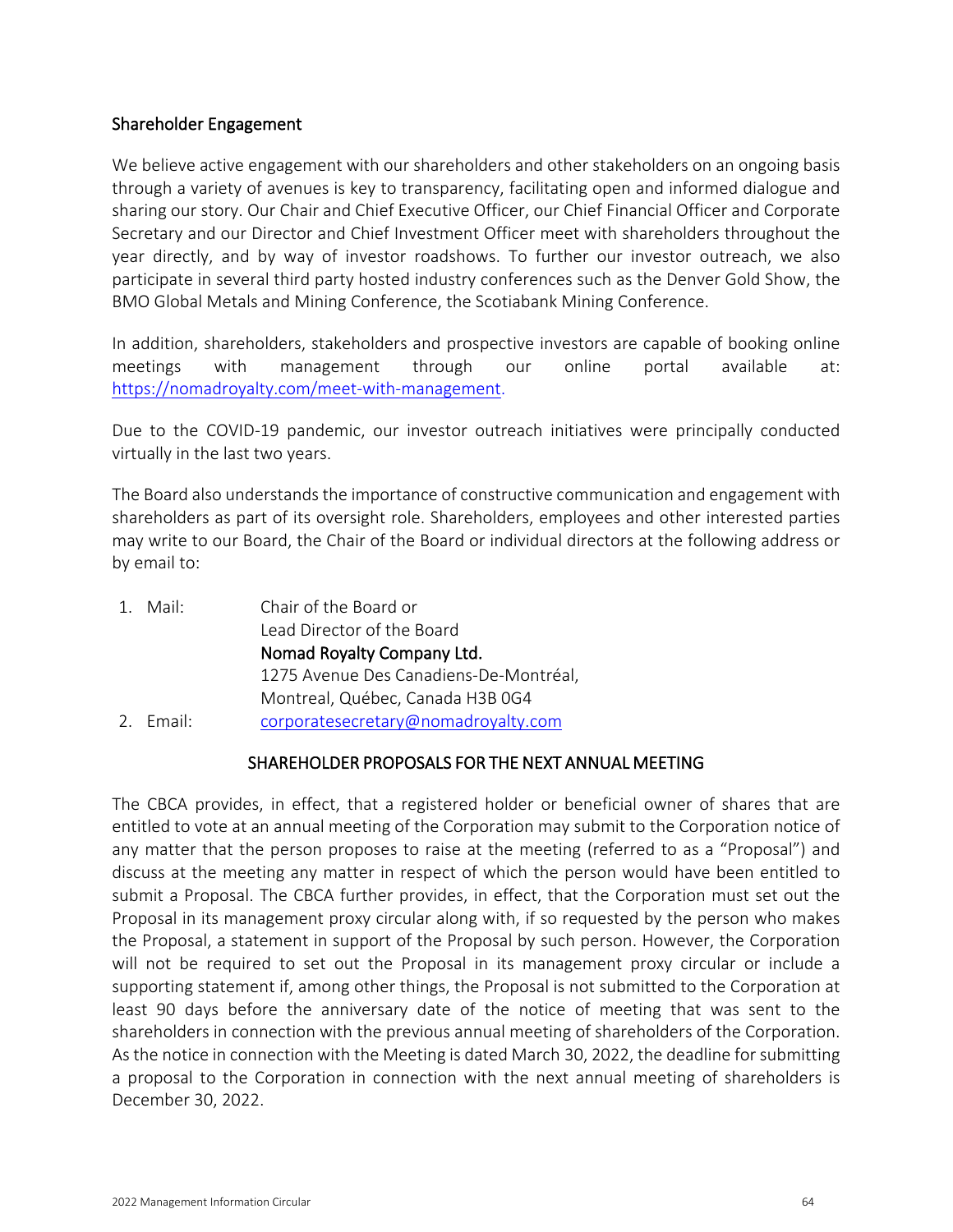## Shareholder Engagement

We believe active engagement with our shareholders and other stakeholders on an ongoing basis through a variety of avenues is key to transparency, facilitating open and informed dialogue and sharing our story. Our Chair and Chief Executive Officer, our Chief Financial Officer and Corporate Secretary and our Director and Chief Investment Officer meet with shareholders throughout the year directly, and by way of investor roadshows. To further our investor outreach, we also participate in several third party hosted industry conferences such as the Denver Gold Show, the BMO Global Metals and Mining Conference, the Scotiabank Mining Conference.

In addition, shareholders, stakeholders and prospective investors are capable of booking online meetings with management through our online portal available at: https://nomadroyalty.com/meet-with-management.

Due to the COVID-19 pandemic, our investor outreach initiatives were principally conducted virtually in the last two years.

The Board also understands the importance of constructive communication and engagement with shareholders as part of its oversight role. Shareholders, employees and other interested parties may write to our Board, the Chair of the Board or individual directors at the following address or by email to:

1. Mail: Chair of the Board or
   Lead Director of the Board
   **Nomad Royalty Company Ltd.**
   1275 Avenue Des Canadiens-De-Montréal,
   Montreal, Québec, Canada H3B 0G4
2. Email: corporatesecretary@nomadroyalty.com

## SHAREHOLDER PROPOSALS FOR THE NEXT ANNUAL MEETING

The CBCA provides, in effect, that a registered holder or beneficial owner of shares that are entitled to vote at an annual meeting of the Corporation may submit to the Corporation notice of any matter that the person proposes to raise at the meeting (referred to as a "Proposal") and discuss at the meeting any matter in respect of which the person would have been entitled to submit a Proposal. The CBCA further provides, in effect, that the Corporation must set out the Proposal in its management proxy circular along with, if so requested by the person who makes the Proposal, a statement in support of the Proposal by such person. However, the Corporation will not be required to set out the Proposal in its management proxy circular or include a supporting statement if, among other things, the Proposal is not submitted to the Corporation at least 90 days before the anniversary date of the notice of meeting that was sent to the shareholders in connection with the previous annual meeting of shareholders of the Corporation. As the notice in connection with the Meeting is dated March 30, 2022, the deadline for submitting a proposal to the Corporation in connection with the next annual meeting of shareholders is December 30, 2022.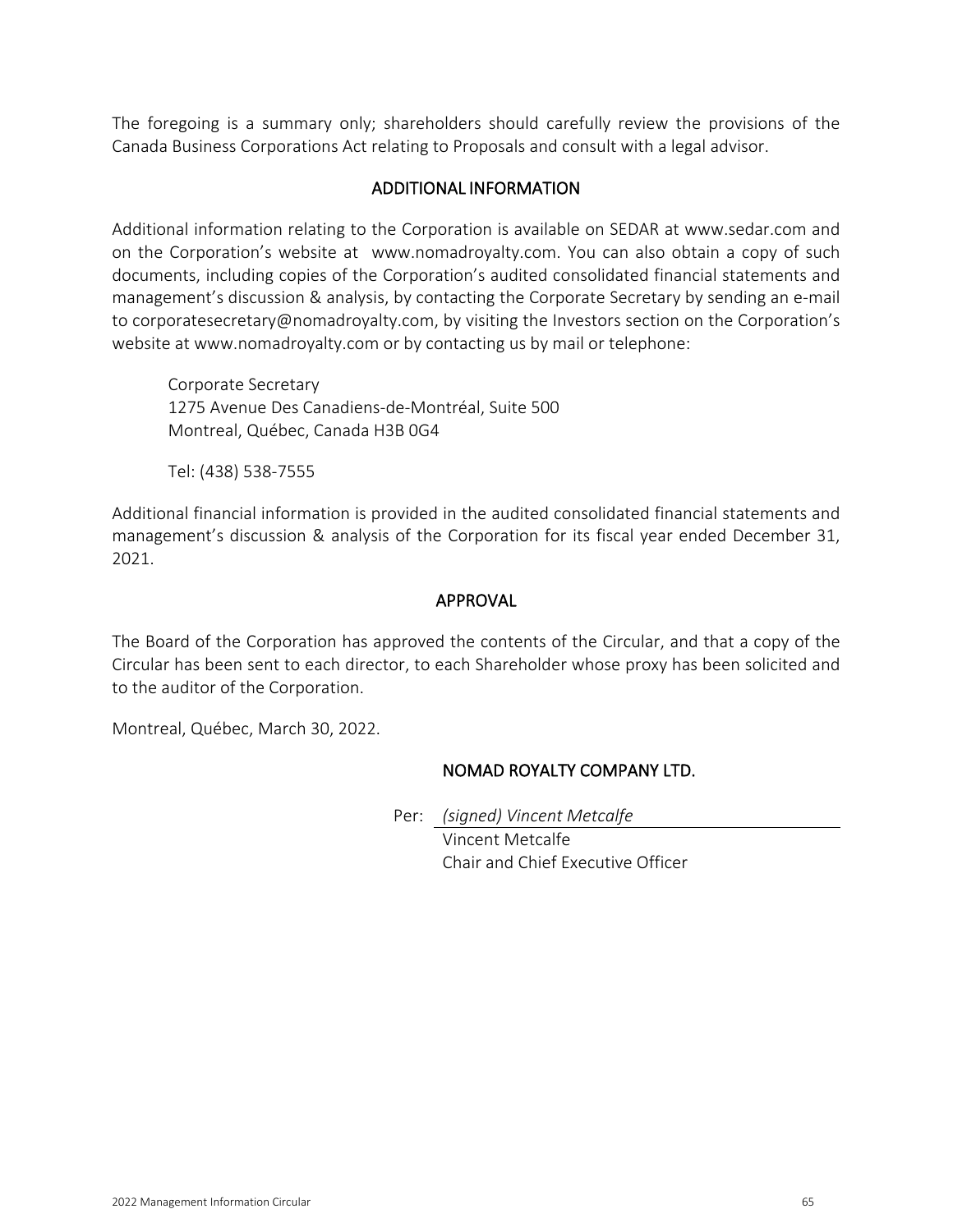The foregoing is a summary only; shareholders should carefully review the provisions of the Canada Business Corporations Act relating to Proposals and consult with a legal advisor.

## ADDITIONAL INFORMATION

Additional information relating to the Corporation is available on SEDAR at www.sedar.com and on the Corporation's website at www.nomadroyalty.com. You can also obtain a copy of such documents, including copies of the Corporation's audited consolidated financial statements and management's discussion & analysis, by contacting the Corporate Secretary by sending an e-mail to corporatesecretary@nomadroyalty.com, by visiting the Investors section on the Corporation's website at www.nomadroyalty.com or by contacting us by mail or telephone:

Corporate Secretary
1275 Avenue Des Canadiens-de-Montréal, Suite 500
Montreal, Québec, Canada H3B 0G4

Tel: (438) 538-7555

Additional financial information is provided in the audited consolidated financial statements and management's discussion & analysis of the Corporation for its fiscal year ended December 31, 2021.

## APPROVAL

The Board of the Corporation has approved the contents of the Circular, and that a copy of the Circular has been sent to each director, to each Shareholder whose proxy has been solicited and to the auditor of the Corporation.

Montreal, Québec, March 30, 2022.

**NOMAD ROYALTY COMPANY LTD.**

Per: *(signed) Vincent Metcalfe*
Vincent Metcalfe
Chair and Chief Executive Officer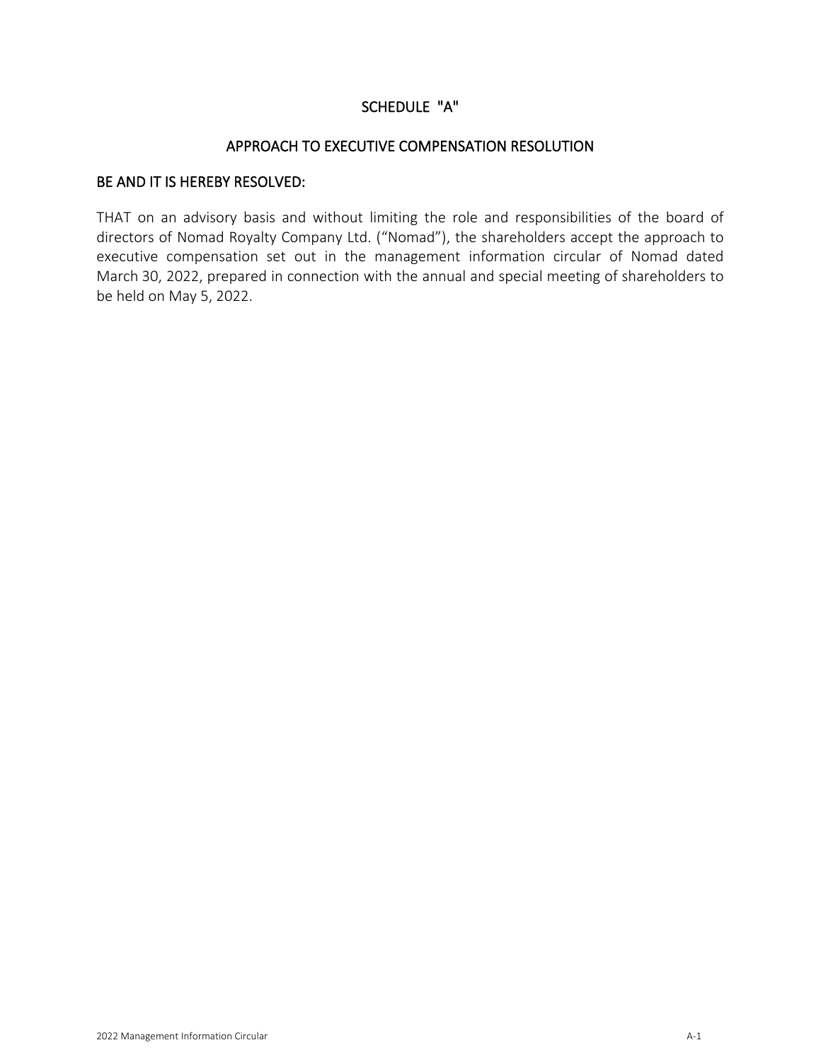# SCHEDULE "A"

## APPROACH TO EXECUTIVE COMPENSATION RESOLUTION

**BE AND IT IS HEREBY RESOLVED:**

THAT on an advisory basis and without limiting the role and responsibilities of the board of directors of Nomad Royalty Company Ltd. ("Nomad"), the shareholders accept the approach to executive compensation set out in the management information circular of Nomad dated March 30, 2022, prepared in connection with the annual and special meeting of shareholders to be held on May 5, 2022.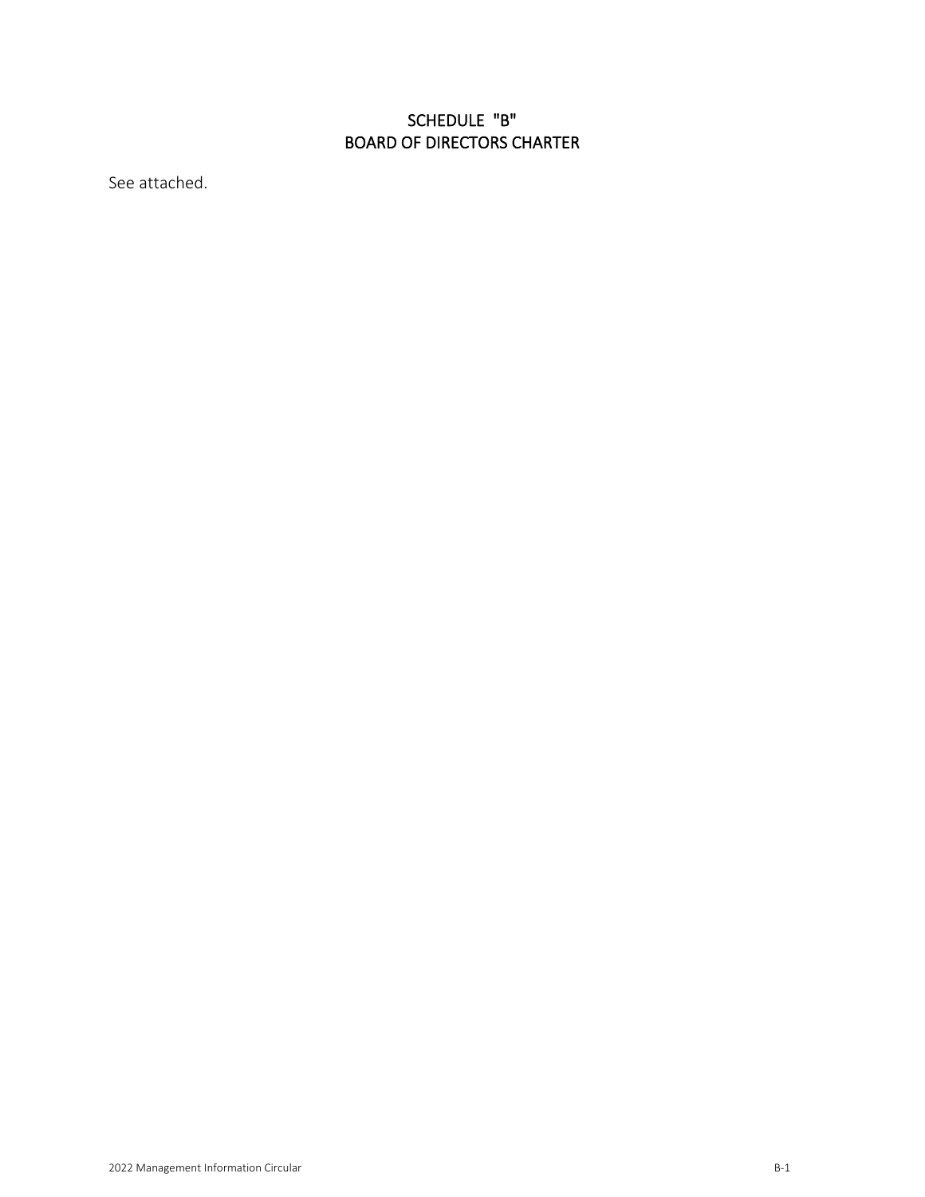# SCHEDULE "B"
# BOARD OF DIRECTORS CHARTER

See attached.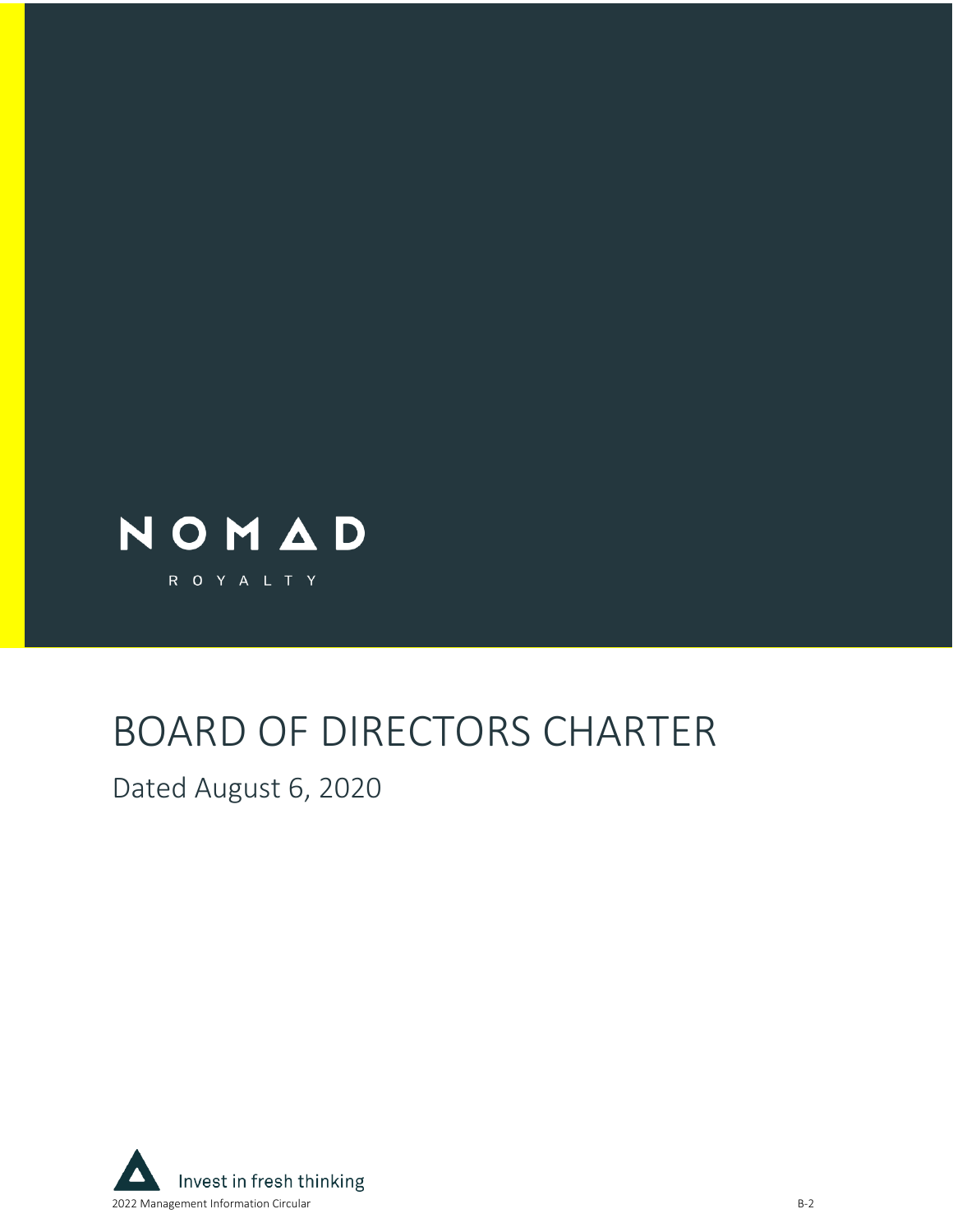NOMAD

ROYALTY

# BOARD OF DIRECTORS CHARTER

## Dated August 6, 2020

Invest in fresh thinking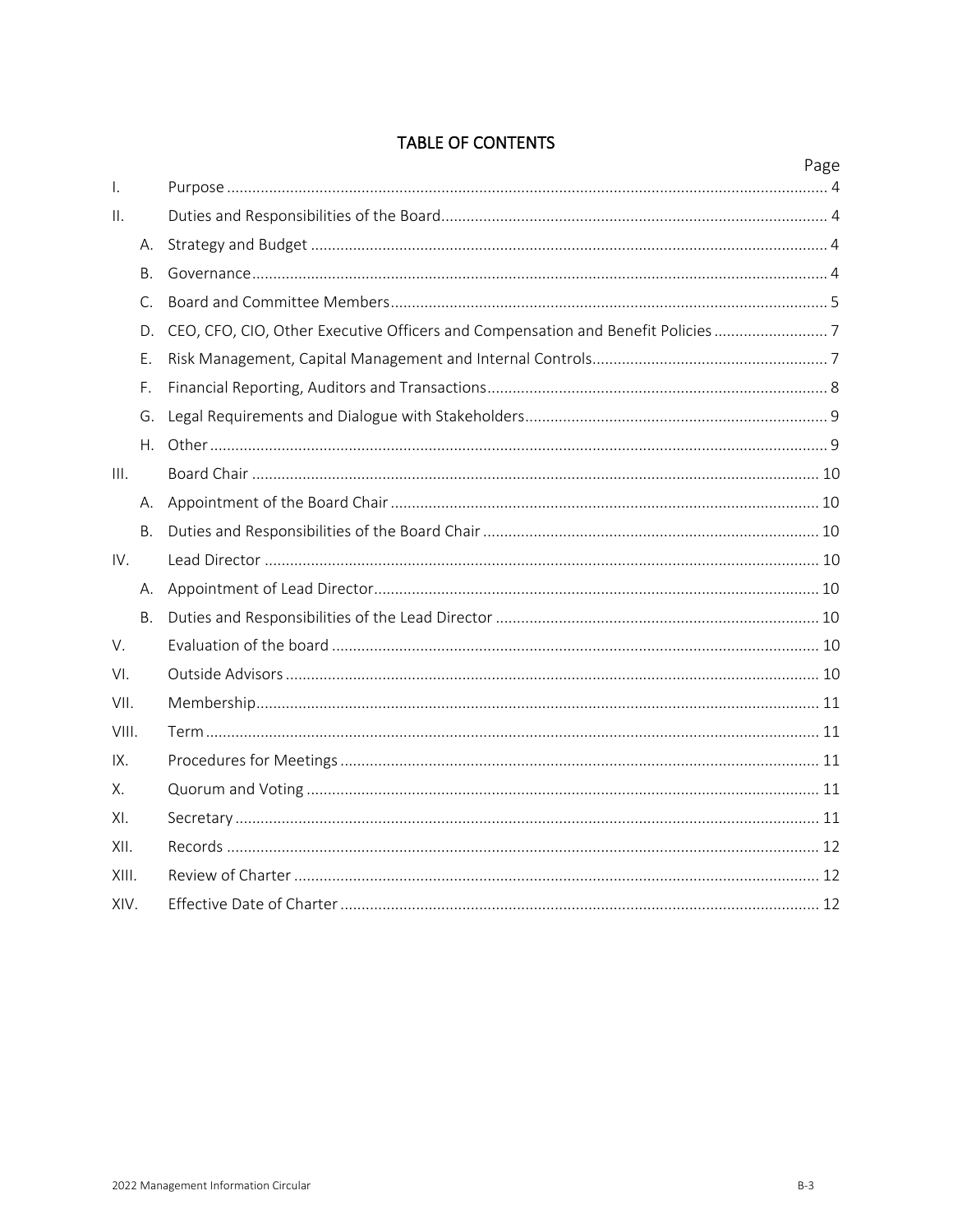# TABLE OF CONTENTS

| | | Page |
|---|---|---|
| I. | Purpose | 4 |
| II. | Duties and Responsibilities of the Board | 4 |
| | A. Strategy and Budget | 4 |
| | B. Governance | 4 |
| | C. Board and Committee Members | 5 |
| | D. CEO, CFO, CIO, Other Executive Officers and Compensation and Benefit Policies | 7 |
| | E. Risk Management, Capital Management and Internal Controls | 7 |
| | F. Financial Reporting, Auditors and Transactions | 8 |
| | G. Legal Requirements and Dialogue with Stakeholders | 9 |
| | H. Other | 9 |
| III. | Board Chair | 10 |
| | A. Appointment of the Board Chair | 10 |
| | B. Duties and Responsibilities of the Board Chair | 10 |
| IV. | Lead Director | 10 |
| | A. Appointment of Lead Director | 10 |
| | B. Duties and Responsibilities of the Lead Director | 10 |
| V. | Evaluation of the board | 10 |
| VI. | Outside Advisors | 10 |
| VII. | Membership | 11 |
| VIII. | Term | 11 |
| IX. | Procedures for Meetings | 11 |
| X. | Quorum and Voting | 11 |
| XI. | Secretary | 11 |
| XII. | Records | 12 |
| XIII. | Review of Charter | 12 |
| XIV. | Effective Date of Charter | 12 |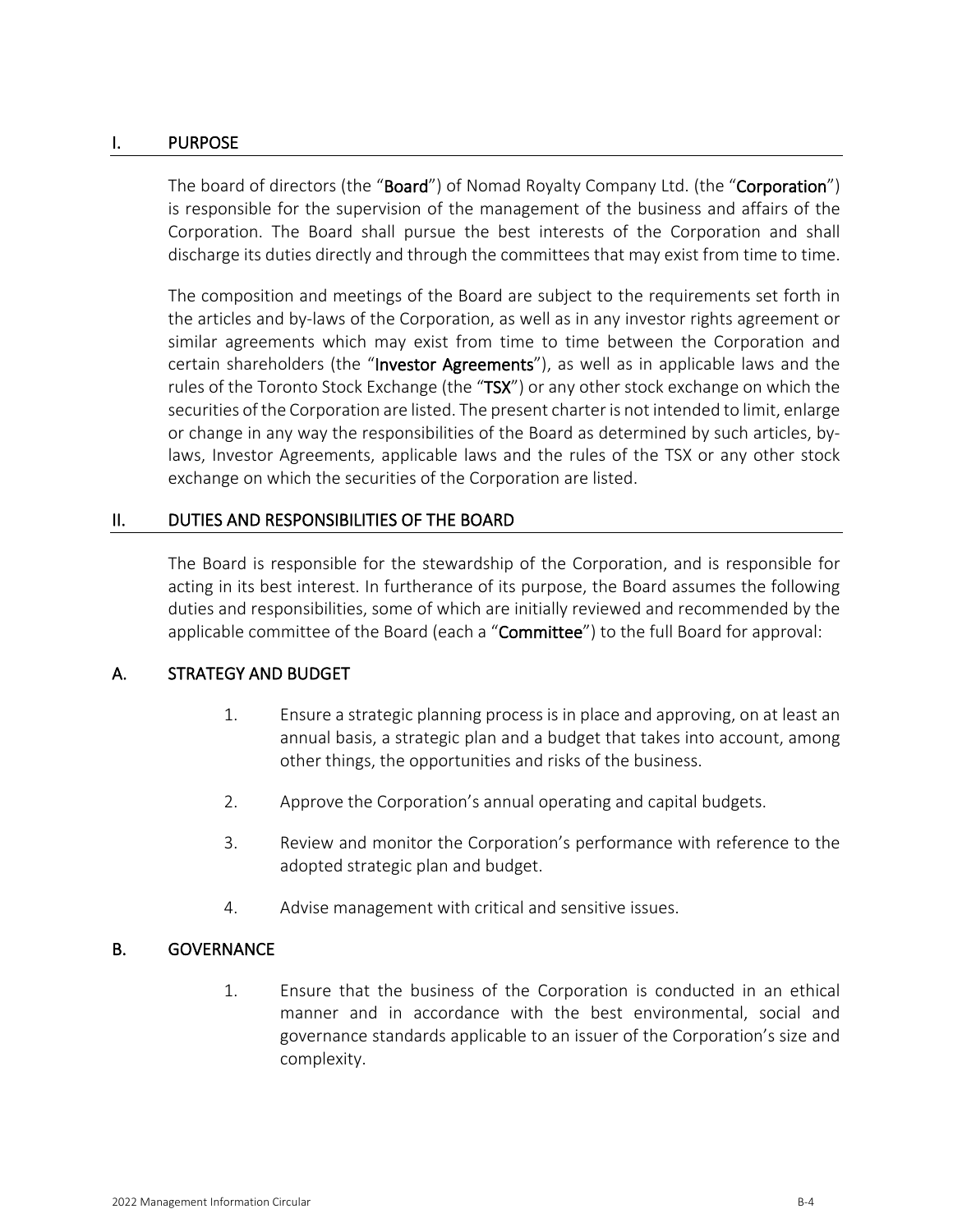## I. PURPOSE

The board of directors (the "**Board**") of Nomad Royalty Company Ltd. (the "**Corporation**") is responsible for the supervision of the management of the business and affairs of the Corporation. The Board shall pursue the best interests of the Corporation and shall discharge its duties directly and through the committees that may exist from time to time.

The composition and meetings of the Board are subject to the requirements set forth in the articles and by-laws of the Corporation, as well as in any investor rights agreement or similar agreements which may exist from time to time between the Corporation and certain shareholders (the "**Investor Agreements**"), as well as in applicable laws and the rules of the Toronto Stock Exchange (the "**TSX**") or any other stock exchange on which the securities of the Corporation are listed. The present charter is not intended to limit, enlarge or change in any way the responsibilities of the Board as determined by such articles, by-laws, Investor Agreements, applicable laws and the rules of the TSX or any other stock exchange on which the securities of the Corporation are listed.

## II. DUTIES AND RESPONSIBILITIES OF THE BOARD

The Board is responsible for the stewardship of the Corporation, and is responsible for acting in its best interest. In furtherance of its purpose, the Board assumes the following duties and responsibilities, some of which are initially reviewed and recommended by the applicable committee of the Board (each a "**Committee**") to the full Board for approval:

### A. STRATEGY AND BUDGET

1. Ensure a strategic planning process is in place and approving, on at least an annual basis, a strategic plan and a budget that takes into account, among other things, the opportunities and risks of the business.
2. Approve the Corporation's annual operating and capital budgets.
3. Review and monitor the Corporation's performance with reference to the adopted strategic plan and budget.
4. Advise management with critical and sensitive issues.

### B. GOVERNANCE

1. Ensure that the business of the Corporation is conducted in an ethical manner and in accordance with the best environmental, social and governance standards applicable to an issuer of the Corporation's size and complexity.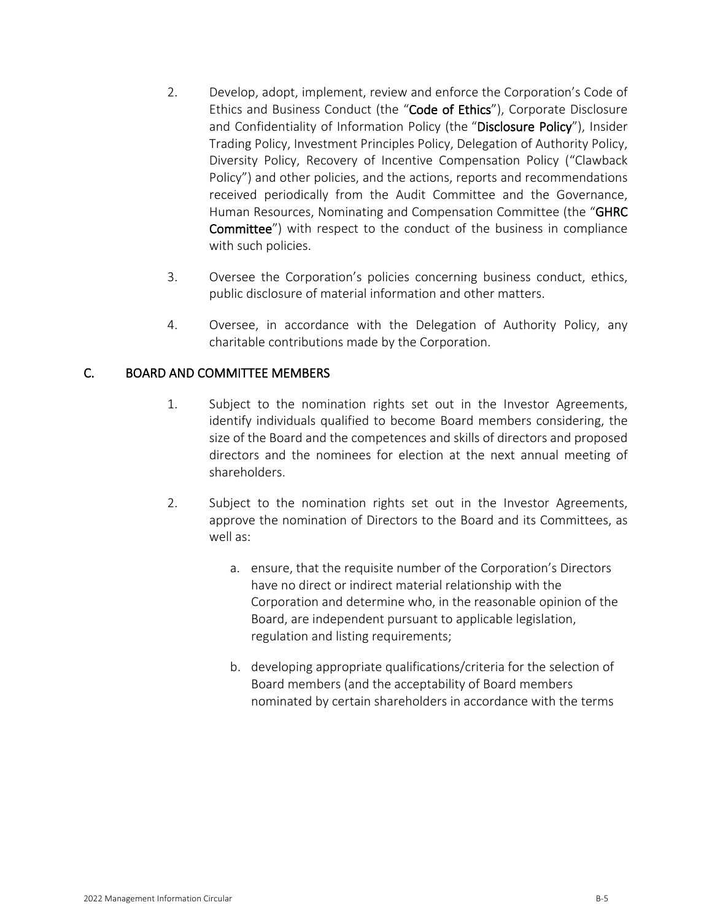2. Develop, adopt, implement, review and enforce the Corporation's Code of Ethics and Business Conduct (the "**Code of Ethics**"), Corporate Disclosure and Confidentiality of Information Policy (the "**Disclosure Policy**"), Insider Trading Policy, Investment Principles Policy, Delegation of Authority Policy, Diversity Policy, Recovery of Incentive Compensation Policy ("Clawback Policy") and other policies, and the actions, reports and recommendations received periodically from the Audit Committee and the Governance, Human Resources, Nominating and Compensation Committee (the "**GHRC Committee**") with respect to the conduct of the business in compliance with such policies.

3. Oversee the Corporation's policies concerning business conduct, ethics, public disclosure of material information and other matters.

4. Oversee, in accordance with the Delegation of Authority Policy, any charitable contributions made by the Corporation.

## C. BOARD AND COMMITTEE MEMBERS

1. Subject to the nomination rights set out in the Investor Agreements, identify individuals qualified to become Board members considering, the size of the Board and the competences and skills of directors and proposed directors and the nominees for election at the next annual meeting of shareholders.

2. Subject to the nomination rights set out in the Investor Agreements, approve the nomination of Directors to the Board and its Committees, as well as:

    a. ensure, that the requisite number of the Corporation's Directors have no direct or indirect material relationship with the Corporation and determine who, in the reasonable opinion of the Board, are independent pursuant to applicable legislation, regulation and listing requirements;

    b. developing appropriate qualifications/criteria for the selection of Board members (and the acceptability of Board members nominated by certain shareholders in accordance with the terms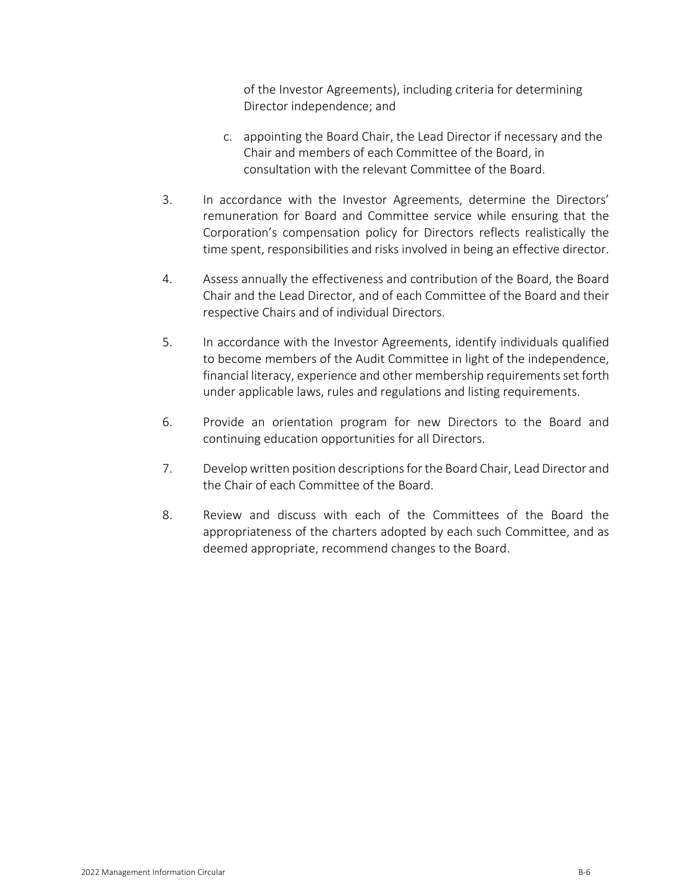of the Investor Agreements), including criteria for determining Director independence; and

    c. appointing the Board Chair, the Lead Director if necessary and the Chair and members of each Committee of the Board, in consultation with the relevant Committee of the Board.

3. In accordance with the Investor Agreements, determine the Directors' remuneration for Board and Committee service while ensuring that the Corporation's compensation policy for Directors reflects realistically the time spent, responsibilities and risks involved in being an effective director.

4. Assess annually the effectiveness and contribution of the Board, the Board Chair and the Lead Director, and of each Committee of the Board and their respective Chairs and of individual Directors.

5. In accordance with the Investor Agreements, identify individuals qualified to become members of the Audit Committee in light of the independence, financial literacy, experience and other membership requirements set forth under applicable laws, rules and regulations and listing requirements.

6. Provide an orientation program for new Directors to the Board and continuing education opportunities for all Directors.

7. Develop written position descriptions for the Board Chair, Lead Director and the Chair of each Committee of the Board.

8. Review and discuss with each of the Committees of the Board the appropriateness of the charters adopted by each such Committee, and as deemed appropriate, recommend changes to the Board.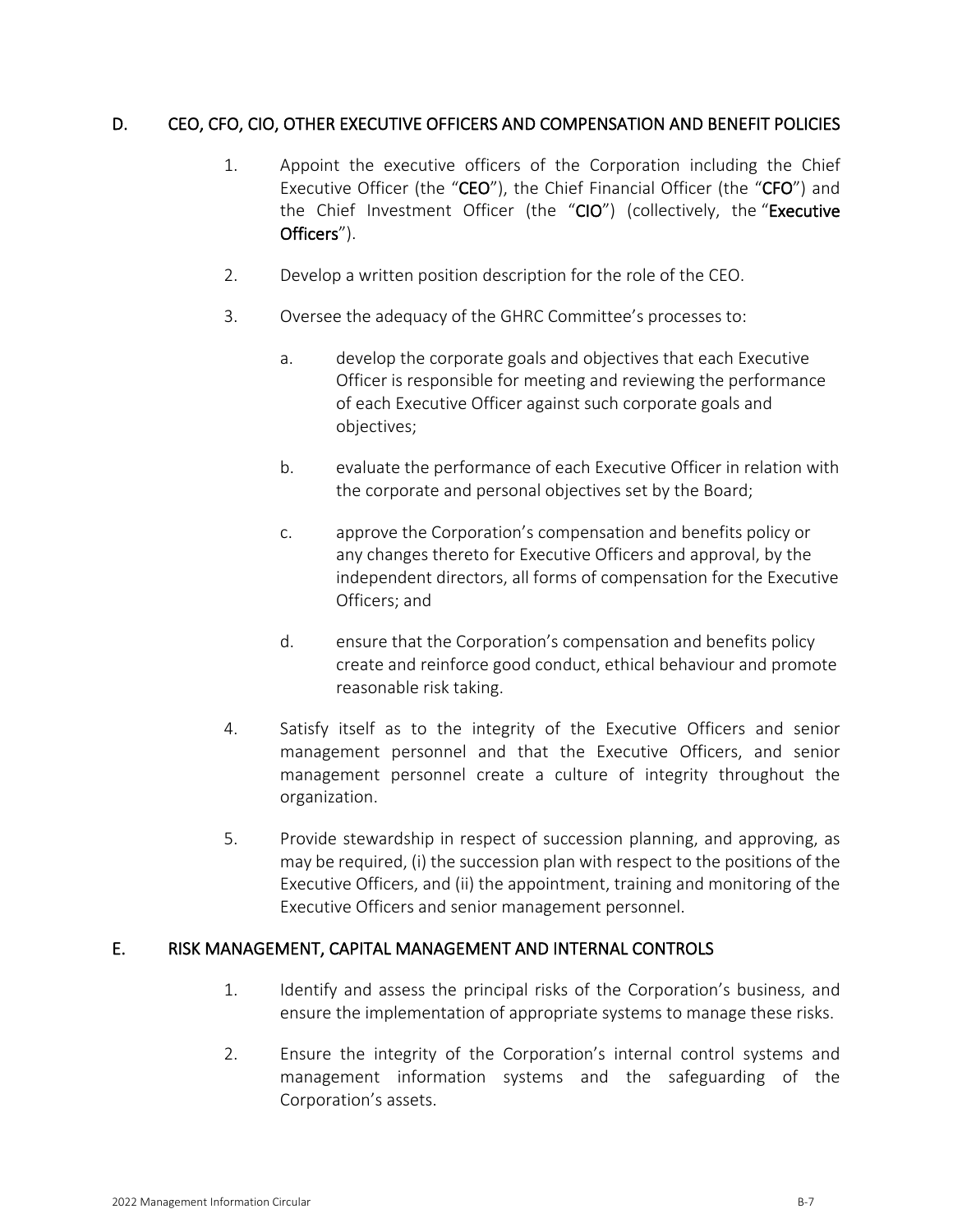## D. CEO, CFO, CIO, OTHER EXECUTIVE OFFICERS AND COMPENSATION AND BENEFIT POLICIES

1. Appoint the executive officers of the Corporation including the Chief Executive Officer (the "**CEO**"), the Chief Financial Officer (the "**CFO**") and the Chief Investment Officer (the "**CIO**") (collectively, the "**Executive Officers**").

2. Develop a written position description for the role of the CEO.

3. Oversee the adequacy of the GHRC Committee's processes to:

   a. develop the corporate goals and objectives that each Executive Officer is responsible for meeting and reviewing the performance of each Executive Officer against such corporate goals and objectives;

   b. evaluate the performance of each Executive Officer in relation with the corporate and personal objectives set by the Board;

   c. approve the Corporation's compensation and benefits policy or any changes thereto for Executive Officers and approval, by the independent directors, all forms of compensation for the Executive Officers; and

   d. ensure that the Corporation's compensation and benefits policy create and reinforce good conduct, ethical behaviour and promote reasonable risk taking.

4. Satisfy itself as to the integrity of the Executive Officers and senior management personnel and that the Executive Officers, and senior management personnel create a culture of integrity throughout the organization.

5. Provide stewardship in respect of succession planning, and approving, as may be required, (i) the succession plan with respect to the positions of the Executive Officers, and (ii) the appointment, training and monitoring of the Executive Officers and senior management personnel.

## E. RISK MANAGEMENT, CAPITAL MANAGEMENT AND INTERNAL CONTROLS

1. Identify and assess the principal risks of the Corporation's business, and ensure the implementation of appropriate systems to manage these risks.

2. Ensure the integrity of the Corporation's internal control systems and management information systems and the safeguarding of the Corporation's assets.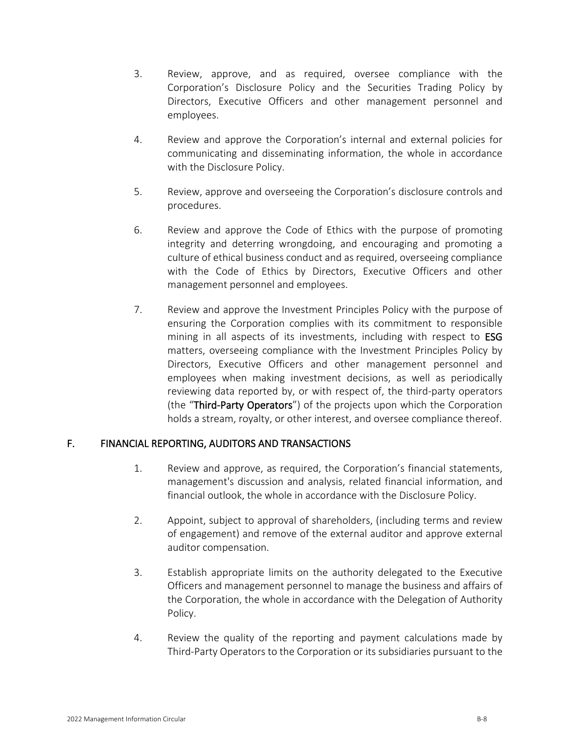3. Review, approve, and as required, oversee compliance with the Corporation's Disclosure Policy and the Securities Trading Policy by Directors, Executive Officers and other management personnel and employees.

4. Review and approve the Corporation's internal and external policies for communicating and disseminating information, the whole in accordance with the Disclosure Policy.

5. Review, approve and overseeing the Corporation's disclosure controls and procedures.

6. Review and approve the Code of Ethics with the purpose of promoting integrity and deterring wrongdoing, and encouraging and promoting a culture of ethical business conduct and as required, overseeing compliance with the Code of Ethics by Directors, Executive Officers and other management personnel and employees.

7. Review and approve the Investment Principles Policy with the purpose of ensuring the Corporation complies with its commitment to responsible mining in all aspects of its investments, including with respect to **ESG** matters, overseeing compliance with the Investment Principles Policy by Directors, Executive Officers and other management personnel and employees when making investment decisions, as well as periodically reviewing data reported by, or with respect of, the third-party operators (the "**Third-Party Operators**") of the projects upon which the Corporation holds a stream, royalty, or other interest, and oversee compliance thereof.

## F. FINANCIAL REPORTING, AUDITORS AND TRANSACTIONS

1. Review and approve, as required, the Corporation's financial statements, management's discussion and analysis, related financial information, and financial outlook, the whole in accordance with the Disclosure Policy.

2. Appoint, subject to approval of shareholders, (including terms and review of engagement) and remove of the external auditor and approve external auditor compensation.

3. Establish appropriate limits on the authority delegated to the Executive Officers and management personnel to manage the business and affairs of the Corporation, the whole in accordance with the Delegation of Authority Policy.

4. Review the quality of the reporting and payment calculations made by Third-Party Operators to the Corporation or its subsidiaries pursuant to the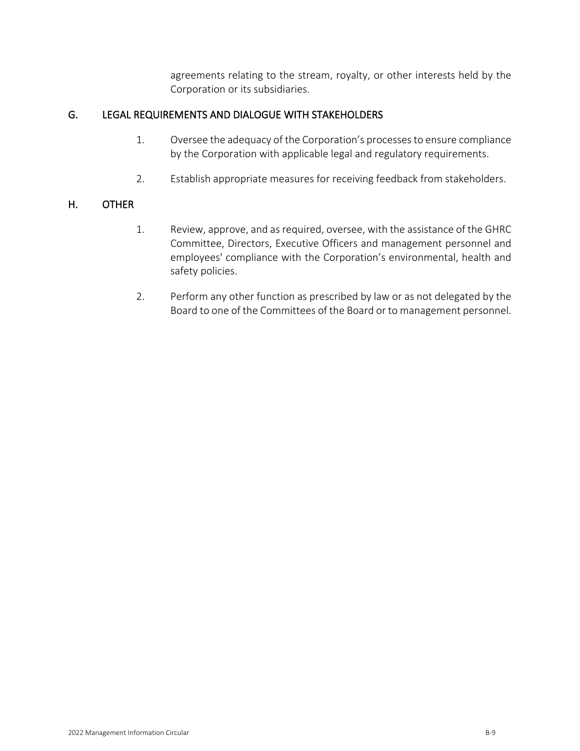agreements relating to the stream, royalty, or other interests held by the Corporation or its subsidiaries.

## G. LEGAL REQUIREMENTS AND DIALOGUE WITH STAKEHOLDERS

1. Oversee the adequacy of the Corporation's processes to ensure compliance by the Corporation with applicable legal and regulatory requirements.

2. Establish appropriate measures for receiving feedback from stakeholders.

## H. OTHER

1. Review, approve, and as required, oversee, with the assistance of the GHRC Committee, Directors, Executive Officers and management personnel and employees' compliance with the Corporation's environmental, health and safety policies.

2. Perform any other function as prescribed by law or as not delegated by the Board to one of the Committees of the Board or to management personnel.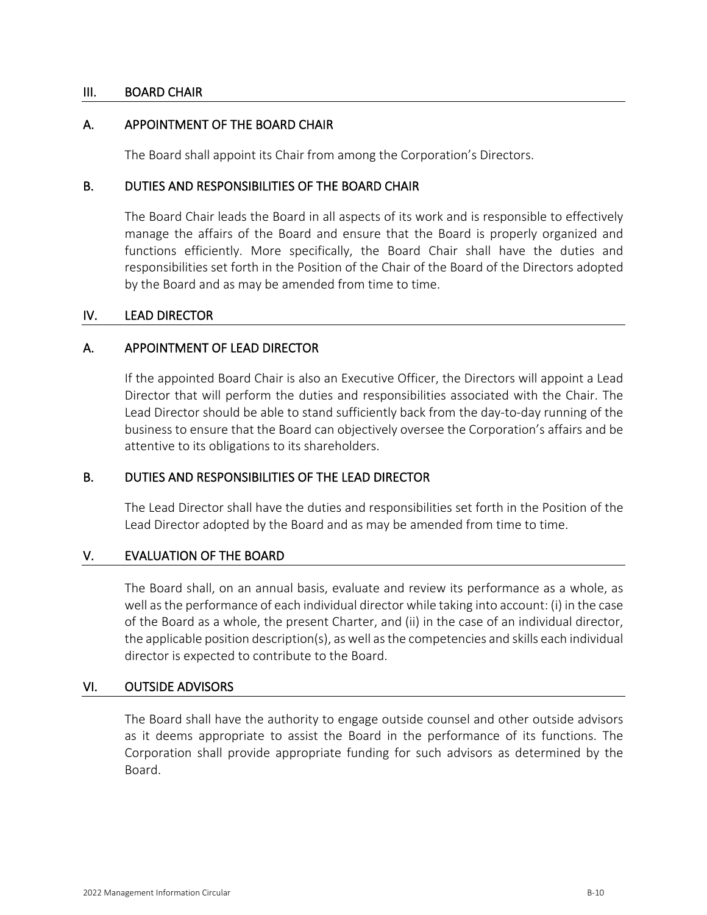## III. BOARD CHAIR

### A. APPOINTMENT OF THE BOARD CHAIR

The Board shall appoint its Chair from among the Corporation's Directors.

### B. DUTIES AND RESPONSIBILITIES OF THE BOARD CHAIR

The Board Chair leads the Board in all aspects of its work and is responsible to effectively manage the affairs of the Board and ensure that the Board is properly organized and functions efficiently. More specifically, the Board Chair shall have the duties and responsibilities set forth in the Position of the Chair of the Board of the Directors adopted by the Board and as may be amended from time to time.

## IV. LEAD DIRECTOR

### A. APPOINTMENT OF LEAD DIRECTOR

If the appointed Board Chair is also an Executive Officer, the Directors will appoint a Lead Director that will perform the duties and responsibilities associated with the Chair. The Lead Director should be able to stand sufficiently back from the day-to-day running of the business to ensure that the Board can objectively oversee the Corporation's affairs and be attentive to its obligations to its shareholders.

### B. DUTIES AND RESPONSIBILITIES OF THE LEAD DIRECTOR

The Lead Director shall have the duties and responsibilities set forth in the Position of the Lead Director adopted by the Board and as may be amended from time to time.

## V. EVALUATION OF THE BOARD

The Board shall, on an annual basis, evaluate and review its performance as a whole, as well as the performance of each individual director while taking into account: (i) in the case of the Board as a whole, the present Charter, and (ii) in the case of an individual director, the applicable position description(s), as well as the competencies and skills each individual director is expected to contribute to the Board.

## VI. OUTSIDE ADVISORS

The Board shall have the authority to engage outside counsel and other outside advisors as it deems appropriate to assist the Board in the performance of its functions. The Corporation shall provide appropriate funding for such advisors as determined by the Board.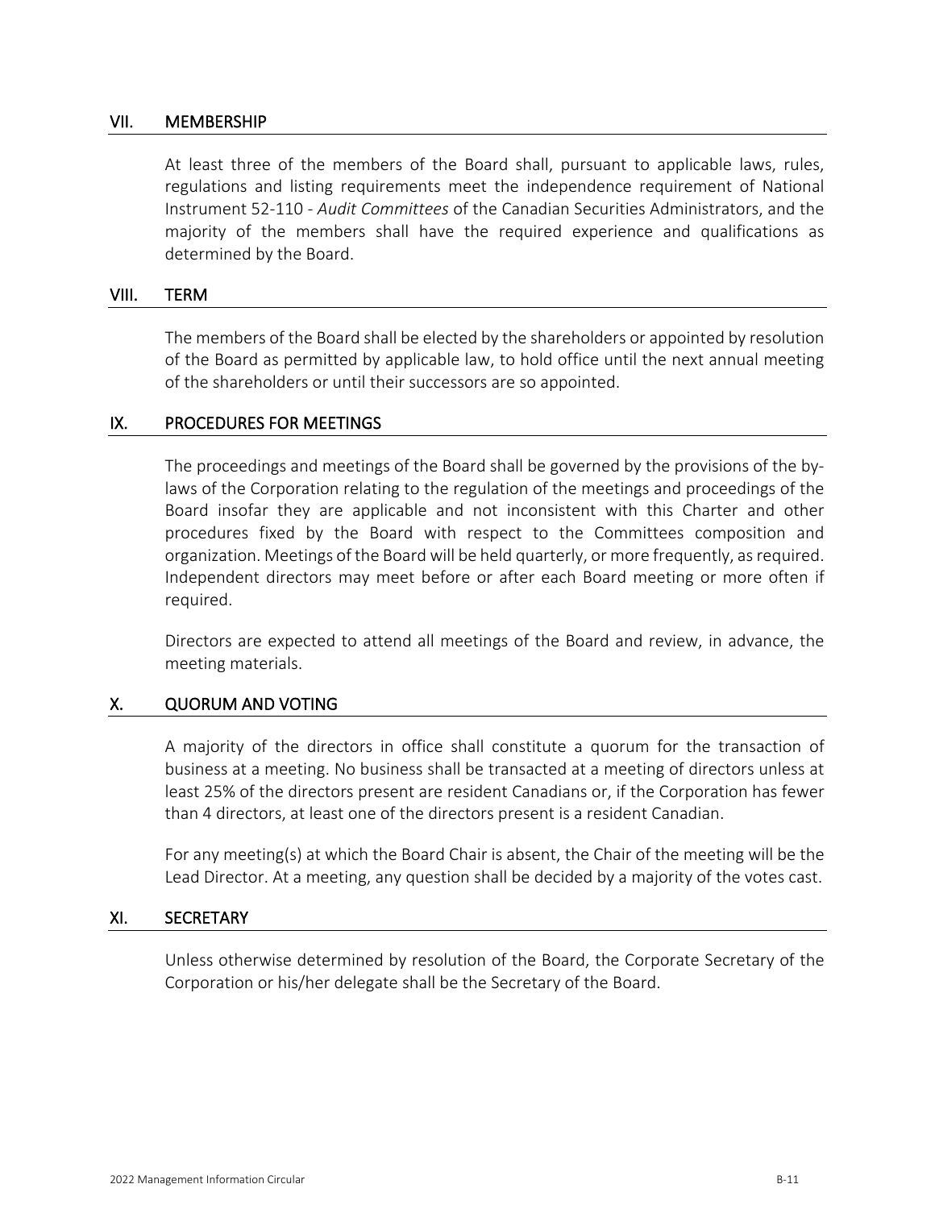## VII. MEMBERSHIP

At least three of the members of the Board shall, pursuant to applicable laws, rules, regulations and listing requirements meet the independence requirement of National Instrument 52-110 - *Audit Committees* of the Canadian Securities Administrators, and the majority of the members shall have the required experience and qualifications as determined by the Board.

## VIII. TERM

The members of the Board shall be elected by the shareholders or appointed by resolution of the Board as permitted by applicable law, to hold office until the next annual meeting of the shareholders or until their successors are so appointed.

## IX. PROCEDURES FOR MEETINGS

The proceedings and meetings of the Board shall be governed by the provisions of the by-laws of the Corporation relating to the regulation of the meetings and proceedings of the Board insofar they are applicable and not inconsistent with this Charter and other procedures fixed by the Board with respect to the Committees composition and organization. Meetings of the Board will be held quarterly, or more frequently, as required. Independent directors may meet before or after each Board meeting or more often if required.

Directors are expected to attend all meetings of the Board and review, in advance, the meeting materials.

## X. QUORUM AND VOTING

A majority of the directors in office shall constitute a quorum for the transaction of business at a meeting. No business shall be transacted at a meeting of directors unless at least 25% of the directors present are resident Canadians or, if the Corporation has fewer than 4 directors, at least one of the directors present is a resident Canadian.

For any meeting(s) at which the Board Chair is absent, the Chair of the meeting will be the Lead Director. At a meeting, any question shall be decided by a majority of the votes cast.

## XI. SECRETARY

Unless otherwise determined by resolution of the Board, the Corporate Secretary of the Corporation or his/her delegate shall be the Secretary of the Board.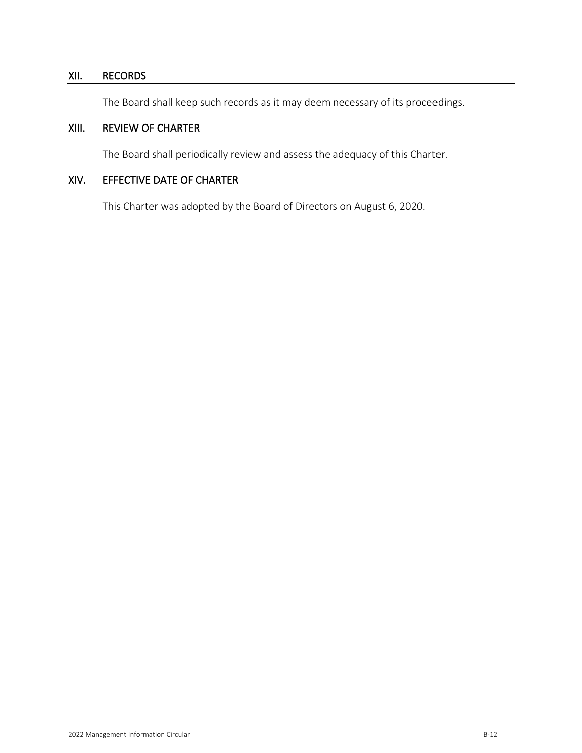## XII. RECORDS

The Board shall keep such records as it may deem necessary of its proceedings.

## XIII. REVIEW OF CHARTER

The Board shall periodically review and assess the adequacy of this Charter.

## XIV. EFFECTIVE DATE OF CHARTER

This Charter was adopted by the Board of Directors on August 6, 2020.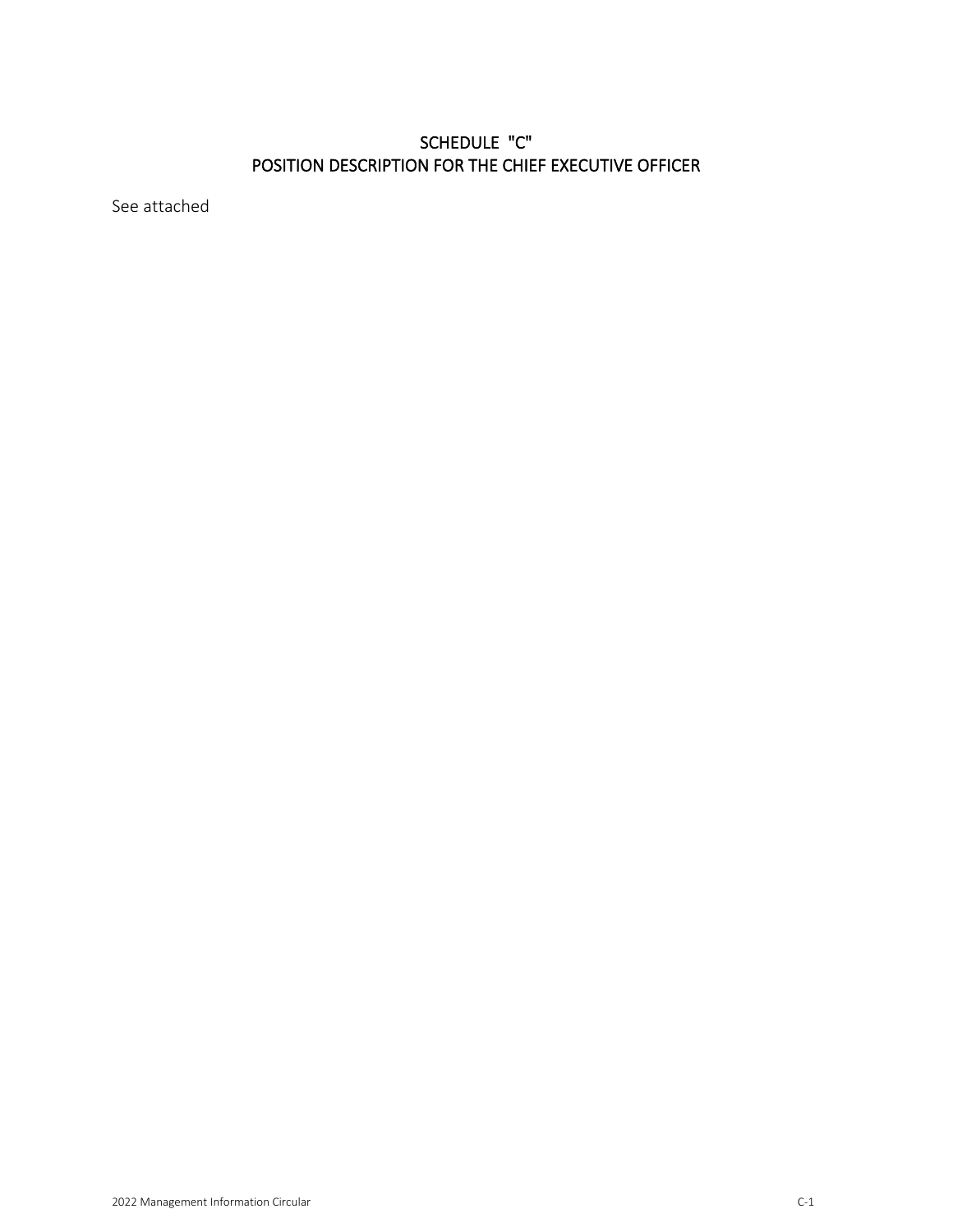# SCHEDULE "C"
# POSITION DESCRIPTION FOR THE CHIEF EXECUTIVE OFFICER

See attached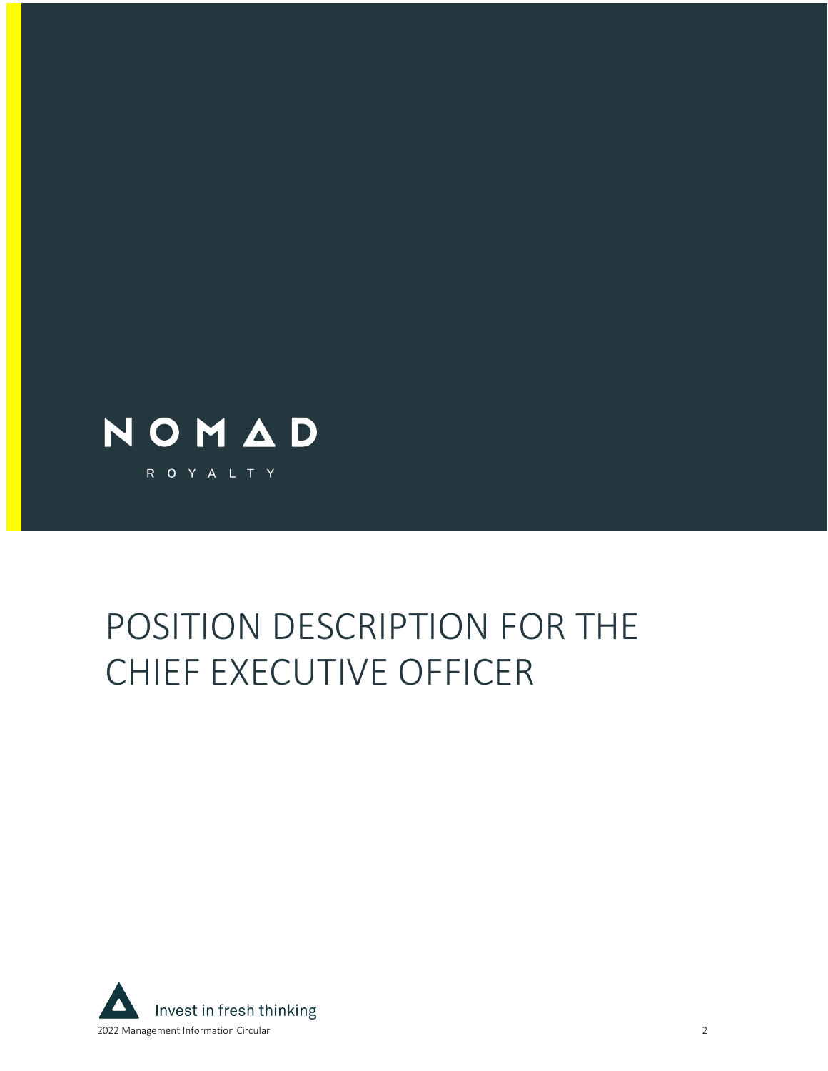NOMAD

ROYALTY

# POSITION DESCRIPTION FOR THE CHIEF EXECUTIVE OFFICER

Invest in fresh thinking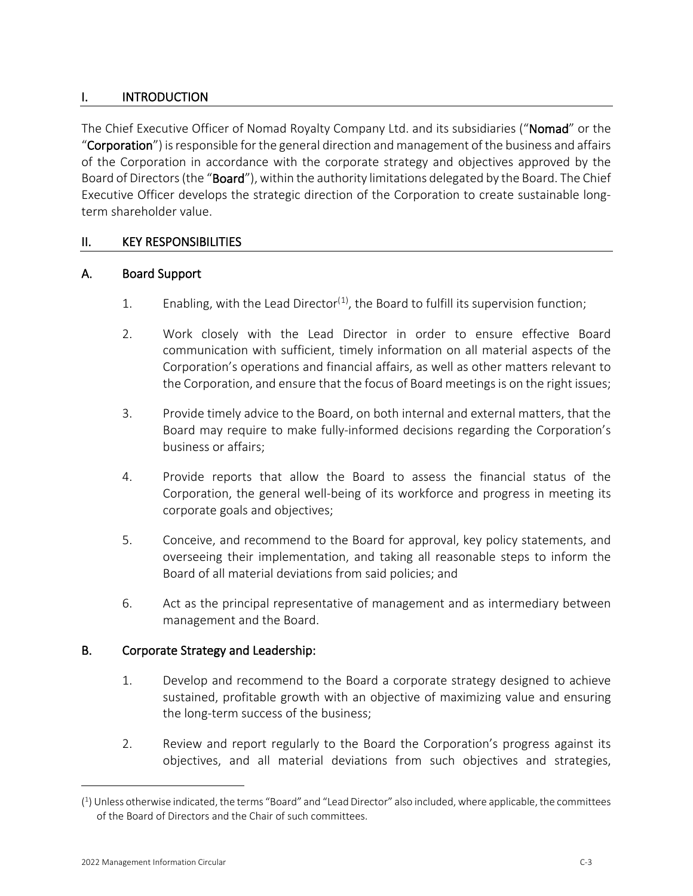## I. INTRODUCTION

The Chief Executive Officer of Nomad Royalty Company Ltd. and its subsidiaries ("**Nomad**" or the "**Corporation**") is responsible for the general direction and management of the business and affairs of the Corporation in accordance with the corporate strategy and objectives approved by the Board of Directors (the "**Board**"), within the authority limitations delegated by the Board. The Chief Executive Officer develops the strategic direction of the Corporation to create sustainable long-term shareholder value.

## II. KEY RESPONSIBILITIES

### A. Board Support

1. Enabling, with the Lead Director[1], the Board to fulfill its supervision function;
2. Work closely with the Lead Director in order to ensure effective Board communication with sufficient, timely information on all material aspects of the Corporation's operations and financial affairs, as well as other matters relevant to the Corporation, and ensure that the focus of Board meetings is on the right issues;
3. Provide timely advice to the Board, on both internal and external matters, that the Board may require to make fully-informed decisions regarding the Corporation's business or affairs;
4. Provide reports that allow the Board to assess the financial status of the Corporation, the general well-being of its workforce and progress in meeting its corporate goals and objectives;
5. Conceive, and recommend to the Board for approval, key policy statements, and overseeing their implementation, and taking all reasonable steps to inform the Board of all material deviations from said policies; and
6. Act as the principal representative of management and as intermediary between management and the Board.

### B. Corporate Strategy and Leadership:

1. Develop and recommend to the Board a corporate strategy designed to achieve sustained, profitable growth with an objective of maximizing value and ensuring the long-term success of the business;
2. Review and report regularly to the Board the Corporation's progress against its objectives, and all material deviations from such objectives and strategies,

---

[1] Unless otherwise indicated, the terms "Board" and "Lead Director" also included, where applicable, the committees of the Board of Directors and the Chair of such committees.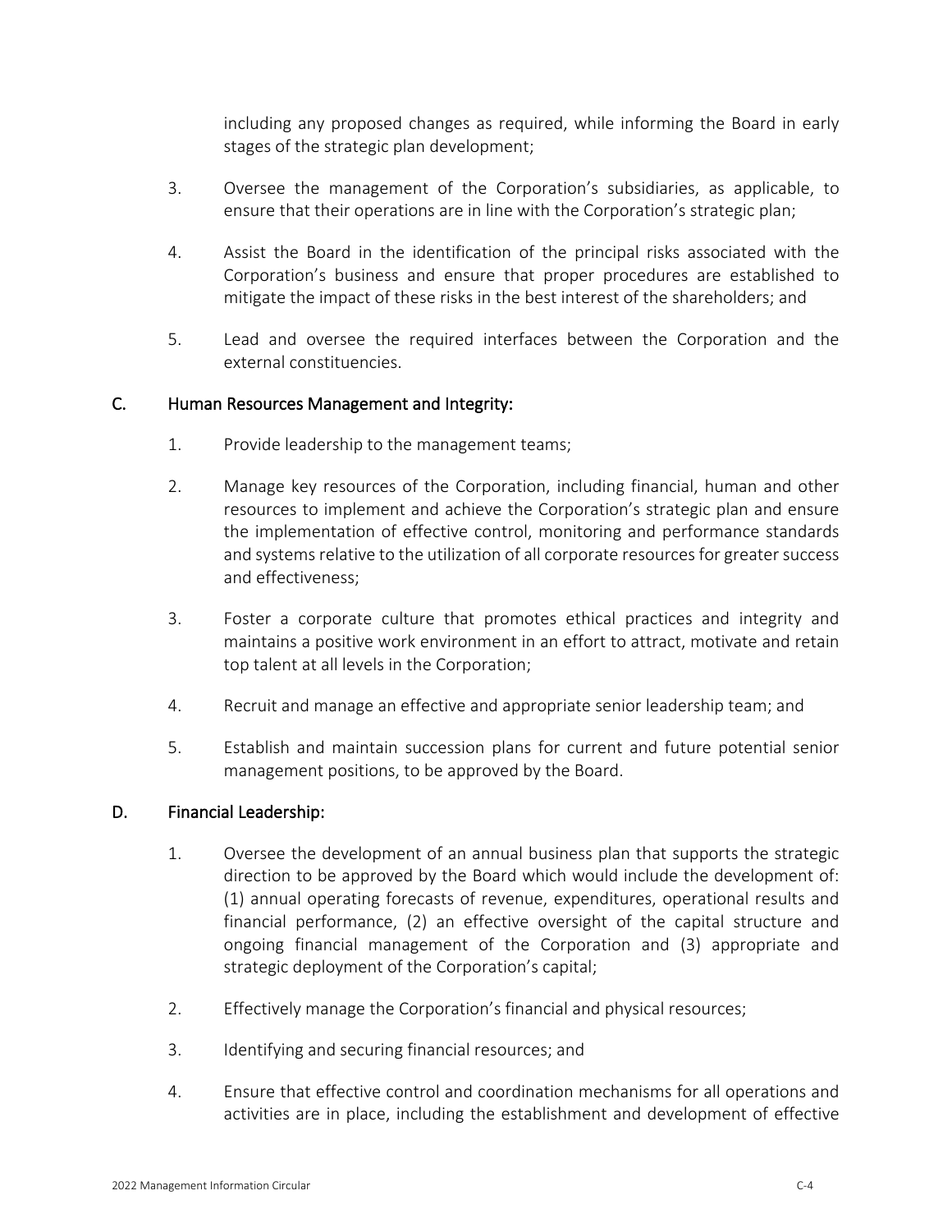including any proposed changes as required, while informing the Board in early stages of the strategic plan development;

3. Oversee the management of the Corporation's subsidiaries, as applicable, to ensure that their operations are in line with the Corporation's strategic plan;

4. Assist the Board in the identification of the principal risks associated with the Corporation's business and ensure that proper procedures are established to mitigate the impact of these risks in the best interest of the shareholders; and

5. Lead and oversee the required interfaces between the Corporation and the external constituencies.

## C. Human Resources Management and Integrity:

1. Provide leadership to the management teams;

2. Manage key resources of the Corporation, including financial, human and other resources to implement and achieve the Corporation's strategic plan and ensure the implementation of effective control, monitoring and performance standards and systems relative to the utilization of all corporate resources for greater success and effectiveness;

3. Foster a corporate culture that promotes ethical practices and integrity and maintains a positive work environment in an effort to attract, motivate and retain top talent at all levels in the Corporation;

4. Recruit and manage an effective and appropriate senior leadership team; and

5. Establish and maintain succession plans for current and future potential senior management positions, to be approved by the Board.

## D. Financial Leadership:

1. Oversee the development of an annual business plan that supports the strategic direction to be approved by the Board which would include the development of: (1) annual operating forecasts of revenue, expenditures, operational results and financial performance, (2) an effective oversight of the capital structure and ongoing financial management of the Corporation and (3) appropriate and strategic deployment of the Corporation's capital;

2. Effectively manage the Corporation's financial and physical resources;

3. Identifying and securing financial resources; and

4. Ensure that effective control and coordination mechanisms for all operations and activities are in place, including the establishment and development of effective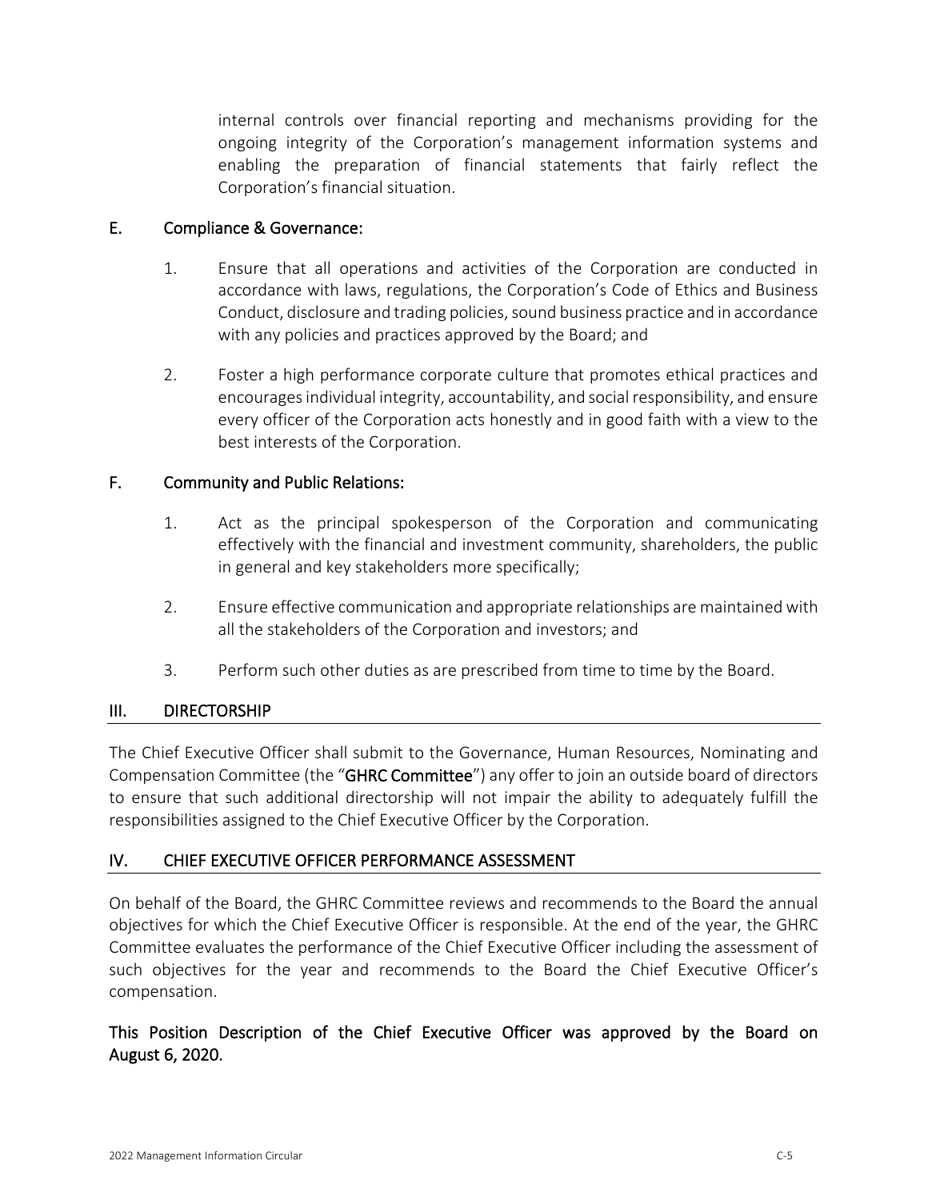internal controls over financial reporting and mechanisms providing for the ongoing integrity of the Corporation's management information systems and enabling the preparation of financial statements that fairly reflect the Corporation's financial situation.

### E. Compliance & Governance:

1. Ensure that all operations and activities of the Corporation are conducted in accordance with laws, regulations, the Corporation's Code of Ethics and Business Conduct, disclosure and trading policies, sound business practice and in accordance with any policies and practices approved by the Board; and

2. Foster a high performance corporate culture that promotes ethical practices and encourages individual integrity, accountability, and social responsibility, and ensure every officer of the Corporation acts honestly and in good faith with a view to the best interests of the Corporation.

### F. Community and Public Relations:

1. Act as the principal spokesperson of the Corporation and communicating effectively with the financial and investment community, shareholders, the public in general and key stakeholders more specifically;

2. Ensure effective communication and appropriate relationships are maintained with all the stakeholders of the Corporation and investors; and

3. Perform such other duties as are prescribed from time to time by the Board.

## III. DIRECTORSHIP

The Chief Executive Officer shall submit to the Governance, Human Resources, Nominating and Compensation Committee (the "**GHRC Committee**") any offer to join an outside board of directors to ensure that such additional directorship will not impair the ability to adequately fulfill the responsibilities assigned to the Chief Executive Officer by the Corporation.

## IV. CHIEF EXECUTIVE OFFICER PERFORMANCE ASSESSMENT

On behalf of the Board, the GHRC Committee reviews and recommends to the Board the annual objectives for which the Chief Executive Officer is responsible. At the end of the year, the GHRC Committee evaluates the performance of the Chief Executive Officer including the assessment of such objectives for the year and recommends to the Board the Chief Executive Officer's compensation.

**This Position Description of the Chief Executive Officer was approved by the Board on August 6, 2020.**